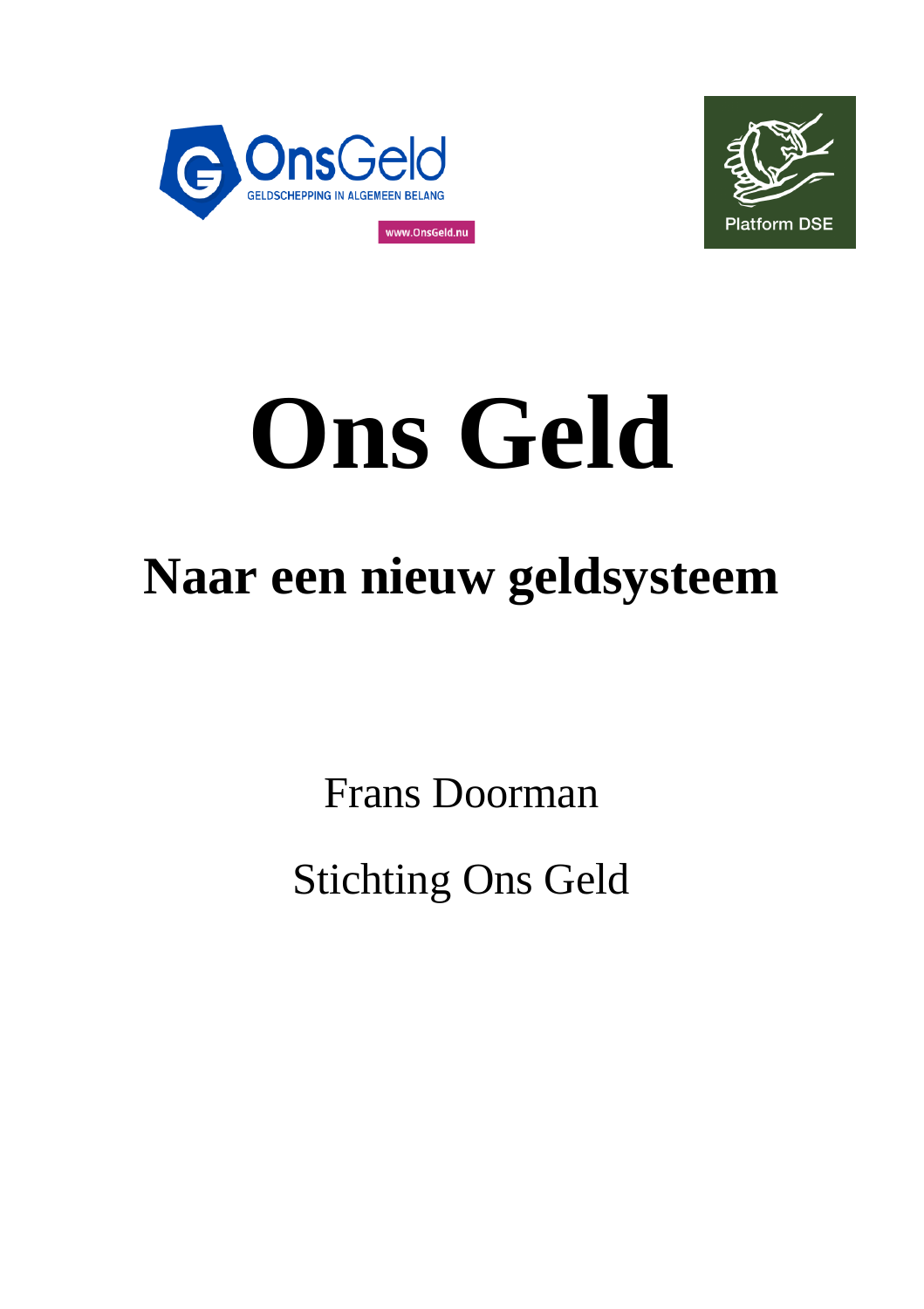OnsGeld
GELDSCHEPPING IN ALGEMEEN BELANG

www.OnsGeld.nu

Platform DSE

# Ons Geld

## Naar een nieuw geldsysteem

Frans Doorman

Stichting Ons Geld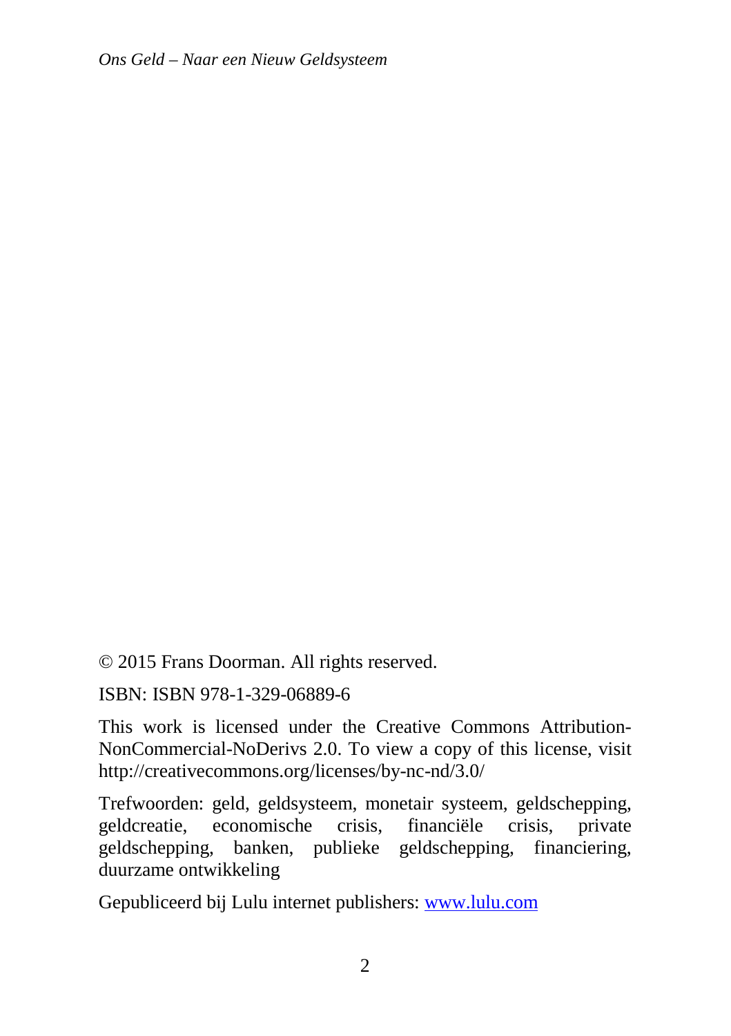© 2015 Frans Doorman. All rights reserved.

ISBN: ISBN 978-1-329-06889-6

This work is licensed under the Creative Commons Attribution-NonCommercial-NoDerivs 2.0. To view a copy of this license, visit http://creativecommons.org/licenses/by-nc-nd/3.0/

Trefwoorden: geld, geldsysteem, monetair systeem, geldschepping, geldcreatie, economische crisis, financiële crisis, private geldschepping, banken, publieke geldschepping, financiering, duurzame ontwikkeling

Gepubliceerd bij Lulu internet publishers: www.lulu.com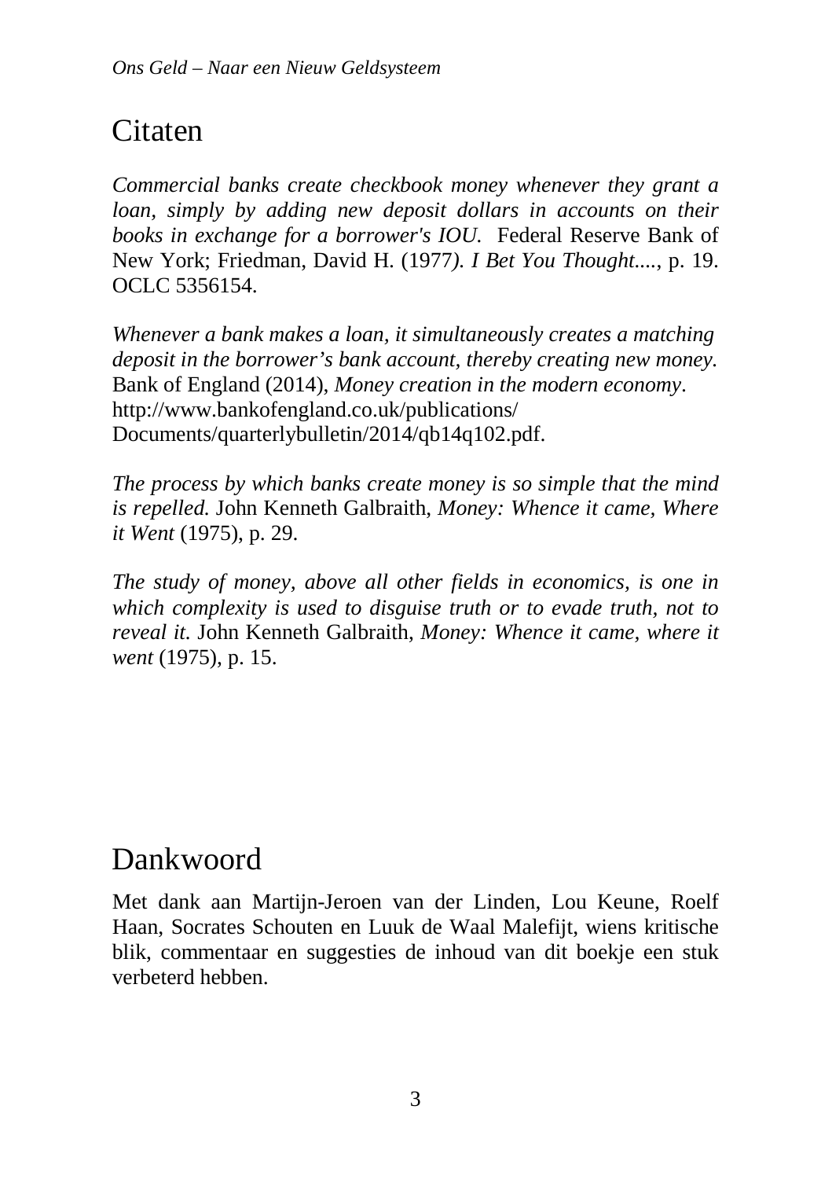# Citaten

*Commercial banks create checkbook money whenever they grant a loan, simply by adding new deposit dollars in accounts on their books in exchange for a borrower's IOU.* Federal Reserve Bank of New York; Friedman, David H. (1977). *I Bet You Thought....*, p. 19. OCLC 5356154.

*Whenever a bank makes a loan, it simultaneously creates a matching deposit in the borrower's bank account, thereby creating new money.* Bank of England (2014), *Money creation in the modern economy*. http://www.bankofengland.co.uk/publications/Documents/quarterlybulletin/2014/qb14q102.pdf.

*The process by which banks create money is so simple that the mind is repelled.* John Kenneth Galbraith, *Money: Whence it came, Where it Went* (1975), p. 29.

*The study of money, above all other fields in economics, is one in which complexity is used to disguise truth or to evade truth, not to reveal it.* John Kenneth Galbraith, *Money: Whence it came, where it went* (1975), p. 15.

# Dankwoord

Met dank aan Martijn-Jeroen van der Linden, Lou Keune, Roelf Haan, Socrates Schouten en Luuk de Waal Malefijt, wiens kritische blik, commentaar en suggesties de inhoud van dit boekje een stuk verbeterd hebben.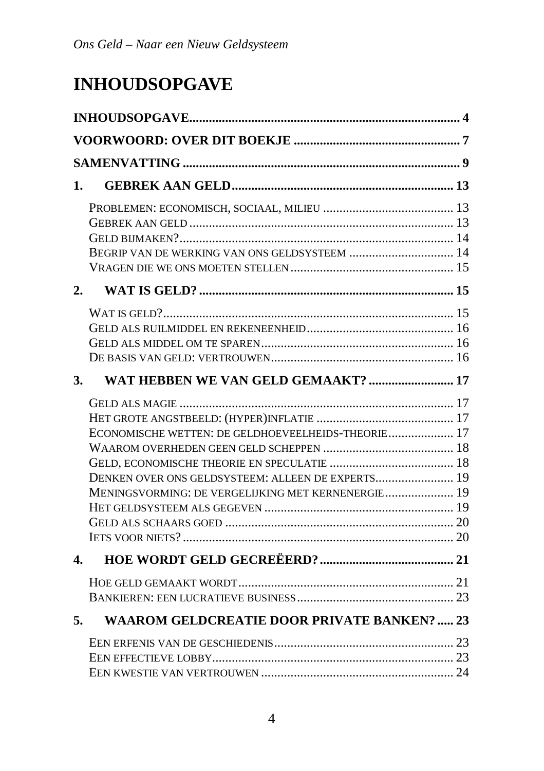# INHOUDSOPGAVE

**INHOUDSOPGAVE** .......... **4**

**VOORWOORD: OVER DIT BOEKJE** .......... **7**

**SAMENVATTING** .......... **9**

**1. GEBREK AAN GELD** .......... **13**

- Problemen: economisch, sociaal, milieu .......... 13
- Gebrek aan geld .......... 13
- Geld bijmaken? .......... 14
- Begrip van de werking van ons geldsysteem .......... 14
- Vragen die we ons moeten stellen .......... 15

**2. WAT IS GELD?** .......... **15**

- Wat is geld? .......... 15
- Geld als ruilmiddel en rekeneenheid .......... 16
- Geld als middel om te sparen .......... 16
- De basis van geld: vertrouwen .......... 16

**3. WAT HEBBEN WE VAN GELD GEMAAKT?** .......... **17**

- Geld als magie .......... 17
- Het grote angstbeeld: (hyper)inflatie .......... 17
- Economische wetten: de geldhoeveelheids-theorie .......... 17
- Waarom overheden geen geld scheppen .......... 18
- Geld, economische theorie en speculatie .......... 18
- Denken over ons geldsysteem: alleen de experts .......... 19
- Meningsvorming: de vergelijking met kernenergie .......... 19
- Het geldsysteem als gegeven .......... 19
- Geld als schaars goed .......... 20
- Iets voor niets? .......... 20

**4. HOE WORDT GELD GECREËERD?** .......... **21**

- Hoe geld gemaakt wordt .......... 21
- Bankieren: een lucratieve business .......... 23

**5. WAAROM GELDCREATIE DOOR PRIVATE BANKEN?** .......... **23**

- Een erfenis van de geschiedenis .......... 23
- Een effectieve lobby .......... 23
- Een kwestie van vertrouwen .......... 24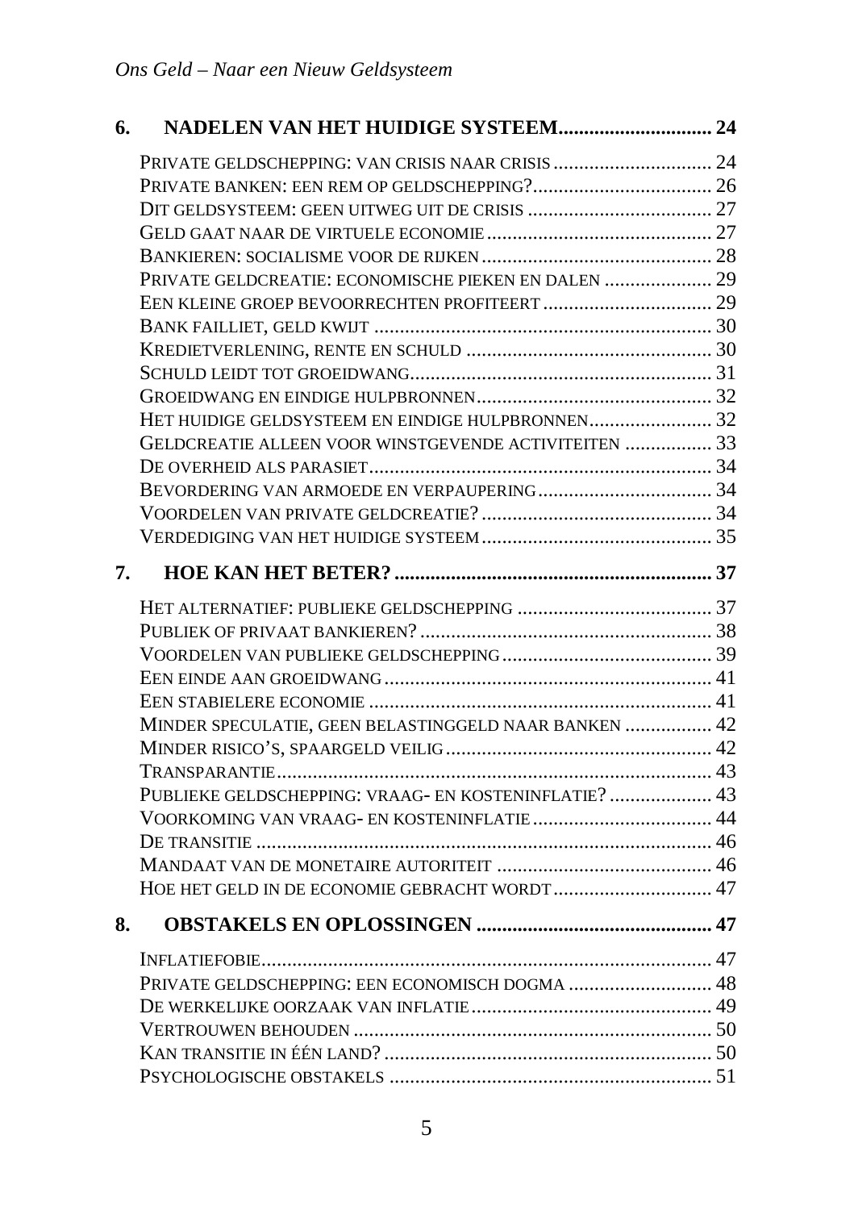**6. NADELEN VAN HET HUIDIGE SYSTEEM .............................. 24**

- Private geldschepping: van crisis naar crisis ............................... 24
- Private banken: een rem op geldschepping? ................................... 26
- Dit geldsysteem: geen uitweg uit de crisis .................................... 27
- Geld gaat naar de virtuele economie ............................................ 27
- Bankieren: socialisme voor de rijken ............................................ 28
- Private geldcreatie: economische pieken en dalen ..................... 29
- Een kleine groep bevoorrechten profiteert ................................. 29
- Bank failliet, geld kwijt ................................................................. 30
- Kredietverlening, rente en schuld ................................................ 30
- Schuld leidt tot groeidwang .......................................................... 31
- Groeidwang en eindige hulpbronnen ............................................. 32
- Het huidige geldsysteem en eindige hulpbronnen ........................ 32
- Geldcreatie alleen voor winstgevende activiteiten ................. 33
- De overheid als parasiet ................................................................ 34
- Bevordering van armoede en verpaupering .................................. 34
- Voordelen van private geldcreatie? ............................................. 34
- Verdediging van het huidige systeem ............................................ 35

**7. HOE KAN HET BETER? ............................................................ 37**

- Het alternatief: publieke geldschepping ...................................... 37
- Publiek of privaat bankieren? ........................................................ 38
- Voordelen van publieke geldschepping ......................................... 39
- Een einde aan groeidwang .............................................................. 41
- Een stabielere economie .................................................................. 41
- Minder speculatie, geen belastinggeld naar banken ................. 42
- Minder risico's, spaargeld veilig .................................................... 42
- Transparantie .................................................................................... 43
- Publieke geldschepping: vraag- en kosteninflatie? .................... 43
- Voorkoming van vraag- en kosteninflatie ................................... 44
- De transitie ........................................................................................ 46
- Mandaat van de monetaire autoriteit .......................................... 46
- Hoe het geld in de economie gebracht wordt ............................... 47

**8. OBSTAKELS EN OPLOSSINGEN ............................................. 47**

- Inflatiefobie ....................................................................................... 47
- Private geldschepping: een economisch dogma ............................ 48
- De werkelijke oorzaak van inflatie ............................................... 49
- Vertrouwen behouden ..................................................................... 50
- Kan transitie in één land? ............................................................... 50
- Psychologische obstakels ............................................................... 51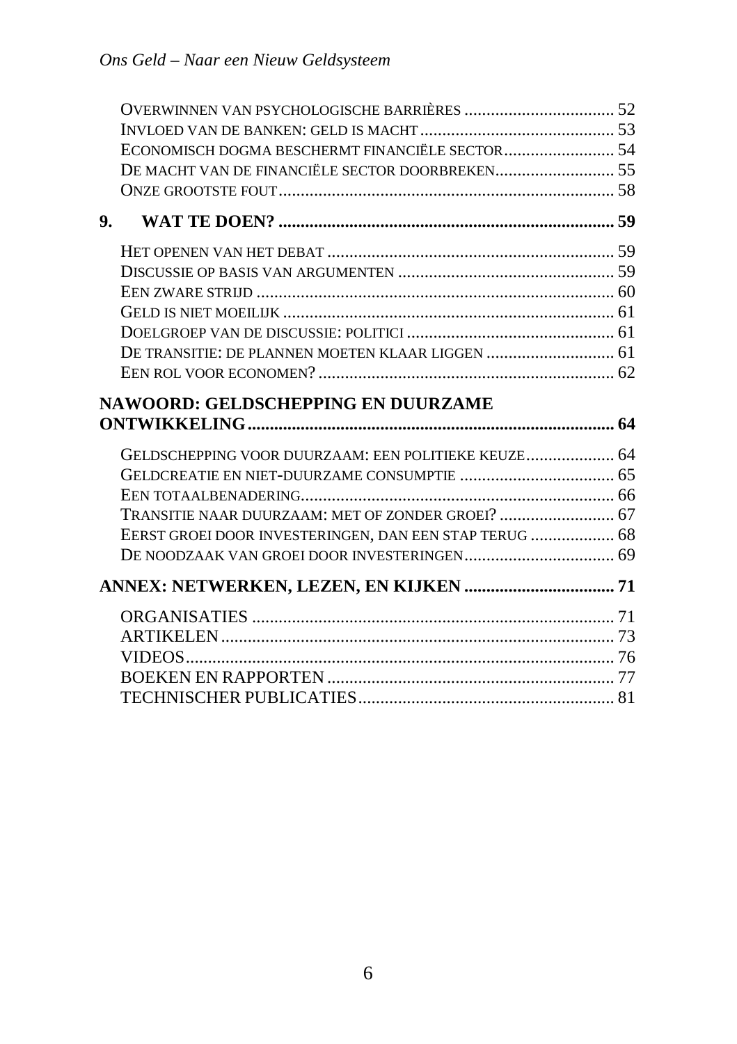Overwinnen van psychologische barrières .................................. 52
Invloed van de banken: geld is macht ............................................ 53
Economisch dogma beschermt financiële sector ......................... 54
De macht van de financiële sector doorbreken ........................... 55
Onze grootste fout ........................................................................... 58

**9. WAT TE DOEN? ........................................................................... 59**

Het openen van het debat ................................................................ 59
Discussie op basis van argumenten ................................................. 59
Een zware strijd ................................................................................ 60
Geld is niet moeilijk .......................................................................... 61
Doelgroep van de discussie: politici ............................................... 61
De transitie: de plannen moeten klaar liggen ............................. 61
Een rol voor economen? ................................................................... 62

**NAWOORD: GELDSCHEPPING EN DUURZAME ONTWIKKELING ................................................................................... 64**

Geldschepping voor duurzaam: een politieke keuze .................... 64
Geldcreatie en niet-duurzame consumptie ................................... 65
Een totaalbenadering ....................................................................... 66
Transitie naar duurzaam: met of zonder groei? .......................... 67
Eerst groei door investeringen, dan een stap terug ................... 68
De noodzaak van groei door investeringen .................................. 69

**ANNEX: NETWERKEN, LEZEN, EN KIJKEN .................................. 71**

ORGANISATIES .................................................................................. 71
ARTIKELEN ......................................................................................... 73
VIDEOS ................................................................................................ 76
BOEKEN EN RAPPORTEN ................................................................. 77
TECHNISCHER PUBLICATIES .......................................................... 81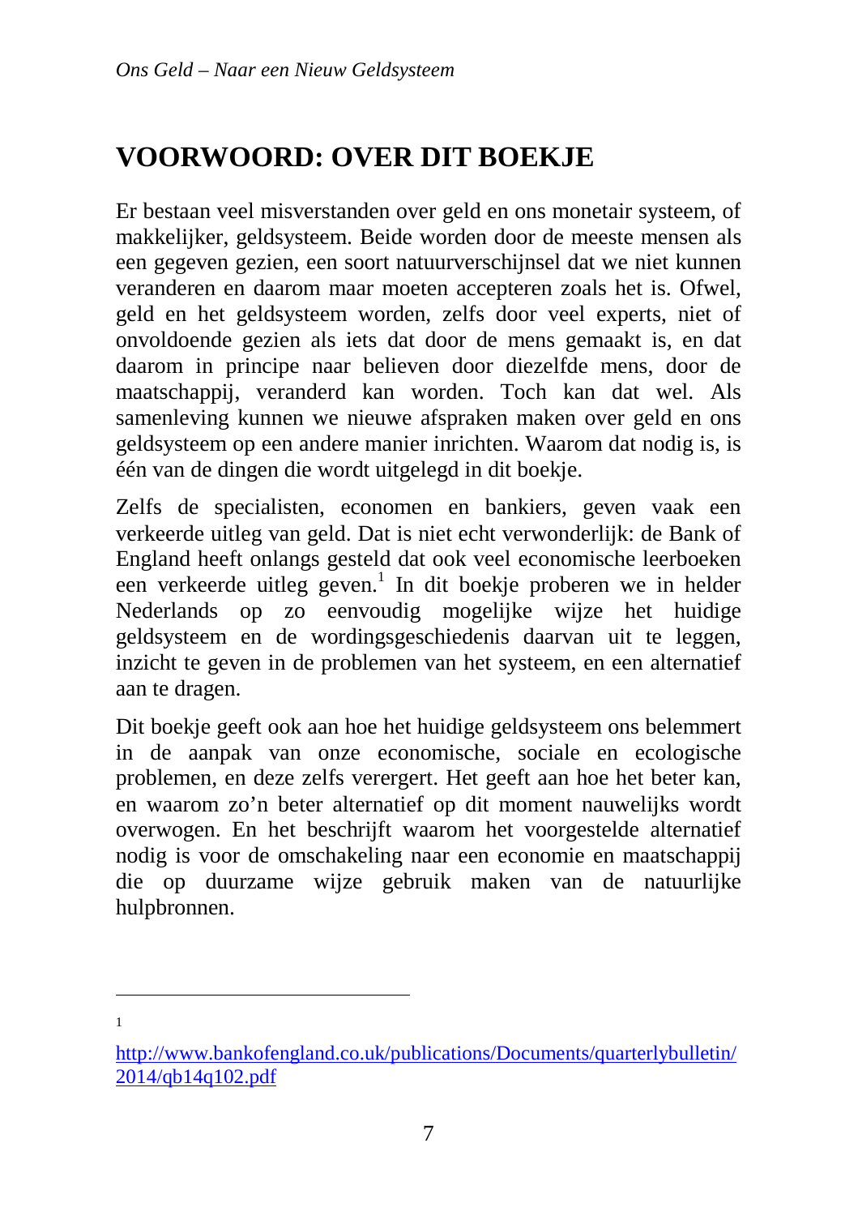# VOORWOORD: OVER DIT BOEKJE

Er bestaan veel misverstanden over geld en ons monetair systeem, of makkelijker, geldsysteem. Beide worden door de meeste mensen als een gegeven gezien, een soort natuurverschijnsel dat we niet kunnen veranderen en daarom maar moeten accepteren zoals het is. Ofwel, geld en het geldsysteem worden, zelfs door veel experts, niet of onvoldoende gezien als iets dat door de mens gemaakt is, en dat daarom in principe naar believen door diezelfde mens, door de maatschappij, veranderd kan worden. Toch kan dat wel. Als samenleving kunnen we nieuwe afspraken maken over geld en ons geldsysteem op een andere manier inrichten. Waarom dat nodig is, is één van de dingen die wordt uitgelegd in dit boekje.

Zelfs de specialisten, economen en bankiers, geven vaak een verkeerde uitleg van geld. Dat is niet echt verwonderlijk: de Bank of England heeft onlangs gesteld dat ook veel economische leerboeken een verkeerde uitleg geven.[1] In dit boekje proberen we in helder Nederlands op zo eenvoudig mogelijke wijze het huidige geldsysteem en de wordingsgeschiedenis daarvan uit te leggen, inzicht te geven in de problemen van het systeem, en een alternatief aan te dragen.

Dit boekje geeft ook aan hoe het huidige geldsysteem ons belemmert in de aanpak van onze economische, sociale en ecologische problemen, en deze zelfs verergert. Het geeft aan hoe het beter kan, en waarom zo'n beter alternatief op dit moment nauwelijks wordt overwogen. En het beschrijft waarom het voorgestelde alternatief nodig is voor de omschakeling naar een economie en maatschappij die op duurzame wijze gebruik maken van de natuurlijke hulpbronnen.

---

[1] http://www.bankofengland.co.uk/publications/Documents/quarterlybulletin/2014/qb14q102.pdf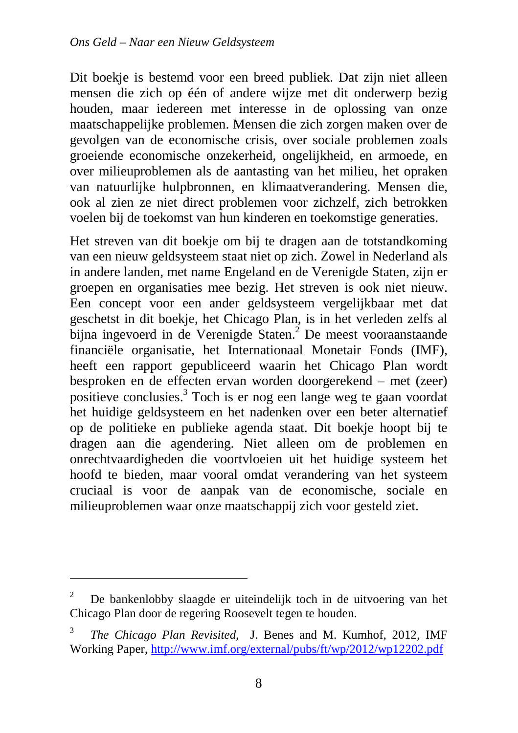Dit boekje is bestemd voor een breed publiek. Dat zijn niet alleen mensen die zich op één of andere wijze met dit onderwerp bezig houden, maar iedereen met interesse in de oplossing van onze maatschappelijke problemen. Mensen die zich zorgen maken over de gevolgen van de economische crisis, over sociale problemen zoals groeiende economische onzekerheid, ongelijkheid, en armoede, en over milieuproblemen als de aantasting van het milieu, het opraken van natuurlijke hulpbronnen, en klimaatverandering. Mensen die, ook al zien ze niet direct problemen voor zichzelf, zich betrokken voelen bij de toekomst van hun kinderen en toekomstige generaties.

Het streven van dit boekje om bij te dragen aan de totstandkoming van een nieuw geldsysteem staat niet op zich. Zowel in Nederland als in andere landen, met name Engeland en de Verenigde Staten, zijn er groepen en organisaties mee bezig. Het streven is ook niet nieuw. Een concept voor een ander geldsysteem vergelijkbaar met dat geschetst in dit boekje, het Chicago Plan, is in het verleden zelfs al bijna ingevoerd in de Verenigde Staten.[2] De meest vooraanstaande financiële organisatie, het Internationaal Monetair Fonds (IMF), heeft een rapport gepubliceerd waarin het Chicago Plan wordt besproken en de effecten ervan worden doorgerekend – met (zeer) positieve conclusies.[3] Toch is er nog een lange weg te gaan voordat het huidige geldsysteem en het nadenken over een beter alternatief op de politieke en publieke agenda staat. Dit boekje hoopt bij te dragen aan die agendering. Niet alleen om de problemen en onrechtvaardigheden die voortvloeien uit het huidige systeem het hoofd te bieden, maar vooral omdat verandering van het systeem cruciaal is voor de aanpak van de economische, sociale en milieuproblemen waar onze maatschappij zich voor gesteld ziet.

---

[2] De bankenlobby slaagde er uiteindelijk toch in de uitvoering van het Chicago Plan door de regering Roosevelt tegen te houden.

[3] *The Chicago Plan Revisited*, J. Benes and M. Kumhof, 2012, IMF Working Paper, http://www.imf.org/external/pubs/ft/wp/2012/wp12202.pdf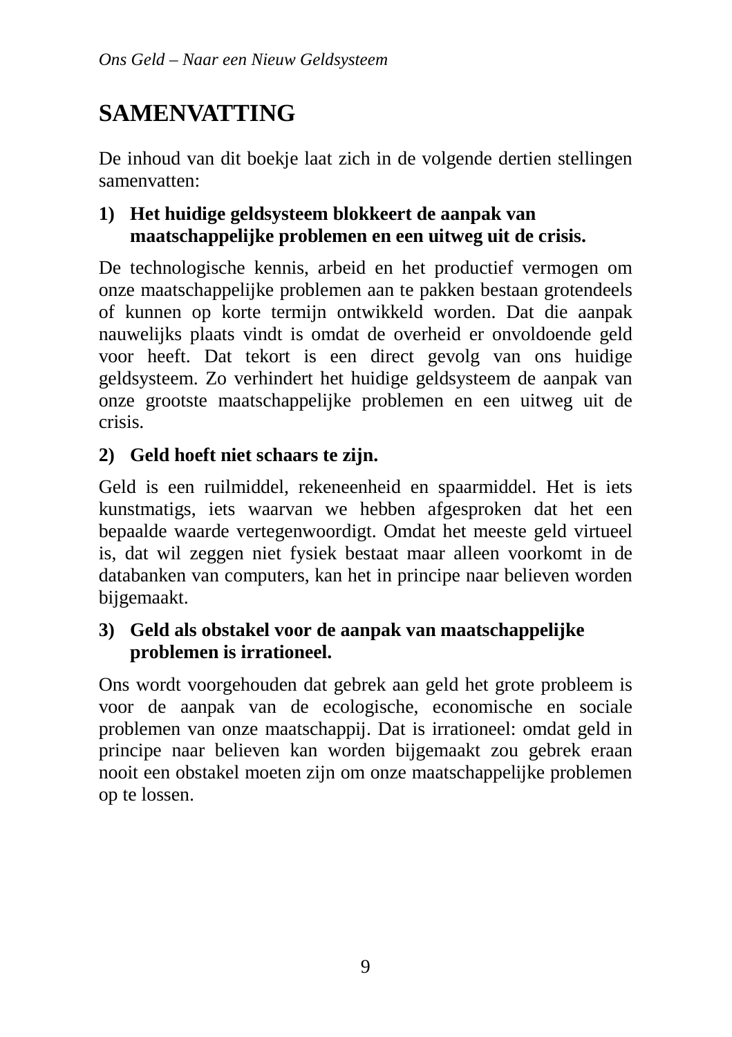# SAMENVATTING

De inhoud van dit boekje laat zich in de volgende dertien stellingen samenvatten:

**1) Het huidige geldsysteem blokkeert de aanpak van maatschappelijke problemen en een uitweg uit de crisis.**

De technologische kennis, arbeid en het productief vermogen om onze maatschappelijke problemen aan te pakken bestaan grotendeels of kunnen op korte termijn ontwikkeld worden. Dat die aanpak nauwelijks plaats vindt is omdat de overheid er onvoldoende geld voor heeft. Dat tekort is een direct gevolg van ons huidige geldsysteem. Zo verhindert het huidige geldsysteem de aanpak van onze grootste maatschappelijke problemen en een uitweg uit de crisis.

**2) Geld hoeft niet schaars te zijn.**

Geld is een ruilmiddel, rekeneenheid en spaarmiddel. Het is iets kunstmatigs, iets waarvan we hebben afgesproken dat het een bepaalde waarde vertegenwoordigt. Omdat het meeste geld virtueel is, dat wil zeggen niet fysiek bestaat maar alleen voorkomt in de databanken van computers, kan het in principe naar believen worden bijgemaakt.

**3) Geld als obstakel voor de aanpak van maatschappelijke problemen is irrationeel.**

Ons wordt voorgehouden dat gebrek aan geld het grote probleem is voor de aanpak van de ecologische, economische en sociale problemen van onze maatschappij. Dat is irrationeel: omdat geld in principe naar believen kan worden bijgemaakt zou gebrek eraan nooit een obstakel moeten zijn om onze maatschappelijke problemen op te lossen.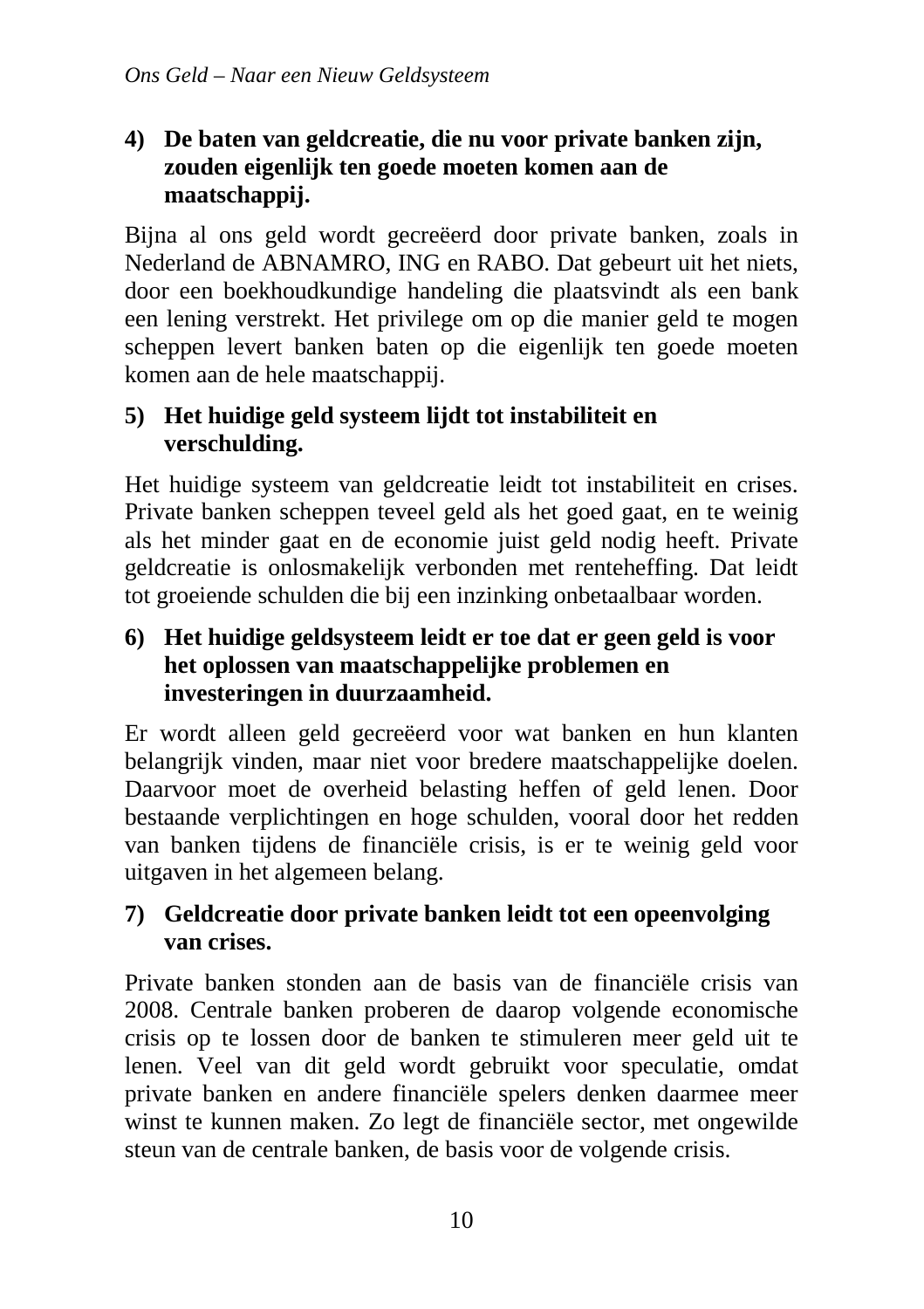**4) De baten van geldcreatie, die nu voor private banken zijn, zouden eigenlijk ten goede moeten komen aan de maatschappij.**

Bijna al ons geld wordt gecreëerd door private banken, zoals in Nederland de ABNAMRO, ING en RABO. Dat gebeurt uit het niets, door een boekhoudkundige handeling die plaatsvindt als een bank een lening verstrekt. Het privilege om op die manier geld te mogen scheppen levert banken baten op die eigenlijk ten goede moeten komen aan de hele maatschappij.

**5) Het huidige geld systeem lijdt tot instabiliteit en verschulding.**

Het huidige systeem van geldcreatie leidt tot instabiliteit en crises. Private banken scheppen teveel geld als het goed gaat, en te weinig als het minder gaat en de economie juist geld nodig heeft. Private geldcreatie is onlosmakelijk verbonden met renteheffing. Dat leidt tot groeiende schulden die bij een inzinking onbetaalbaar worden.

**6) Het huidige geldsysteem leidt er toe dat er geen geld is voor het oplossen van maatschappelijke problemen en investeringen in duurzaamheid.**

Er wordt alleen geld gecreëerd voor wat banken en hun klanten belangrijk vinden, maar niet voor bredere maatschappelijke doelen. Daarvoor moet de overheid belasting heffen of geld lenen. Door bestaande verplichtingen en hoge schulden, vooral door het redden van banken tijdens de financiële crisis, is er te weinig geld voor uitgaven in het algemeen belang.

**7) Geldcreatie door private banken leidt tot een opeenvolging van crises.**

Private banken stonden aan de basis van de financiële crisis van 2008. Centrale banken proberen de daarop volgende economische crisis op te lossen door de banken te stimuleren meer geld uit te lenen. Veel van dit geld wordt gebruikt voor speculatie, omdat private banken en andere financiële spelers denken daarmee meer winst te kunnen maken. Zo legt de financiële sector, met ongewilde steun van de centrale banken, de basis voor de volgende crisis.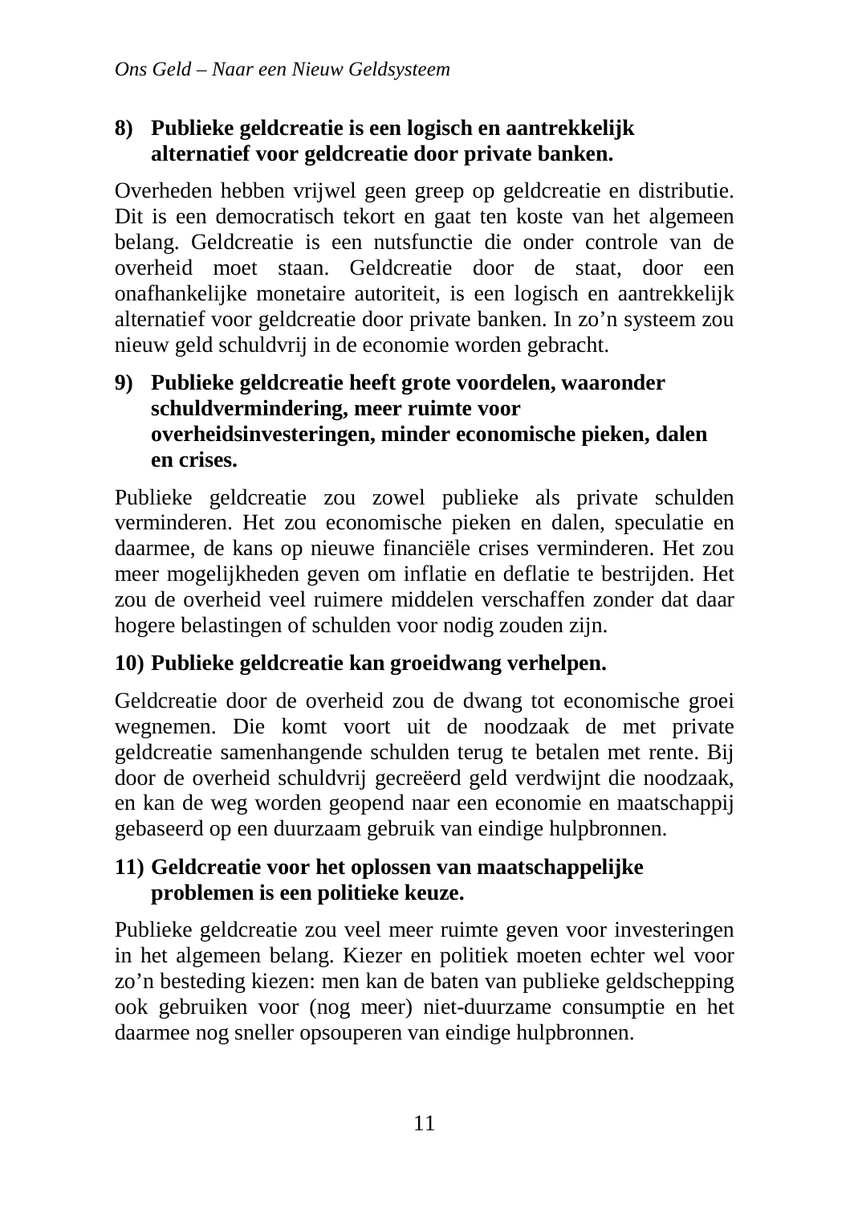**8) Publieke geldcreatie is een logisch en aantrekkelijk alternatief voor geldcreatie door private banken.**

Overheden hebben vrijwel geen greep op geldcreatie en distributie. Dit is een democratisch tekort en gaat ten koste van het algemeen belang. Geldcreatie is een nutsfunctie die onder controle van de overheid moet staan. Geldcreatie door de staat, door een onafhankelijke monetaire autoriteit, is een logisch en aantrekkelijk alternatief voor geldcreatie door private banken. In zo'n systeem zou nieuw geld schuldvrij in de economie worden gebracht.

**9) Publieke geldcreatie heeft grote voordelen, waaronder schuldvermindering, meer ruimte voor overheidsinvesteringen, minder economische pieken, dalen en crises.**

Publieke geldcreatie zou zowel publieke als private schulden verminderen. Het zou economische pieken en dalen, speculatie en daarmee, de kans op nieuwe financiële crises verminderen. Het zou meer mogelijkheden geven om inflatie en deflatie te bestrijden. Het zou de overheid veel ruimere middelen verschaffen zonder dat daar hogere belastingen of schulden voor nodig zouden zijn.

**10) Publieke geldcreatie kan groeidwang verhelpen.**

Geldcreatie door de overheid zou de dwang tot economische groei wegnemen. Die komt voort uit de noodzaak de met private geldcreatie samenhangende schulden terug te betalen met rente. Bij door de overheid schuldvrij gecreëerd geld verdwijnt die noodzaak, en kan de weg worden geopend naar een economie en maatschappij gebaseerd op een duurzaam gebruik van eindige hulpbronnen.

**11) Geldcreatie voor het oplossen van maatschappelijke problemen is een politieke keuze.**

Publieke geldcreatie zou veel meer ruimte geven voor investeringen in het algemeen belang. Kiezer en politiek moeten echter wel voor zo'n besteding kiezen: men kan de baten van publieke geldschepping ook gebruiken voor (nog meer) niet-duurzame consumptie en het daarmee nog sneller opsouperen van eindige hulpbronnen.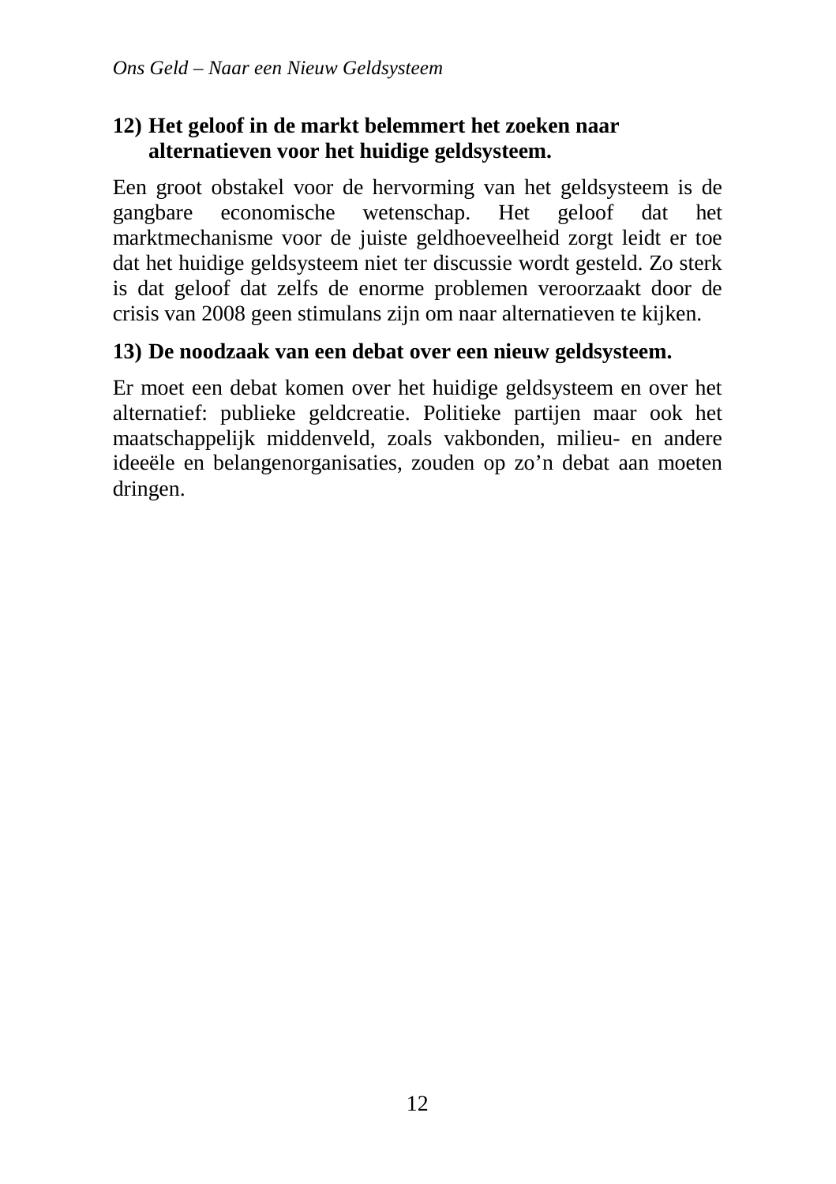### 12) Het geloof in de markt belemmert het zoeken naar alternatieven voor het huidige geldsysteem.

Een groot obstakel voor de hervorming van het geldsysteem is de gangbare economische wetenschap. Het geloof dat het marktmechanisme voor de juiste geldhoeveelheid zorgt leidt er toe dat het huidige geldsysteem niet ter discussie wordt gesteld. Zo sterk is dat geloof dat zelfs de enorme problemen veroorzaakt door de crisis van 2008 geen stimulans zijn om naar alternatieven te kijken.

### 13) De noodzaak van een debat over een nieuw geldsysteem.

Er moet een debat komen over het huidige geldsysteem en over het alternatief: publieke geldcreatie. Politieke partijen maar ook het maatschappelijk middenveld, zoals vakbonden, milieu- en andere ideeële en belangenorganisaties, zouden op zo'n debat aan moeten dringen.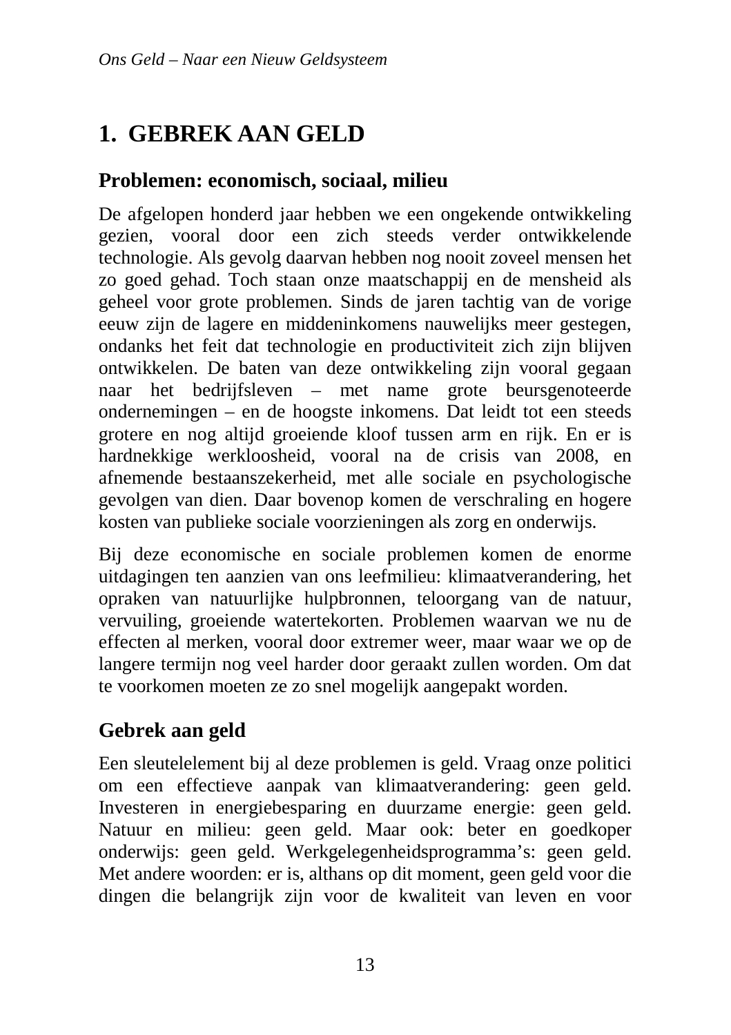# 1. GEBREK AAN GELD

## Problemen: economisch, sociaal, milieu

De afgelopen honderd jaar hebben we een ongekende ontwikkeling gezien, vooral door een zich steeds verder ontwikkelende technologie. Als gevolg daarvan hebben nog nooit zoveel mensen het zo goed gehad. Toch staan onze maatschappij en de mensheid als geheel voor grote problemen. Sinds de jaren tachtig van de vorige eeuw zijn de lagere en middeninkomens nauwelijks meer gestegen, ondanks het feit dat technologie en productiviteit zich zijn blijven ontwikkelen. De baten van deze ontwikkeling zijn vooral gegaan naar het bedrijfsleven – met name grote beursgenoteerde ondernemingen – en de hoogste inkomens. Dat leidt tot een steeds grotere en nog altijd groeiende kloof tussen arm en rijk. En er is hardnekkige werkloosheid, vooral na de crisis van 2008, en afnemende bestaanszekerheid, met alle sociale en psychologische gevolgen van dien. Daar bovenop komen de verschraling en hogere kosten van publieke sociale voorzieningen als zorg en onderwijs.

Bij deze economische en sociale problemen komen de enorme uitdagingen ten aanzien van ons leefmilieu: klimaatverandering, het opraken van natuurlijke hulpbronnen, teloorgang van de natuur, vervuiling, groeiende watertekorten. Problemen waarvan we nu de effecten al merken, vooral door extremer weer, maar waar we op de langere termijn nog veel harder door geraakt zullen worden. Om dat te voorkomen moeten ze zo snel mogelijk aangepakt worden.

## Gebrek aan geld

Een sleutelelement bij al deze problemen is geld. Vraag onze politici om een effectieve aanpak van klimaatverandering: geen geld. Investeren in energiebesparing en duurzame energie: geen geld. Natuur en milieu: geen geld. Maar ook: beter en goedkoper onderwijs: geen geld. Werkgelegenheidsprogramma's: geen geld. Met andere woorden: er is, althans op dit moment, geen geld voor die dingen die belangrijk zijn voor de kwaliteit van leven en voor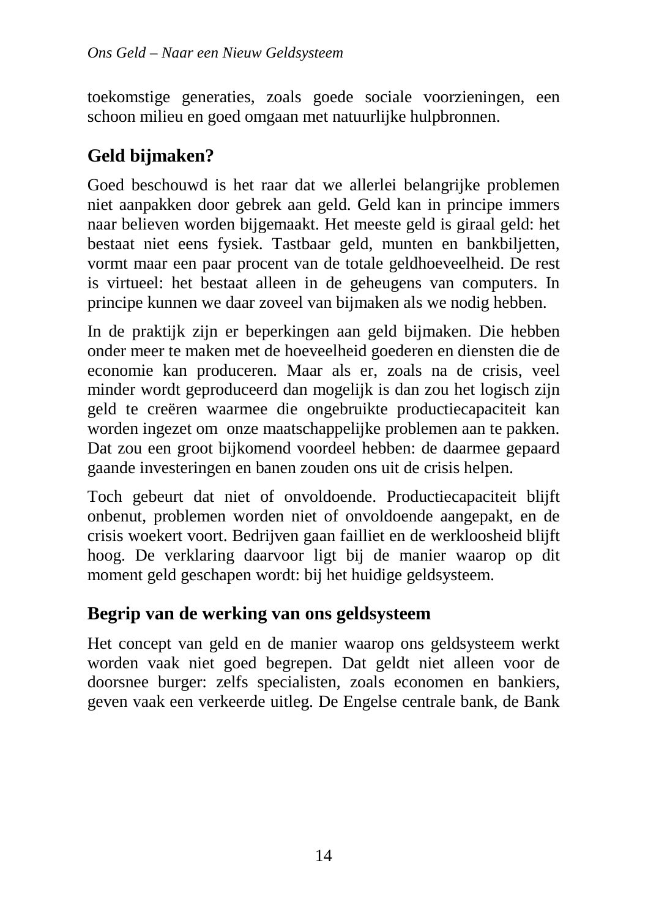toekomstige generaties, zoals goede sociale voorzieningen, een schoon milieu en goed omgaan met natuurlijke hulpbronnen.

## Geld bijmaken?

Goed beschouwd is het raar dat we allerlei belangrijke problemen niet aanpakken door gebrek aan geld. Geld kan in principe immers naar believen worden bijgemaakt. Het meeste geld is giraal geld: het bestaat niet eens fysiek. Tastbaar geld, munten en bankbiljetten, vormt maar een paar procent van de totale geldhoeveelheid. De rest is virtueel: het bestaat alleen in de geheugens van computers. In principe kunnen we daar zoveel van bijmaken als we nodig hebben.

In de praktijk zijn er beperkingen aan geld bijmaken. Die hebben onder meer te maken met de hoeveelheid goederen en diensten die de economie kan produceren. Maar als er, zoals na de crisis, veel minder wordt geproduceerd dan mogelijk is dan zou het logisch zijn geld te creëren waarmee die ongebruikte productiecapaciteit kan worden ingezet om onze maatschappelijke problemen aan te pakken. Dat zou een groot bijkomend voordeel hebben: de daarmee gepaard gaande investeringen en banen zouden ons uit de crisis helpen.

Toch gebeurt dat niet of onvoldoende. Productiecapaciteit blijft onbenut, problemen worden niet of onvoldoende aangepakt, en de crisis woekert voort. Bedrijven gaan failliet en de werkloosheid blijft hoog. De verklaring daarvoor ligt bij de manier waarop op dit moment geld geschapen wordt: bij het huidige geldsysteem.

## Begrip van de werking van ons geldsysteem

Het concept van geld en de manier waarop ons geldsysteem werkt worden vaak niet goed begrepen. Dat geldt niet alleen voor de doorsnee burger: zelfs specialisten, zoals economen en bankiers, geven vaak een verkeerde uitleg. De Engelse centrale bank, de Bank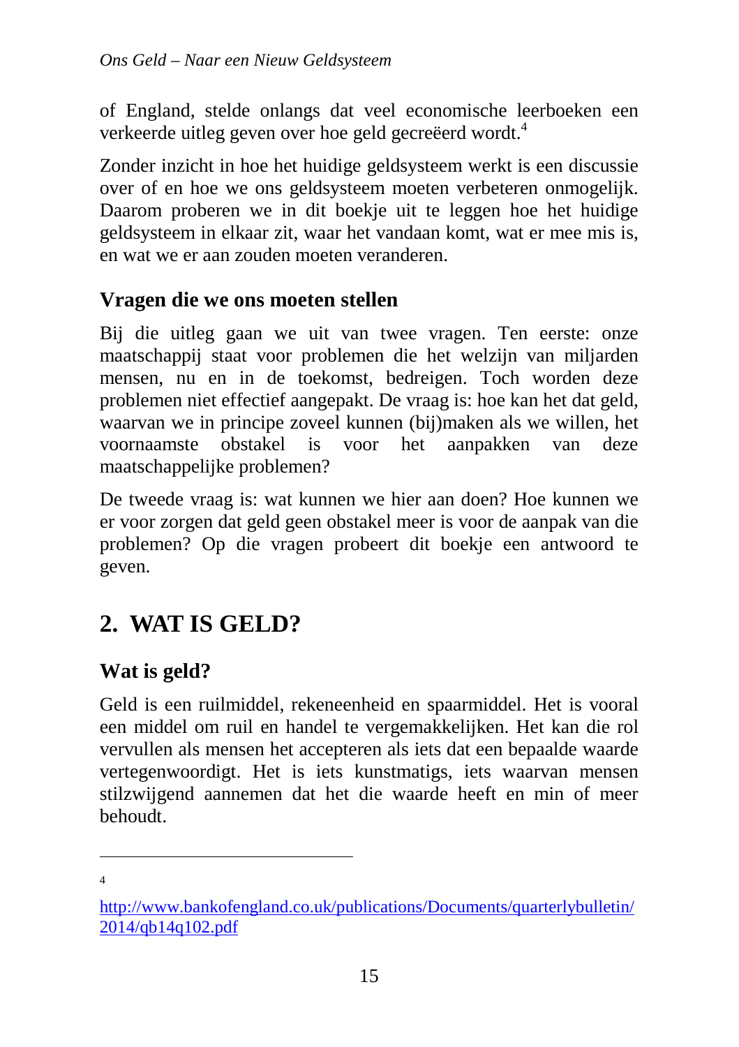of England, stelde onlangs dat veel economische leerboeken een verkeerde uitleg geven over hoe geld gecreëerd wordt.[4]

Zonder inzicht in hoe het huidige geldsysteem werkt is een discussie over of en hoe we ons geldsysteem moeten verbeteren onmogelijk. Daarom proberen we in dit boekje uit te leggen hoe het huidige geldsysteem in elkaar zit, waar het vandaan komt, wat er mee mis is, en wat we er aan zouden moeten veranderen.

### Vragen die we ons moeten stellen

Bij die uitleg gaan we uit van twee vragen. Ten eerste: onze maatschappij staat voor problemen die het welzijn van miljarden mensen, nu en in de toekomst, bedreigen. Toch worden deze problemen niet effectief aangepakt. De vraag is: hoe kan het dat geld, waarvan we in principe zoveel kunnen (bij)maken als we willen, het voornaamste obstakel is voor het aanpakken van deze maatschappelijke problemen?

De tweede vraag is: wat kunnen we hier aan doen? Hoe kunnen we er voor zorgen dat geld geen obstakel meer is voor de aanpak van die problemen? Op die vragen probeert dit boekje een antwoord te geven.

## 2. WAT IS GELD?

### Wat is geld?

Geld is een ruilmiddel, rekeneenheid en spaarmiddel. Het is vooral een middel om ruil en handel te vergemakkelijken. Het kan die rol vervullen als mensen het accepteren als iets dat een bepaalde waarde vertegenwoordigt. Het is iets kunstmatigs, iets waarvan mensen stilzwijgend aannemen dat het die waarde heeft en min of meer behoudt.

---

[4] http://www.bankofengland.co.uk/publications/Documents/quarterlybulletin/2014/qb14q102.pdf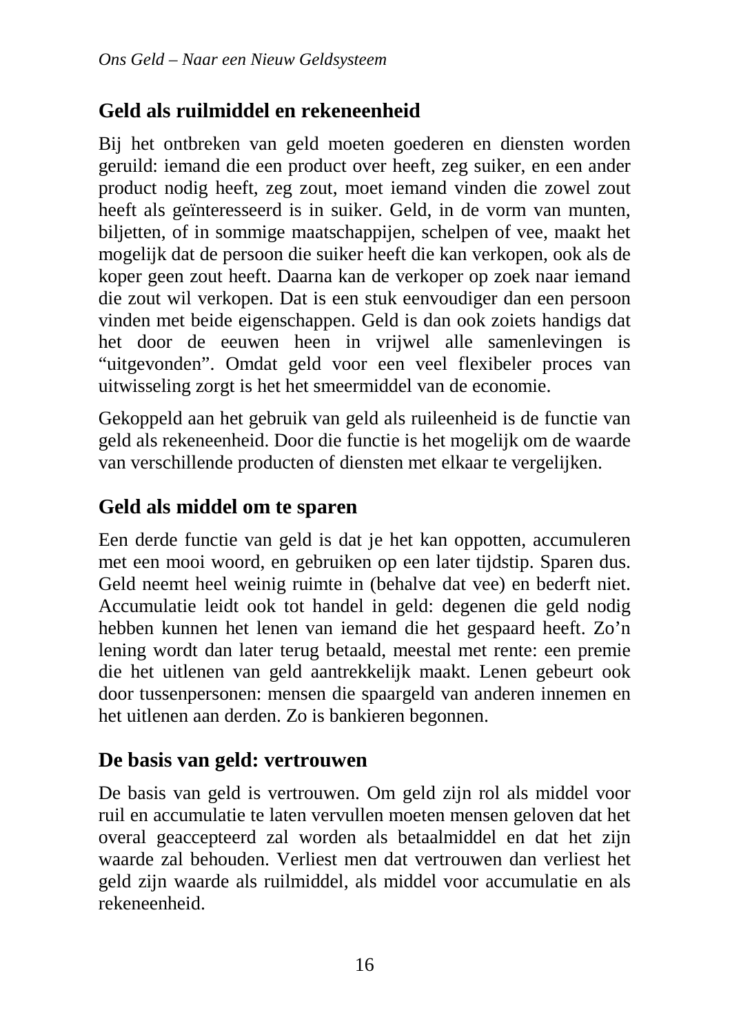## Geld als ruilmiddel en rekeneenheid

Bij het ontbreken van geld moeten goederen en diensten worden geruild: iemand die een product over heeft, zeg suiker, en een ander product nodig heeft, zeg zout, moet iemand vinden die zowel zout heeft als geïnteresseerd is in suiker. Geld, in de vorm van munten, biljetten, of in sommige maatschappijen, schelpen of vee, maakt het mogelijk dat de persoon die suiker heeft die kan verkopen, ook als de koper geen zout heeft. Daarna kan de verkoper op zoek naar iemand die zout wil verkopen. Dat is een stuk eenvoudiger dan een persoon vinden met beide eigenschappen. Geld is dan ook zoiets handigs dat het door de eeuwen heen in vrijwel alle samenlevingen is "uitgevonden". Omdat geld voor een veel flexibeler proces van uitwisseling zorgt is het het smeermiddel van de economie.

Gekoppeld aan het gebruik van geld als ruileenheid is de functie van geld als rekeneenheid. Door die functie is het mogelijk om de waarde van verschillende producten of diensten met elkaar te vergelijken.

## Geld als middel om te sparen

Een derde functie van geld is dat je het kan oppotten, accumuleren met een mooi woord, en gebruiken op een later tijdstip. Sparen dus. Geld neemt heel weinig ruimte in (behalve dat vee) en bederft niet. Accumulatie leidt ook tot handel in geld: degenen die geld nodig hebben kunnen het lenen van iemand die het gespaard heeft. Zo'n lening wordt dan later terug betaald, meestal met rente: een premie die het uitlenen van geld aantrekkelijk maakt. Lenen gebeurt ook door tussenpersonen: mensen die spaargeld van anderen innemen en het uitlenen aan derden. Zo is bankieren begonnen.

## De basis van geld: vertrouwen

De basis van geld is vertrouwen. Om geld zijn rol als middel voor ruil en accumulatie te laten vervullen moeten mensen geloven dat het overal geaccepteerd zal worden als betaalmiddel en dat het zijn waarde zal behouden. Verliest men dat vertrouwen dan verliest het geld zijn waarde als ruilmiddel, als middel voor accumulatie en als rekeneenheid.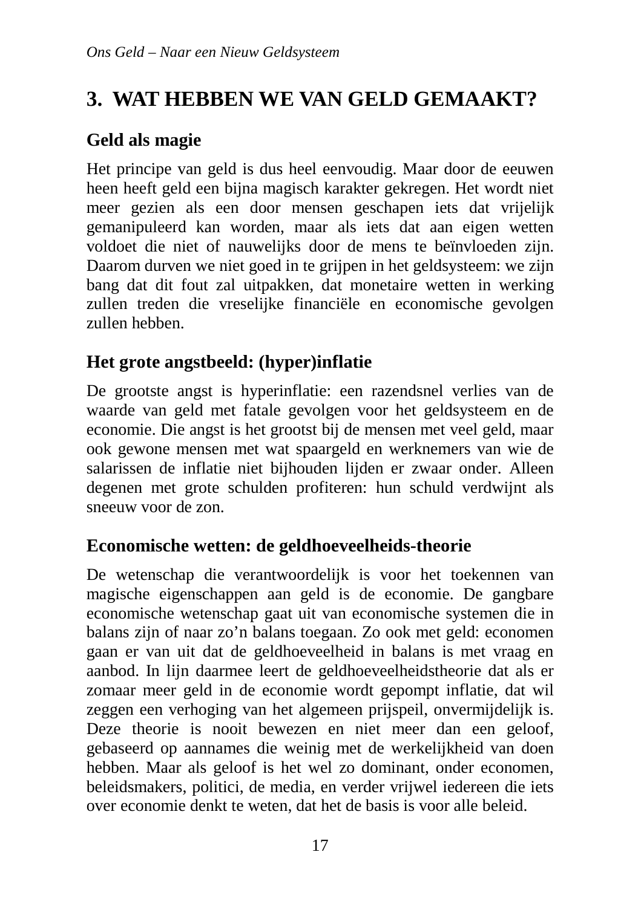# 3. WAT HEBBEN WE VAN GELD GEMAAKT?

## Geld als magie

Het principe van geld is dus heel eenvoudig. Maar door de eeuwen heen heeft geld een bijna magisch karakter gekregen. Het wordt niet meer gezien als een door mensen geschapen iets dat vrijelijk gemanipuleerd kan worden, maar als iets dat aan eigen wetten voldoet die niet of nauwelijks door de mens te beïnvloeden zijn. Daarom durven we niet goed in te grijpen in het geldsysteem: we zijn bang dat dit fout zal uitpakken, dat monetaire wetten in werking zullen treden die vreselijke financiële en economische gevolgen zullen hebben.

## Het grote angstbeeld: (hyper)inflatie

De grootste angst is hyperinflatie: een razendsnel verlies van de waarde van geld met fatale gevolgen voor het geldsysteem en de economie. Die angst is het grootst bij de mensen met veel geld, maar ook gewone mensen met wat spaargeld en werknemers van wie de salarissen de inflatie niet bijhouden lijden er zwaar onder. Alleen degenen met grote schulden profiteren: hun schuld verdwijnt als sneeuw voor de zon.

## Economische wetten: de geldhoeveelheids-theorie

De wetenschap die verantwoordelijk is voor het toekennen van magische eigenschappen aan geld is de economie. De gangbare economische wetenschap gaat uit van economische systemen die in balans zijn of naar zo'n balans toegaan. Zo ook met geld: economen gaan er van uit dat de geldhoeveelheid in balans is met vraag en aanbod. In lijn daarmee leert de geldhoeveelheidstheorie dat als er zomaar meer geld in de economie wordt gepompt inflatie, dat wil zeggen een verhoging van het algemeen prijspeil, onvermijdelijk is. Deze theorie is nooit bewezen en niet meer dan een geloof, gebaseerd op aannames die weinig met de werkelijkheid van doen hebben. Maar als geloof is het wel zo dominant, onder economen, beleidsmakers, politici, de media, en verder vrijwel iedereen die iets over economie denkt te weten, dat het de basis is voor alle beleid.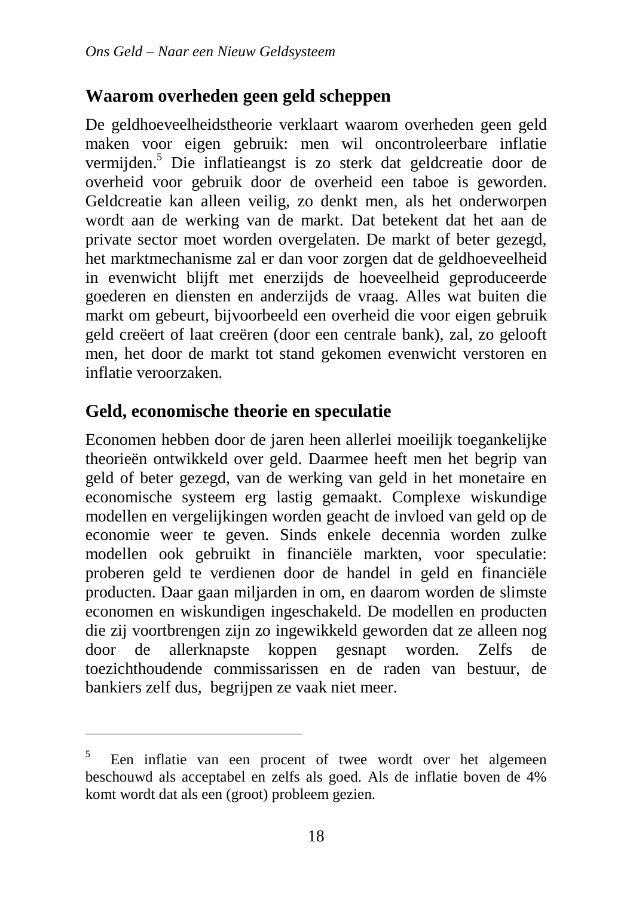## Waarom overheden geen geld scheppen

De geldhoeveelheidstheorie verklaart waarom overheden geen geld maken voor eigen gebruik: men wil oncontroleerbare inflatie vermijden.[5] Die inflatieangst is zo sterk dat geldcreatie door de overheid voor gebruik door de overheid een taboe is geworden. Geldcreatie kan alleen veilig, zo denkt men, als het onderworpen wordt aan de werking van de markt. Dat betekent dat het aan de private sector moet worden overgelaten. De markt of beter gezegd, het marktmechanisme zal er dan voor zorgen dat de geldhoeveelheid in evenwicht blijft met enerzijds de hoeveelheid geproduceerde goederen en diensten en anderzijds de vraag. Alles wat buiten die markt om gebeurt, bijvoorbeeld een overheid die voor eigen gebruik geld creëert of laat creëren (door een centrale bank), zal, zo gelooft men, het door de markt tot stand gekomen evenwicht verstoren en inflatie veroorzaken.

## Geld, economische theorie en speculatie

Economen hebben door de jaren heen allerlei moeilijk toegankelijke theorieën ontwikkeld over geld. Daarmee heeft men het begrip van geld of beter gezegd, van de werking van geld in het monetaire en economische systeem erg lastig gemaakt. Complexe wiskundige modellen en vergelijkingen worden geacht de invloed van geld op de economie weer te geven. Sinds enkele decennia worden zulke modellen ook gebruikt in financiële markten, voor speculatie: proberen geld te verdienen door de handel in geld en financiële producten. Daar gaan miljarden in om, en daarom worden de slimste economen en wiskundigen ingeschakeld. De modellen en producten die zij voortbrengen zijn zo ingewikkeld geworden dat ze alleen nog door de allerknapste koppen gesnapt worden. Zelfs de toezichthoudende commissarissen en de raden van bestuur, de bankiers zelf dus, begrijpen ze vaak niet meer.

---

[5] Een inflatie van een procent of twee wordt over het algemeen beschouwd als acceptabel en zelfs als goed. Als de inflatie boven de 4% komt wordt dat als een (groot) probleem gezien.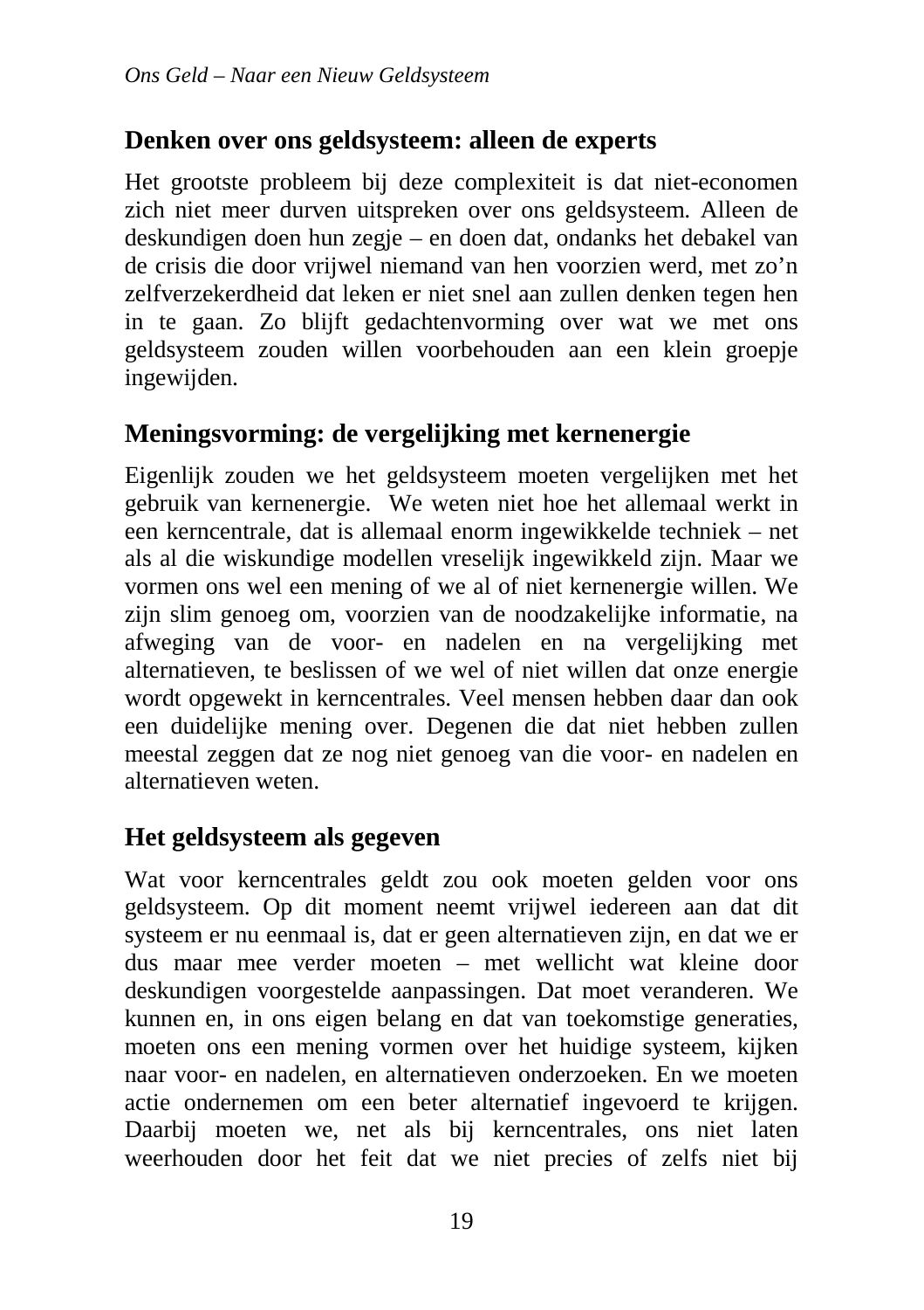## Denken over ons geldsysteem: alleen de experts

Het grootste probleem bij deze complexiteit is dat niet-economen zich niet meer durven uitspreken over ons geldsysteem. Alleen de deskundigen doen hun zegje – en doen dat, ondanks het debakel van de crisis die door vrijwel niemand van hen voorzien werd, met zo'n zelfverzekerdheid dat leken er niet snel aan zullen denken tegen hen in te gaan. Zo blijft gedachtenvorming over wat we met ons geldsysteem zouden willen voorbehouden aan een klein groepje ingewijden.

## Meningsvorming: de vergelijking met kernenergie

Eigenlijk zouden we het geldsysteem moeten vergelijken met het gebruik van kernenergie. We weten niet hoe het allemaal werkt in een kerncentrale, dat is allemaal enorm ingewikkelde techniek – net als al die wiskundige modellen vreselijk ingewikkeld zijn. Maar we vormen ons wel een mening of we al of niet kernenergie willen. We zijn slim genoeg om, voorzien van de noodzakelijke informatie, na afweging van de voor- en nadelen en na vergelijking met alternatieven, te beslissen of we wel of niet willen dat onze energie wordt opgewekt in kerncentrales. Veel mensen hebben daar dan ook een duidelijke mening over. Degenen die dat niet hebben zullen meestal zeggen dat ze nog niet genoeg van die voor- en nadelen en alternatieven weten.

## Het geldsysteem als gegeven

Wat voor kerncentrales geldt zou ook moeten gelden voor ons geldsysteem. Op dit moment neemt vrijwel iedereen aan dat dit systeem er nu eenmaal is, dat er geen alternatieven zijn, en dat we er dus maar mee verder moeten – met wellicht wat kleine door deskundigen voorgestelde aanpassingen. Dat moet veranderen. We kunnen en, in ons eigen belang en dat van toekomstige generaties, moeten ons een mening vormen over het huidige systeem, kijken naar voor- en nadelen, en alternatieven onderzoeken. En we moeten actie ondernemen om een beter alternatief ingevoerd te krijgen. Daarbij moeten we, net als bij kerncentrales, ons niet laten weerhouden door het feit dat we niet precies of zelfs niet bij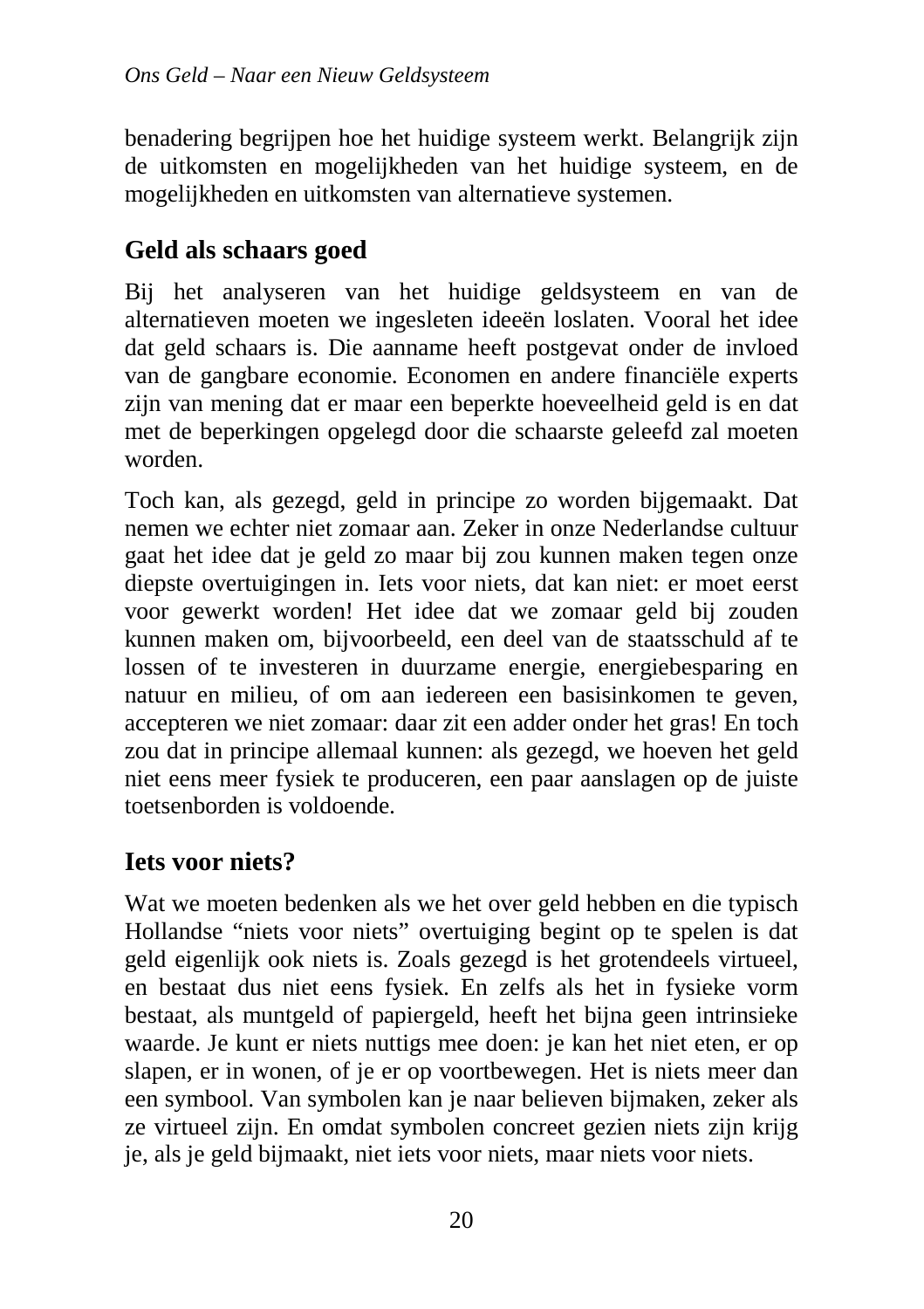benadering begrijpen hoe het huidige systeem werkt. Belangrijk zijn de uitkomsten en mogelijkheden van het huidige systeem, en de mogelijkheden en uitkomsten van alternatieve systemen.

## Geld als schaars goed

Bij het analyseren van het huidige geldsysteem en van de alternatieven moeten we ingesleten ideeën loslaten. Vooral het idee dat geld schaars is. Die aanname heeft postgevat onder de invloed van de gangbare economie. Economen en andere financiële experts zijn van mening dat er maar een beperkte hoeveelheid geld is en dat met de beperkingen opgelegd door die schaarste geleefd zal moeten worden.

Toch kan, als gezegd, geld in principe zo worden bijgemaakt. Dat nemen we echter niet zomaar aan. Zeker in onze Nederlandse cultuur gaat het idee dat je geld zo maar bij zou kunnen maken tegen onze diepste overtuigingen in. Iets voor niets, dat kan niet: er moet eerst voor gewerkt worden! Het idee dat we zomaar geld bij zouden kunnen maken om, bijvoorbeeld, een deel van de staatsschuld af te lossen of te investeren in duurzame energie, energiebesparing en natuur en milieu, of om aan iedereen een basisinkomen te geven, accepteren we niet zomaar: daar zit een adder onder het gras! En toch zou dat in principe allemaal kunnen: als gezegd, we hoeven het geld niet eens meer fysiek te produceren, een paar aanslagen op de juiste toetsenborden is voldoende.

## Iets voor niets?

Wat we moeten bedenken als we het over geld hebben en die typisch Hollandse "niets voor niets" overtuiging begint op te spelen is dat geld eigenlijk ook niets is. Zoals gezegd is het grotendeels virtueel, en bestaat dus niet eens fysiek. En zelfs als het in fysieke vorm bestaat, als muntgeld of papiergeld, heeft het bijna geen intrinsieke waarde. Je kunt er niets nuttigs mee doen: je kan het niet eten, er op slapen, er in wonen, of je er op voortbewegen. Het is niets meer dan een symbool. Van symbolen kan je naar believen bijmaken, zeker als ze virtueel zijn. En omdat symbolen concreet gezien niets zijn krijg je, als je geld bijmaakt, niet iets voor niets, maar niets voor niets.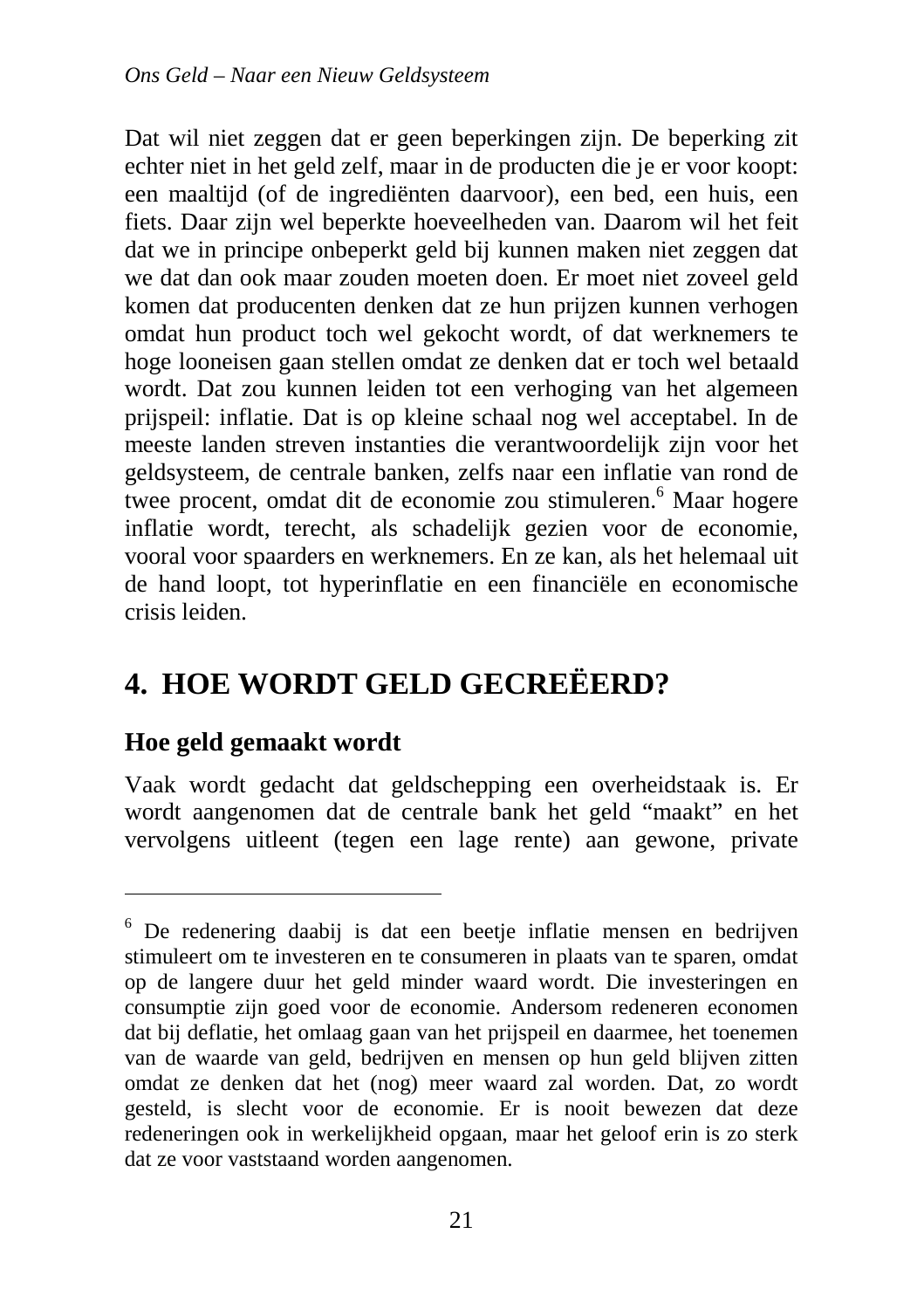Dat wil niet zeggen dat er geen beperkingen zijn. De beperking zit echter niet in het geld zelf, maar in de producten die je er voor koopt: een maaltijd (of de ingrediënten daarvoor), een bed, een huis, een fiets. Daar zijn wel beperkte hoeveelheden van. Daarom wil het feit dat we in principe onbeperkt geld bij kunnen maken niet zeggen dat we dat dan ook maar zouden moeten doen. Er moet niet zoveel geld komen dat producenten denken dat ze hun prijzen kunnen verhogen omdat hun product toch wel gekocht wordt, of dat werknemers te hoge looneisen gaan stellen omdat ze denken dat er toch wel betaald wordt. Dat zou kunnen leiden tot een verhoging van het algemeen prijspeil: inflatie. Dat is op kleine schaal nog wel acceptabel. In de meeste landen streven instanties die verantwoordelijk zijn voor het geldsysteem, de centrale banken, zelfs naar een inflatie van rond de twee procent, omdat dit de economie zou stimuleren.[6] Maar hogere inflatie wordt, terecht, als schadelijk gezien voor de economie, vooral voor spaarders en werknemers. En ze kan, als het helemaal uit de hand loopt, tot hyperinflatie en een financiële en economische crisis leiden.

# 4. HOE WORDT GELD GECREËERD?

## Hoe geld gemaakt wordt

Vaak wordt gedacht dat geldschepping een overheidstaak is. Er wordt aangenomen dat de centrale bank het geld "maakt" en het vervolgens uitleent (tegen een lage rente) aan gewone, private

---

[6] De redenering daabij is dat een beetje inflatie mensen en bedrijven stimuleert om te investeren en te consumeren in plaats van te sparen, omdat op de langere duur het geld minder waard wordt. Die investeringen en consumptie zijn goed voor de economie. Andersom redeneren economen dat bij deflatie, het omlaag gaan van het prijspeil en daarmee, het toenemen van de waarde van geld, bedrijven en mensen op hun geld blijven zitten omdat ze denken dat het (nog) meer waard zal worden. Dat, zo wordt gesteld, is slecht voor de economie. Er is nooit bewezen dat deze redeneringen ook in werkelijkheid opgaan, maar het geloof erin is zo sterk dat ze voor vaststaand worden aangenomen.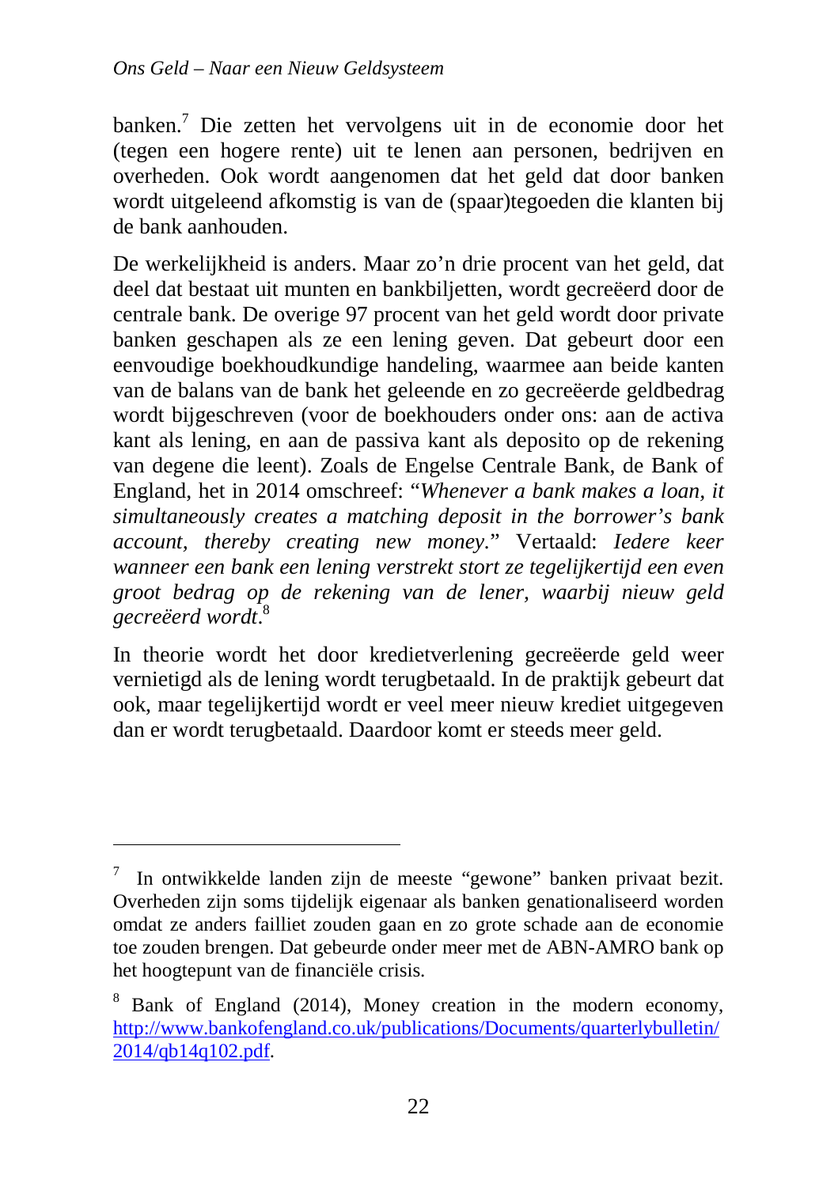banken.[7] Die zetten het vervolgens uit in de economie door het (tegen een hogere rente) uit te lenen aan personen, bedrijven en overheden. Ook wordt aangenomen dat het geld dat door banken wordt uitgeleend afkomstig is van de (spaar)tegoeden die klanten bij de bank aanhouden.

De werkelijkheid is anders. Maar zo'n drie procent van het geld, dat deel dat bestaat uit munten en bankbiljetten, wordt gecreëerd door de centrale bank. De overige 97 procent van het geld wordt door private banken geschapen als ze een lening geven. Dat gebeurt door een eenvoudige boekhoudkundige handeling, waarmee aan beide kanten van de balans van de bank het geleende en zo gecreëerde geldbedrag wordt bijgeschreven (voor de boekhouders onder ons: aan de activa kant als lening, en aan de passiva kant als deposito op de rekening van degene die leent). Zoals de Engelse Centrale Bank, de Bank of England, het in 2014 omschreef: "*Whenever a bank makes a loan, it simultaneously creates a matching deposit in the borrower's bank account, thereby creating new money*." Vertaald: *Iedere keer wanneer een bank een lening verstrekt stort ze tegelijkertijd een even groot bedrag op de rekening van de lener, waarbij nieuw geld gecreëerd wordt*.[8]

In theorie wordt het door kredietverlening gecreëerde geld weer vernietigd als de lening wordt terugbetaald. In de praktijk gebeurt dat ook, maar tegelijkertijd wordt er veel meer nieuw krediet uitgegeven dan er wordt terugbetaald. Daardoor komt er steeds meer geld.

---

[7] In ontwikkelde landen zijn de meeste "gewone" banken privaat bezit. Overheden zijn soms tijdelijk eigenaar als banken genationaliseerd worden omdat ze anders failliet zouden gaan en zo grote schade aan de economie toe zouden brengen. Dat gebeurde onder meer met de ABN-AMRO bank op het hoogtepunt van de financiële crisis.

[8] Bank of England (2014), Money creation in the modern economy, http://www.bankofengland.co.uk/publications/Documents/quarterlybulletin/2014/qb14q102.pdf.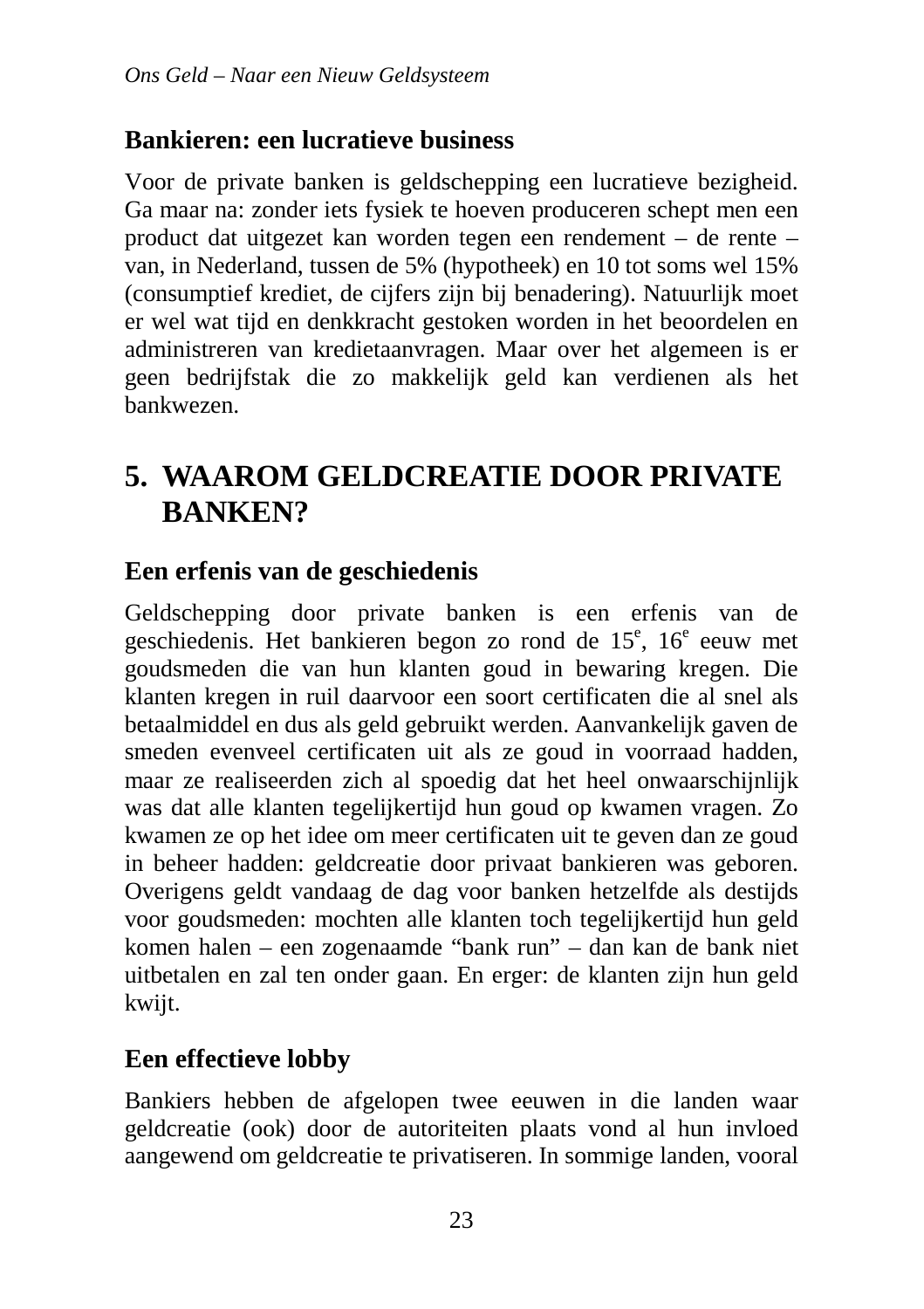### Bankieren: een lucratieve business

Voor de private banken is geldschepping een lucratieve bezigheid. Ga maar na: zonder iets fysiek te hoeven produceren schept men een product dat uitgezet kan worden tegen een rendement – de rente – van, in Nederland, tussen de 5% (hypotheek) en 10 tot soms wel 15% (consumptief krediet, de cijfers zijn bij benadering). Natuurlijk moet er wel wat tijd en denkkracht gestoken worden in het beoordelen en administreren van kredietaanvragen. Maar over het algemeen is er geen bedrijfstak die zo makkelijk geld kan verdienen als het bankwezen.

## 5. WAAROM GELDCREATIE DOOR PRIVATE BANKEN?

### Een erfenis van de geschiedenis

Geldschepping door private banken is een erfenis van de geschiedenis. Het bankieren begon zo rond de 15e, 16e eeuw met goudsmeden die van hun klanten goud in bewaring kregen. Die klanten kregen in ruil daarvoor een soort certificaten die al snel als betaalmiddel en dus als geld gebruikt werden. Aanvankelijk gaven de smeden evenveel certificaten uit als ze goud in voorraad hadden, maar ze realiseerden zich al spoedig dat het heel onwaarschijnlijk was dat alle klanten tegelijkertijd hun goud op kwamen vragen. Zo kwamen ze op het idee om meer certificaten uit te geven dan ze goud in beheer hadden: geldcreatie door privaat bankieren was geboren. Overigens geldt vandaag de dag voor banken hetzelfde als destijds voor goudsmeden: mochten alle klanten toch tegelijkertijd hun geld komen halen – een zogenaamde “bank run” – dan kan de bank niet uitbetalen en zal ten onder gaan. En erger: de klanten zijn hun geld kwijt.

### Een effectieve lobby

Bankiers hebben de afgelopen twee eeuwen in die landen waar geldcreatie (ook) door de autoriteiten plaats vond al hun invloed aangewend om geldcreatie te privatiseren. In sommige landen, vooral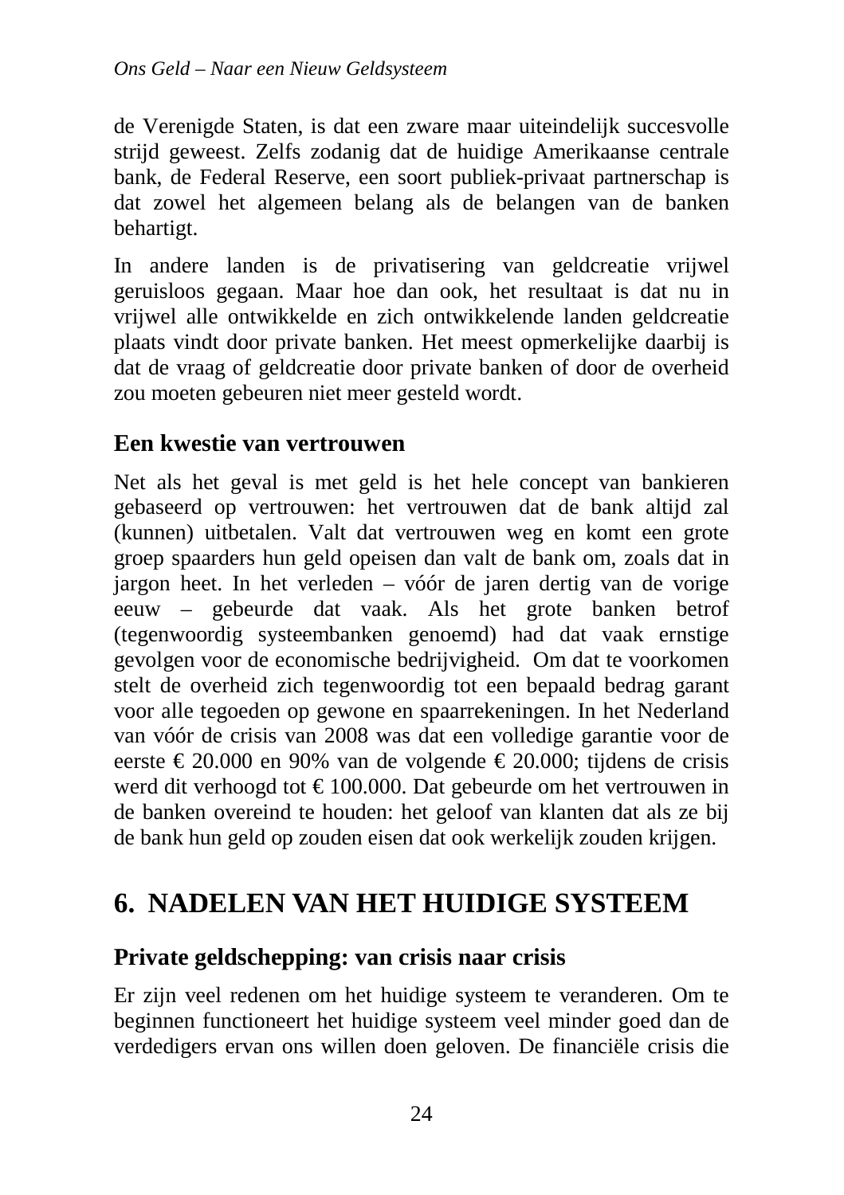de Verenigde Staten, is dat een zware maar uiteindelijk succesvolle strijd geweest. Zelfs zodanig dat de huidige Amerikaanse centrale bank, de Federal Reserve, een soort publiek-privaat partnerschap is dat zowel het algemeen belang als de belangen van de banken behartigt.

In andere landen is de privatisering van geldcreatie vrijwel geruisloos gegaan. Maar hoe dan ook, het resultaat is dat nu in vrijwel alle ontwikkelde en zich ontwikkelende landen geldcreatie plaats vindt door private banken. Het meest opmerkelijke daarbij is dat de vraag of geldcreatie door private banken of door de overheid zou moeten gebeuren niet meer gesteld wordt.

### Een kwestie van vertrouwen

Net als het geval is met geld is het hele concept van bankieren gebaseerd op vertrouwen: het vertrouwen dat de bank altijd zal (kunnen) uitbetalen. Valt dat vertrouwen weg en komt een grote groep spaarders hun geld opeisen dan valt de bank om, zoals dat in jargon heet. In het verleden – vóór de jaren dertig van de vorige eeuw – gebeurde dat vaak. Als het grote banken betrof (tegenwoordig systeembanken genoemd) had dat vaak ernstige gevolgen voor de economische bedrijvigheid. Om dat te voorkomen stelt de overheid zich tegenwoordig tot een bepaald bedrag garant voor alle tegoeden op gewone en spaarrekeningen. In het Nederland van vóór de crisis van 2008 was dat een volledige garantie voor de eerste € 20.000 en 90% van de volgende € 20.000; tijdens de crisis werd dit verhoogd tot € 100.000. Dat gebeurde om het vertrouwen in de banken overeind te houden: het geloof van klanten dat als ze bij de bank hun geld op zouden eisen dat ook werkelijk zouden krijgen.

## 6. NADELEN VAN HET HUIDIGE SYSTEEM

### Private geldschepping: van crisis naar crisis

Er zijn veel redenen om het huidige systeem te veranderen. Om te beginnen functioneert het huidige systeem veel minder goed dan de verdedigers ervan ons willen doen geloven. De financiële crisis die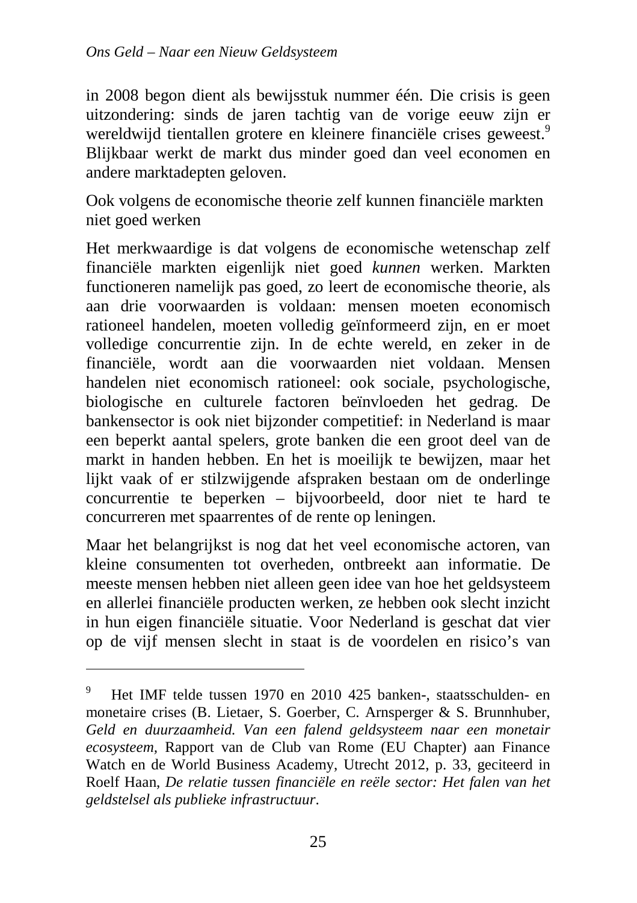in 2008 begon dient als bewijsstuk nummer één. Die crisis is geen uitzondering: sinds de jaren tachtig van de vorige eeuw zijn er wereldwijd tientallen grotere en kleinere financiële crises geweest.[9] Blijkbaar werkt de markt dus minder goed dan veel economen en andere marktadepten geloven.

### Ook volgens de economische theorie zelf kunnen financiële markten niet goed werken

Het merkwaardige is dat volgens de economische wetenschap zelf financiële markten eigenlijk niet goed *kunnen* werken. Markten functioneren namelijk pas goed, zo leert de economische theorie, als aan drie voorwaarden is voldaan: mensen moeten economisch rationeel handelen, moeten volledig geïnformeerd zijn, en er moet volledige concurrentie zijn. In de echte wereld, en zeker in de financiële, wordt aan die voorwaarden niet voldaan. Mensen handelen niet economisch rationeel: ook sociale, psychologische, biologische en culturele factoren beïnvloeden het gedrag. De bankensector is ook niet bijzonder competitief: in Nederland is maar een beperkt aantal spelers, grote banken die een groot deel van de markt in handen hebben. En het is moeilijk te bewijzen, maar het lijkt vaak of er stilzwijgende afspraken bestaan om de onderlinge concurrentie te beperken – bijvoorbeeld, door niet te hard te concurreren met spaarrentes of de rente op leningen.

Maar het belangrijkst is nog dat het veel economische actoren, van kleine consumenten tot overheden, ontbreekt aan informatie. De meeste mensen hebben niet alleen geen idee van hoe het geldsysteem en allerlei financiële producten werken, ze hebben ook slecht inzicht in hun eigen financiële situatie. Voor Nederland is geschat dat vier op de vijf mensen slecht in staat is de voordelen en risico's van

---

[9] Het IMF telde tussen 1970 en 2010 425 banken-, staatsschulden- en monetaire crises (B. Lietaer, S. Goerber, C. Arnsperger & S. Brunnhuber, *Geld en duurzaamheid. Van een falend geldsysteem naar een monetair ecosysteem,* Rapport van de Club van Rome (EU Chapter) aan Finance Watch en de World Business Academy, Utrecht 2012, p. 33, geciteerd in Roelf Haan, *De relatie tussen financiële en reële sector: Het falen van het geldstelsel als publieke infrastructuur*.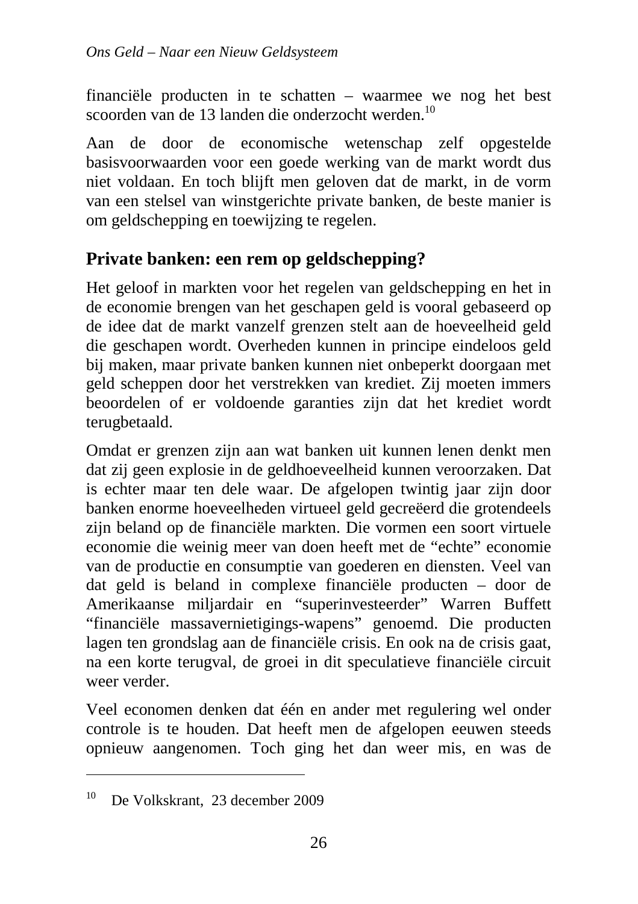financiële producten in te schatten – waarmee we nog het best scoorden van de 13 landen die onderzocht werden.[10]

Aan de door de economische wetenschap zelf opgestelde basisvoorwaarden voor een goede werking van de markt wordt dus niet voldaan. En toch blijft men geloven dat de markt, in de vorm van een stelsel van winstgerichte private banken, de beste manier is om geldschepping en toewijzing te regelen.

## Private banken: een rem op geldschepping?

Het geloof in markten voor het regelen van geldschepping en het in de economie brengen van het geschapen geld is vooral gebaseerd op de idee dat de markt vanzelf grenzen stelt aan de hoeveelheid geld die geschapen wordt. Overheden kunnen in principe eindeloos geld bij maken, maar private banken kunnen niet onbeperkt doorgaan met geld scheppen door het verstrekken van krediet. Zij moeten immers beoordelen of er voldoende garanties zijn dat het krediet wordt terugbetaald.

Omdat er grenzen zijn aan wat banken uit kunnen lenen denkt men dat zij geen explosie in de geldhoeveelheid kunnen veroorzaken. Dat is echter maar ten dele waar. De afgelopen twintig jaar zijn door banken enorme hoeveelheden virtueel geld gecreëerd die grotendeels zijn beland op de financiële markten. Die vormen een soort virtuele economie die weinig meer van doen heeft met de "echte" economie van de productie en consumptie van goederen en diensten. Veel van dat geld is beland in complexe financiële producten – door de Amerikaanse miljardair en "superinvesteerder" Warren Buffett "financiële massavernietigings-wapens" genoemd. Die producten lagen ten grondslag aan de financiële crisis. En ook na de crisis gaat, na een korte terugval, de groei in dit speculatieve financiële circuit weer verder.

Veel economen denken dat één en ander met regulering wel onder controle is te houden. Dat heeft men de afgelopen eeuwen steeds opnieuw aangenomen. Toch ging het dan weer mis, en was de

---

[10] De Volkskrant, 23 december 2009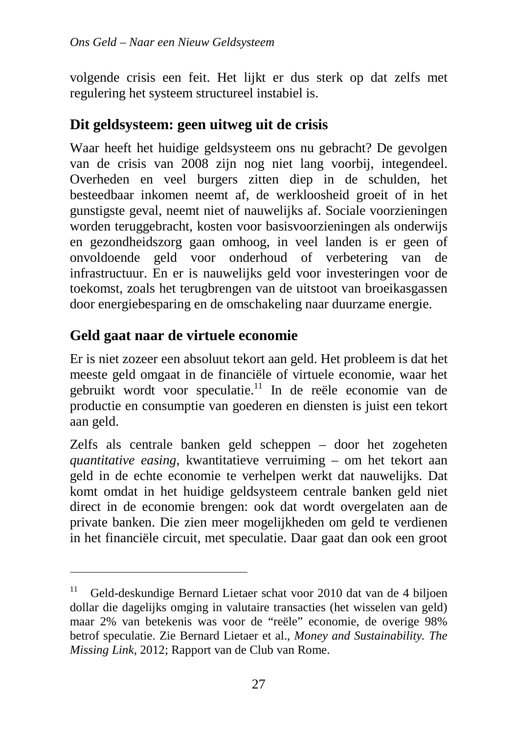volgende crisis een feit. Het lijkt er dus sterk op dat zelfs met regulering het systeem structureel instabiel is.

## Dit geldsysteem: geen uitweg uit de crisis

Waar heeft het huidige geldsysteem ons nu gebracht? De gevolgen van de crisis van 2008 zijn nog niet lang voorbij, integendeel. Overheden en veel burgers zitten diep in de schulden, het besteedbaar inkomen neemt af, de werkloosheid groeit of in het gunstigste geval, neemt niet of nauwelijks af. Sociale voorzieningen worden teruggebracht, kosten voor basisvoorzieningen als onderwijs en gezondheidszorg gaan omhoog, in veel landen is er geen of onvoldoende geld voor onderhoud of verbetering van de infrastructuur. En er is nauwelijks geld voor investeringen voor de toekomst, zoals het terugbrengen van de uitstoot van broeikasgassen door energiebesparing en de omschakeling naar duurzame energie.

## Geld gaat naar de virtuele economie

Er is niet zozeer een absoluut tekort aan geld. Het probleem is dat het meeste geld omgaat in de financiële of virtuele economie, waar het gebruikt wordt voor speculatie.[11] In de reële economie van de productie en consumptie van goederen en diensten is juist een tekort aan geld.

Zelfs als centrale banken geld scheppen – door het zogeheten *quantitative easing*, kwantitatieve verruiming – om het tekort aan geld in de echte economie te verhelpen werkt dat nauwelijks. Dat komt omdat in het huidige geldsysteem centrale banken geld niet direct in de economie brengen: ook dat wordt overgelaten aan de private banken. Die zien meer mogelijkheden om geld te verdienen in het financiële circuit, met speculatie. Daar gaat dan ook een groot

---

[11] Geld-deskundige Bernard Lietaer schat voor 2010 dat van de 4 biljoen dollar die dagelijks omging in valutaire transacties (het wisselen van geld) maar 2% van betekenis was voor de "reële" economie, de overige 98% betrof speculatie. Zie Bernard Lietaer et al., *Money and Sustainability. The Missing Link*, 2012; Rapport van de Club van Rome.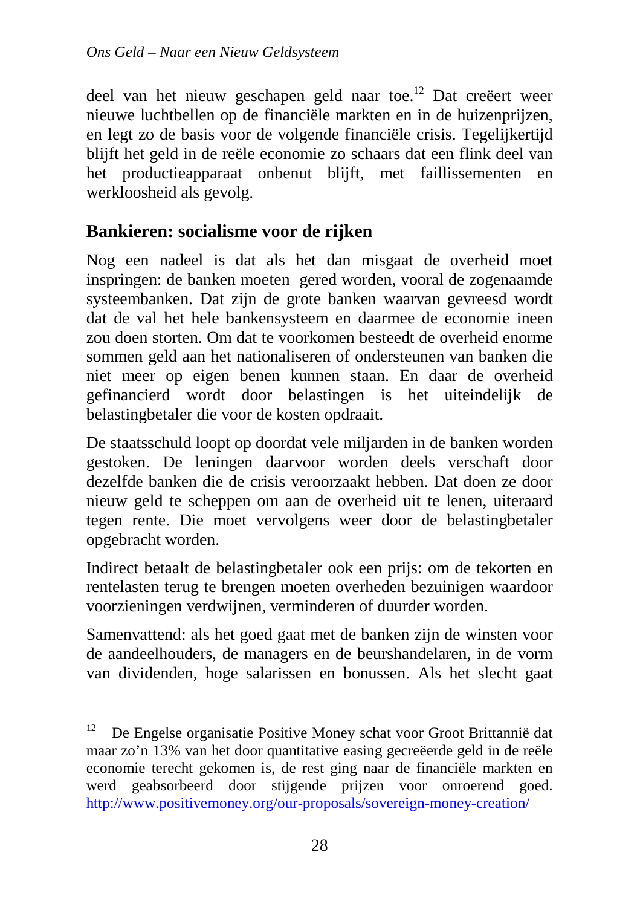deel van het nieuw geschapen geld naar toe.[12] Dat creëert weer nieuwe luchtbellen op de financiële markten en in de huizenprijzen, en legt zo de basis voor de volgende financiële crisis. Tegelijkertijd blijft het geld in de reële economie zo schaars dat een flink deel van het productieapparaat onbenut blijft, met faillissementen en werkloosheid als gevolg.

## Bankieren: socialisme voor de rijken

Nog een nadeel is dat als het dan misgaat de overheid moet inspringen: de banken moeten gered worden, vooral de zogenaamde systeembanken. Dat zijn de grote banken waarvan gevreesd wordt dat de val het hele bankensysteem en daarmee de economie ineen zou doen storten. Om dat te voorkomen besteedt de overheid enorme sommen geld aan het nationaliseren of ondersteunen van banken die niet meer op eigen benen kunnen staan. En daar de overheid gefinancierd wordt door belastingen is het uiteindelijk de belastingbetaler die voor de kosten opdraait.

De staatsschuld loopt op doordat vele miljarden in de banken worden gestoken. De leningen daarvoor worden deels verschaft door dezelfde banken die de crisis veroorzaakt hebben. Dat doen ze door nieuw geld te scheppen om aan de overheid uit te lenen, uiteraard tegen rente. Die moet vervolgens weer door de belastingbetaler opgebracht worden.

Indirect betaalt de belastingbetaler ook een prijs: om de tekorten en rentelasten terug te brengen moeten overheden bezuinigen waardoor voorzieningen verdwijnen, verminderen of duurder worden.

Samenvattend: als het goed gaat met de banken zijn de winsten voor de aandeelhouders, de managers en de beurshandelaren, in de vorm van dividenden, hoge salarissen en bonussen. Als het slecht gaat

---

[12] De Engelse organisatie Positive Money schat voor Groot Brittannië dat maar zo'n 13% van het door quantitative easing gecreëerde geld in de reële economie terecht gekomen is, de rest ging naar de financiële markten en werd geabsorbeerd door stijgende prijzen voor onroerend goed. http://www.positivemoney.org/our-proposals/sovereign-money-creation/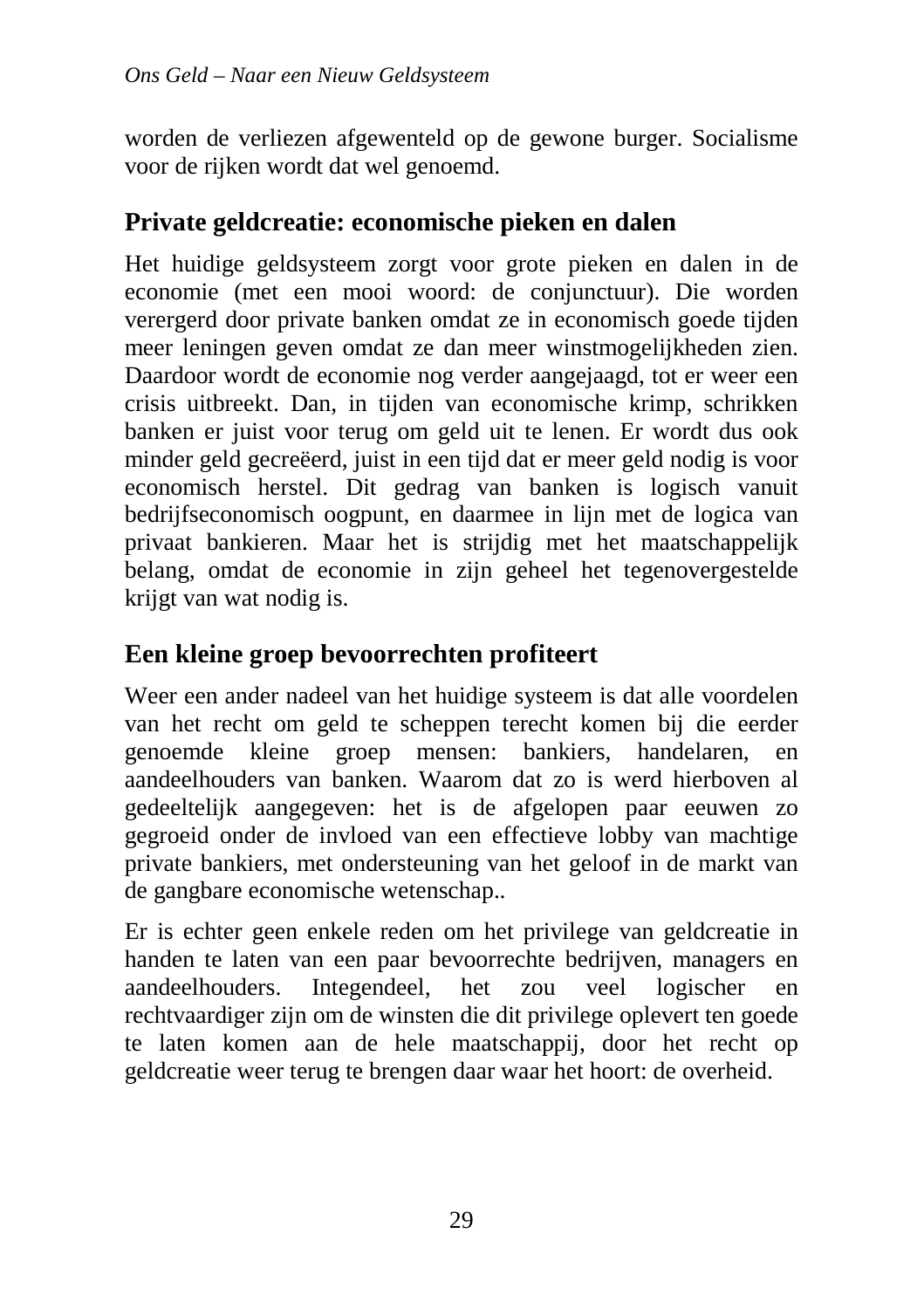worden de verliezen afgewenteld op de gewone burger. Socialisme voor de rijken wordt dat wel genoemd.

## Private geldcreatie: economische pieken en dalen

Het huidige geldsysteem zorgt voor grote pieken en dalen in de economie (met een mooi woord: de conjunctuur). Die worden verergerd door private banken omdat ze in economisch goede tijden meer leningen geven omdat ze dan meer winstmogelijkheden zien. Daardoor wordt de economie nog verder aangejaagd, tot er weer een crisis uitbreekt. Dan, in tijden van economische krimp, schrikken banken er juist voor terug om geld uit te lenen. Er wordt dus ook minder geld gecreëerd, juist in een tijd dat er meer geld nodig is voor economisch herstel. Dit gedrag van banken is logisch vanuit bedrijfseconomisch oogpunt, en daarmee in lijn met de logica van privaat bankieren. Maar het is strijdig met het maatschappelijk belang, omdat de economie in zijn geheel het tegenovergestelde krijgt van wat nodig is.

## Een kleine groep bevoorrechten profiteert

Weer een ander nadeel van het huidige systeem is dat alle voordelen van het recht om geld te scheppen terecht komen bij die eerder genoemde kleine groep mensen: bankiers, handelaren, en aandeelhouders van banken. Waarom dat zo is werd hierboven al gedeeltelijk aangegeven: het is de afgelopen paar eeuwen zo gegroeid onder de invloed van een effectieve lobby van machtige private bankiers, met ondersteuning van het geloof in de markt van de gangbare economische wetenschap..

Er is echter geen enkele reden om het privilege van geldcreatie in handen te laten van een paar bevoorrechte bedrijven, managers en aandeelhouders. Integendeel, het zou veel logischer en rechtvaardiger zijn om de winsten die dit privilege oplevert ten goede te laten komen aan de hele maatschappij, door het recht op geldcreatie weer terug te brengen daar waar het hoort: de overheid.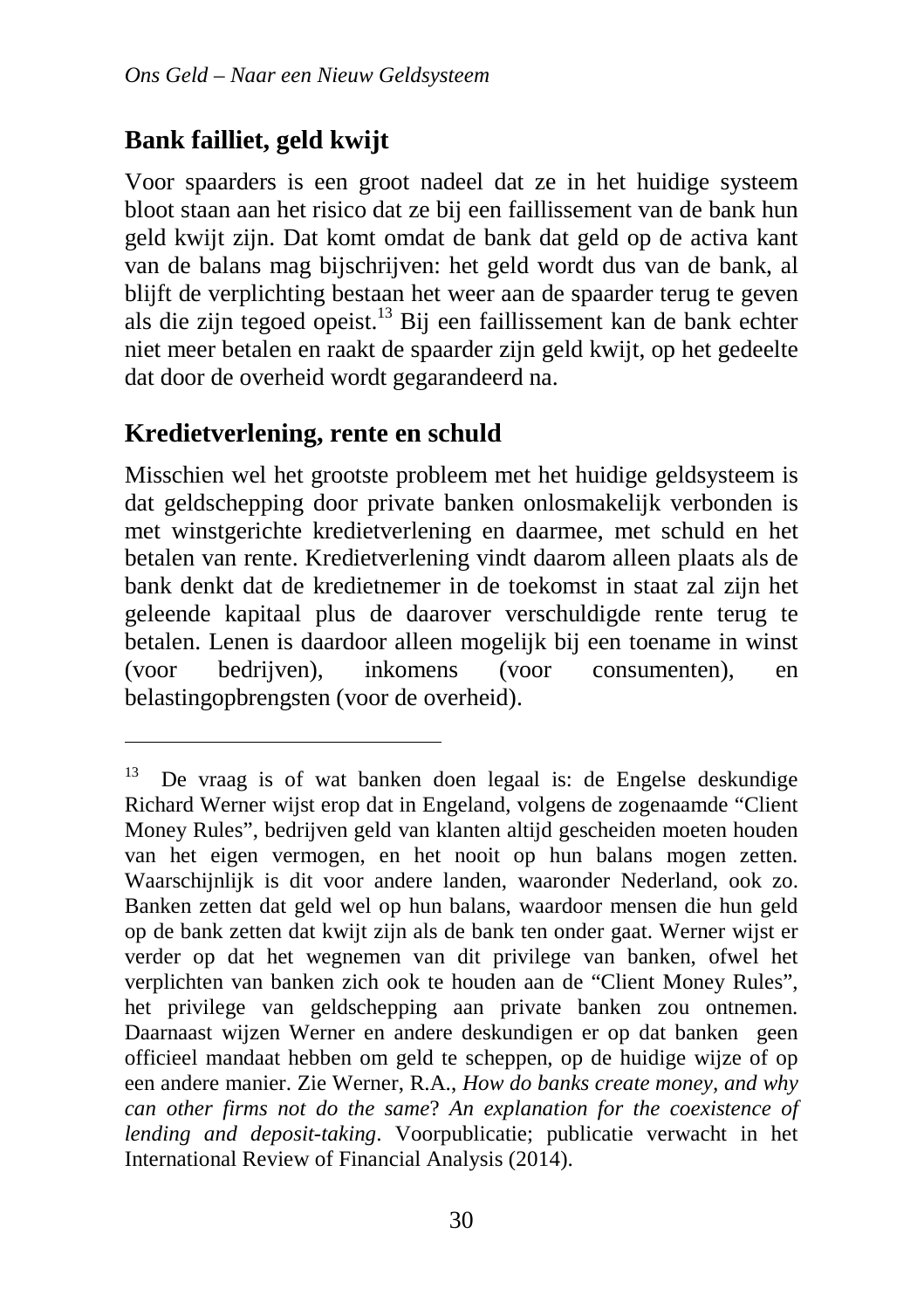## Bank failliet, geld kwijt

Voor spaarders is een groot nadeel dat ze in het huidige systeem bloot staan aan het risico dat ze bij een faillissement van de bank hun geld kwijt zijn. Dat komt omdat de bank dat geld op de activa kant van de balans mag bijschrijven: het geld wordt dus van de bank, al blijft de verplichting bestaan het weer aan de spaarder terug te geven als die zijn tegoed opeist.[13] Bij een faillissement kan de bank echter niet meer betalen en raakt de spaarder zijn geld kwijt, op het gedeelte dat door de overheid wordt gegarandeerd na.

## Kredietverlening, rente en schuld

Misschien wel het grootste probleem met het huidige geldsysteem is dat geldschepping door private banken onlosmakelijk verbonden is met winstgerichte kredietverlening en daarmee, met schuld en het betalen van rente. Kredietverlening vindt daarom alleen plaats als de bank denkt dat de kredietnemer in de toekomst in staat zal zijn het geleende kapitaal plus de daarover verschuldigde rente terug te betalen. Lenen is daardoor alleen mogelijk bij een toename in winst (voor bedrijven), inkomens (voor consumenten), en belastingopbrengsten (voor de overheid).

---

[13] De vraag is of wat banken doen legaal is: de Engelse deskundige Richard Werner wijst erop dat in Engeland, volgens de zogenaamde "Client Money Rules", bedrijven geld van klanten altijd gescheiden moeten houden van het eigen vermogen, en het nooit op hun balans mogen zetten. Waarschijnlijk is dit voor andere landen, waaronder Nederland, ook zo. Banken zetten dat geld wel op hun balans, waardoor mensen die hun geld op de bank zetten dat kwijt zijn als de bank ten onder gaat. Werner wijst er verder op dat het wegnemen van dit privilege van banken, ofwel het verplichten van banken zich ook te houden aan de "Client Money Rules", het privilege van geldschepping aan private banken zou ontnemen. Daarnaast wijzen Werner en andere deskundigen er op dat banken geen officieel mandaat hebben om geld te scheppen, op de huidige wijze of op een andere manier. Zie Werner, R.A., *How do banks create money, and why can other firms not do the same*? *An explanation for the coexistence of lending and deposit-taking*. Voorpublicatie; publicatie verwacht in het International Review of Financial Analysis (2014).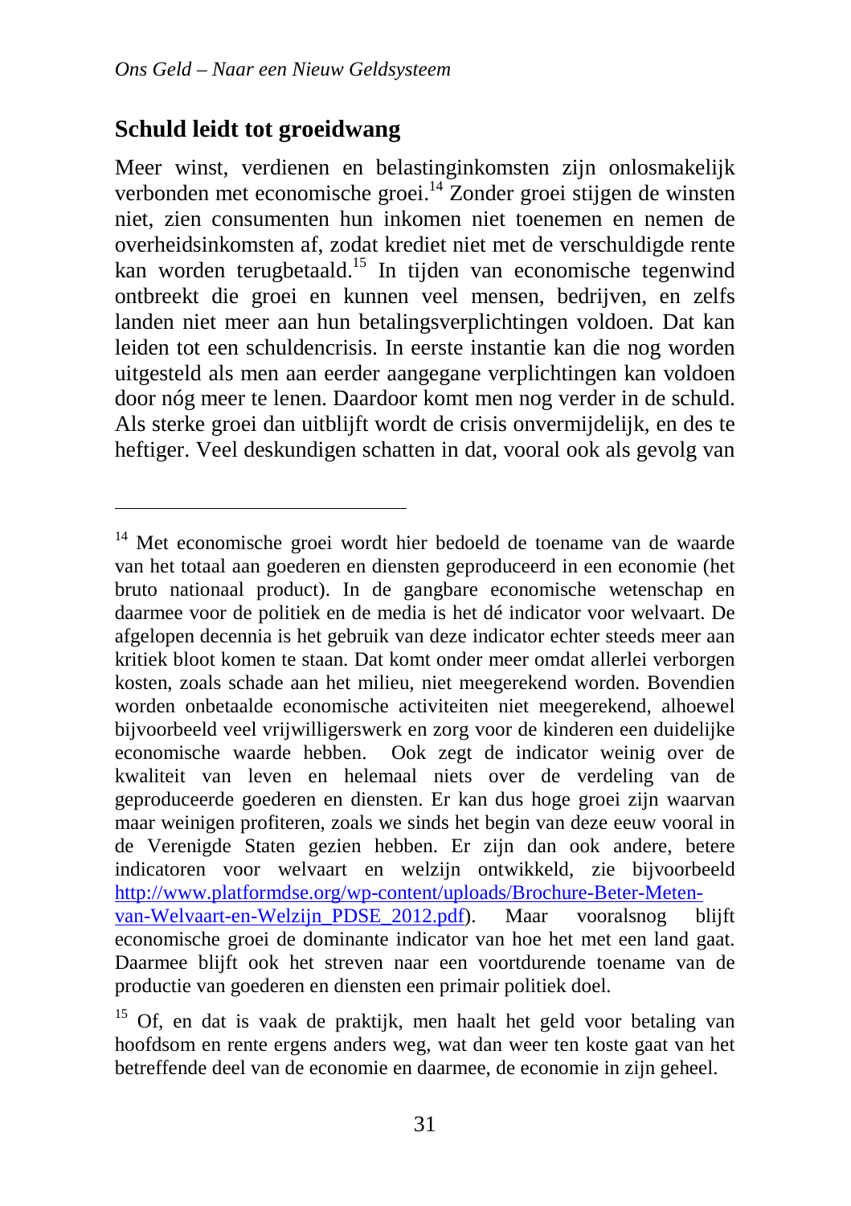## Schuld leidt tot groeidwang

Meer winst, verdienen en belastinginkomsten zijn onlosmakelijk verbonden met economische groei.[14] Zonder groei stijgen de winsten niet, zien consumenten hun inkomen niet toenemen en nemen de overheidsinkomsten af, zodat krediet niet met de verschuldigde rente kan worden terugbetaald.[15] In tijden van economische tegenwind ontbreekt die groei en kunnen veel mensen, bedrijven, en zelfs landen niet meer aan hun betalingsverplichtingen voldoen. Dat kan leiden tot een schuldencrisis. In eerste instantie kan die nog worden uitgesteld als men aan eerder aangegane verplichtingen kan voldoen door nóg meer te lenen. Daardoor komt men nog verder in de schuld. Als sterke groei dan uitblijft wordt de crisis onvermijdelijk, en des te heftiger. Veel deskundigen schatten in dat, vooral ook als gevolg van

---

[14] Met economische groei wordt hier bedoeld de toename van de waarde van het totaal aan goederen en diensten geproduceerd in een economie (het bruto nationaal product). In de gangbare economische wetenschap en daarmee voor de politiek en de media is het dé indicator voor welvaart. De afgelopen decennia is het gebruik van deze indicator echter steeds meer aan kritiek bloot komen te staan. Dat komt onder meer omdat allerlei verborgen kosten, zoals schade aan het milieu, niet meegerekend worden. Bovendien worden onbetaalde economische activiteiten niet meegerekend, alhoewel bijvoorbeeld veel vrijwilligerswerk en zorg voor de kinderen een duidelijke economische waarde hebben. Ook zegt de indicator weinig over de kwaliteit van leven en helemaal niets over de verdeling van de geproduceerde goederen en diensten. Er kan dus hoge groei zijn waarvan maar weinigen profiteren, zoals we sinds het begin van deze eeuw vooral in de Verenigde Staten gezien hebben. Er zijn dan ook andere, betere indicatoren voor welvaart en welzijn ontwikkeld, zie bijvoorbeeld [http://www.platformdse.org/wp-content/uploads/Brochure-Beter-Meten-van-Welvaart-en-Welzijn_PDSE_2012.pdf](http://www.platformdse.org/wp-content/uploads/Brochure-Beter-Meten-van-Welvaart-en-Welzijn_PDSE_2012.pdf)). Maar vooralsnog blijft economische groei de dominante indicator van hoe het met een land gaat. Daarmee blijft ook het streven naar een voortdurende toename van de productie van goederen en diensten een primair politiek doel.

[15] Of, en dat is vaak de praktijk, men haalt het geld voor betaling van hoofdsom en rente ergens anders weg, wat dan weer ten koste gaat van het betreffende deel van de economie en daarmee, de economie in zijn geheel.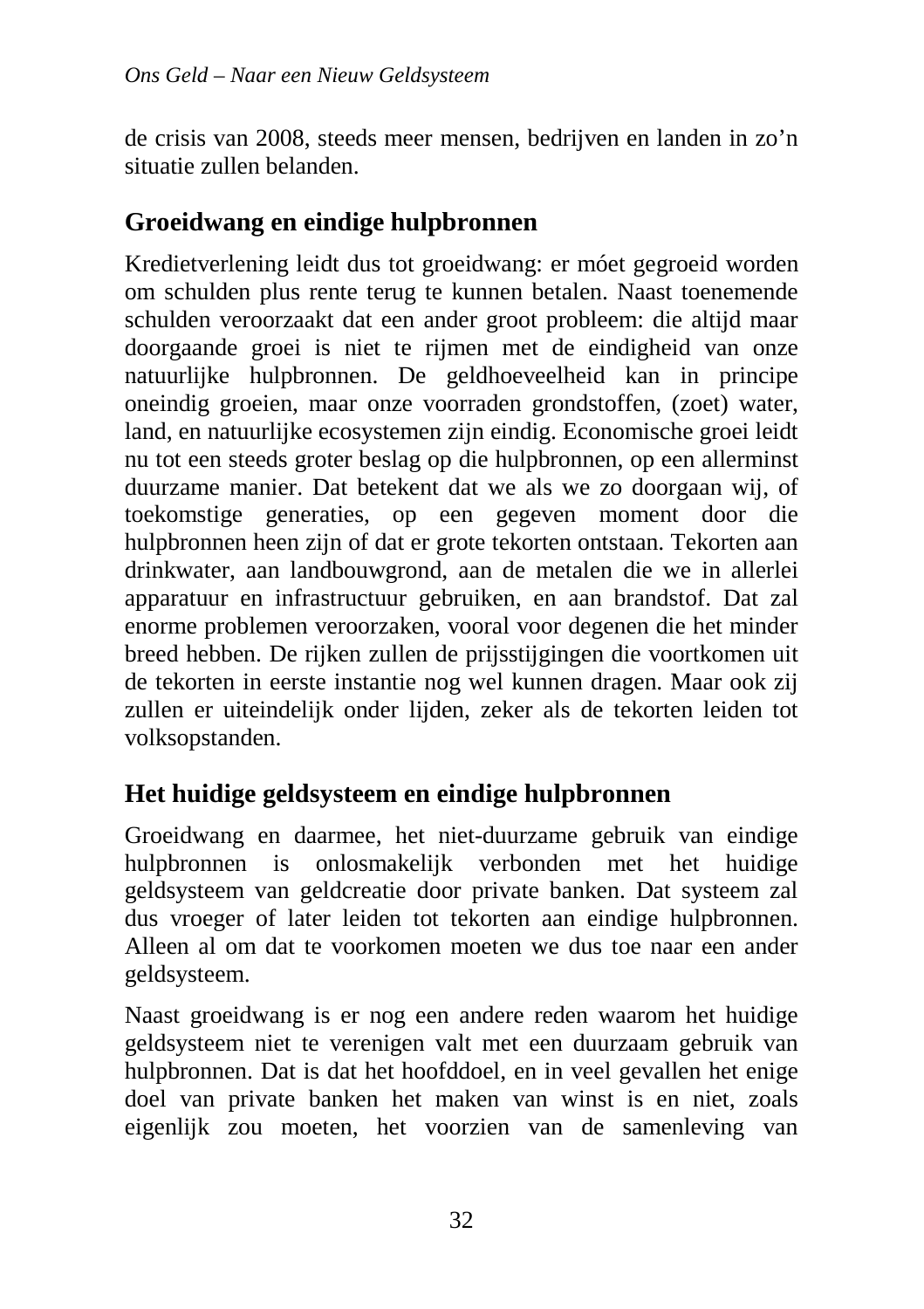de crisis van 2008, steeds meer mensen, bedrijven en landen in zo'n situatie zullen belanden.

## Groeidwang en eindige hulpbronnen

Kredietverlening leidt dus tot groeidwang: er móet gegroeid worden om schulden plus rente terug te kunnen betalen. Naast toenemende schulden veroorzaakt dat een ander groot probleem: die altijd maar doorgaande groei is niet te rijmen met de eindigheid van onze natuurlijke hulpbronnen. De geldhoeveelheid kan in principe oneindig groeien, maar onze voorraden grondstoffen, (zoet) water, land, en natuurlijke ecosystemen zijn eindig. Economische groei leidt nu tot een steeds groter beslag op die hulpbronnen, op een allerminst duurzame manier. Dat betekent dat we als we zo doorgaan wij, of toekomstige generaties, op een gegeven moment door die hulpbronnen heen zijn of dat er grote tekorten ontstaan. Tekorten aan drinkwater, aan landbouwgrond, aan de metalen die we in allerlei apparatuur en infrastructuur gebruiken, en aan brandstof. Dat zal enorme problemen veroorzaken, vooral voor degenen die het minder breed hebben. De rijken zullen de prijsstijgingen die voortkomen uit de tekorten in eerste instantie nog wel kunnen dragen. Maar ook zij zullen er uiteindelijk onder lijden, zeker als de tekorten leiden tot volksopstanden.

## Het huidige geldsysteem en eindige hulpbronnen

Groeidwang en daarmee, het niet-duurzame gebruik van eindige hulpbronnen is onlosmakelijk verbonden met het huidige geldsysteem van geldcreatie door private banken. Dat systeem zal dus vroeger of later leiden tot tekorten aan eindige hulpbronnen. Alleen al om dat te voorkomen moeten we dus toe naar een ander geldsysteem.

Naast groeidwang is er nog een andere reden waarom het huidige geldsysteem niet te verenigen valt met een duurzaam gebruik van hulpbronnen. Dat is dat het hoofddoel, en in veel gevallen het enige doel van private banken het maken van winst is en niet, zoals eigenlijk zou moeten, het voorzien van de samenleving van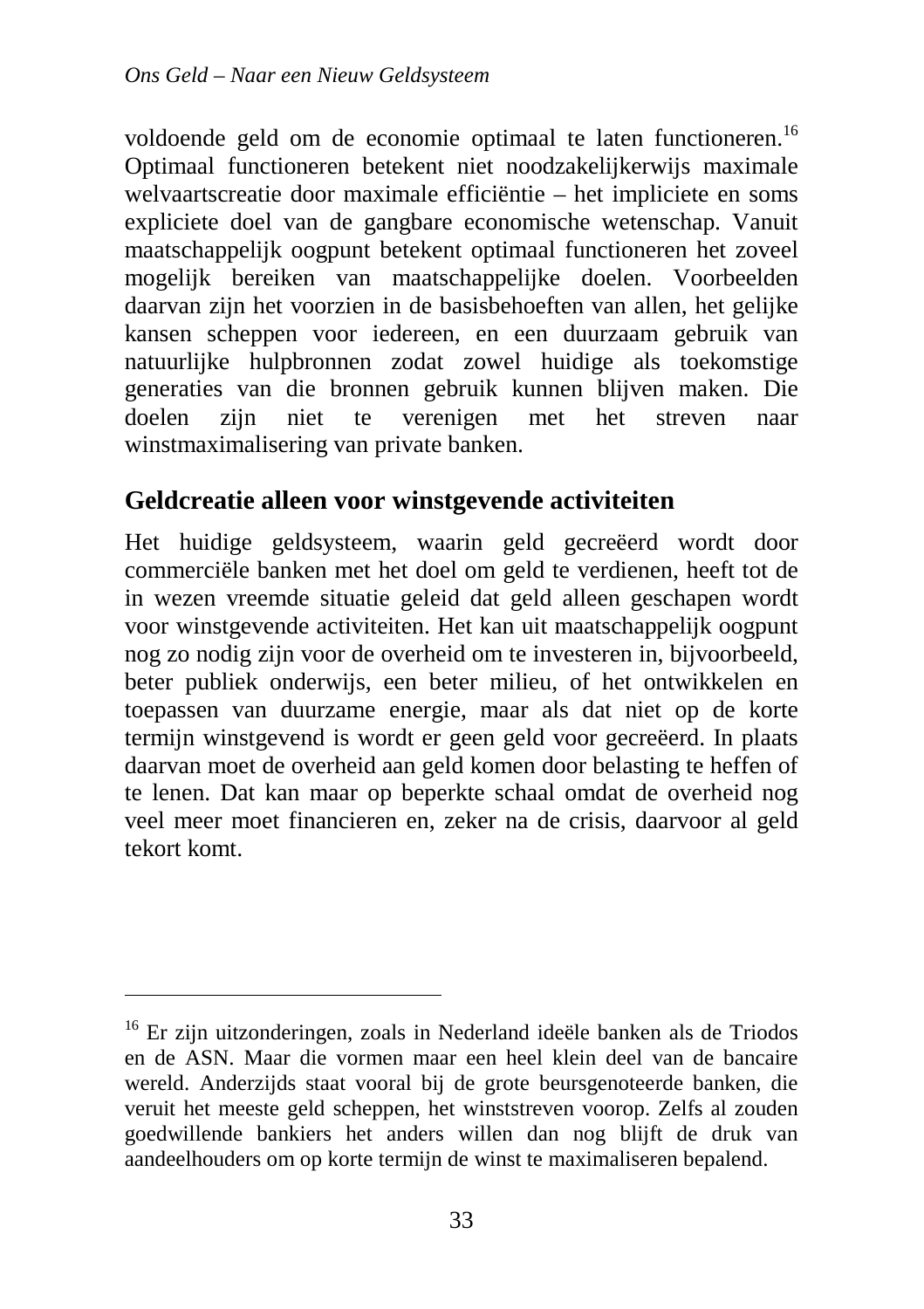voldoende geld om de economie optimaal te laten functioneren.[16] Optimaal functioneren betekent niet noodzakelijkerwijs maximale welvaartscreatie door maximale efficiëntie – het impliciete en soms expliciete doel van de gangbare economische wetenschap. Vanuit maatschappelijk oogpunt betekent optimaal functioneren het zoveel mogelijk bereiken van maatschappelijke doelen. Voorbeelden daarvan zijn het voorzien in de basisbehoeften van allen, het gelijke kansen scheppen voor iedereen, en een duurzaam gebruik van natuurlijke hulpbronnen zodat zowel huidige als toekomstige generaties van die bronnen gebruik kunnen blijven maken. Die doelen zijn niet te verenigen met het streven naar winstmaximalisering van private banken.

## Geldcreatie alleen voor winstgevende activiteiten

Het huidige geldsysteem, waarin geld gecreëerd wordt door commerciële banken met het doel om geld te verdienen, heeft tot de in wezen vreemde situatie geleid dat geld alleen geschapen wordt voor winstgevende activiteiten. Het kan uit maatschappelijk oogpunt nog zo nodig zijn voor de overheid om te investeren in, bijvoorbeeld, beter publiek onderwijs, een beter milieu, of het ontwikkelen en toepassen van duurzame energie, maar als dat niet op de korte termijn winstgevend is wordt er geen geld voor gecreëerd. In plaats daarvan moet de overheid aan geld komen door belasting te heffen of te lenen. Dat kan maar op beperkte schaal omdat de overheid nog veel meer moet financieren en, zeker na de crisis, daarvoor al geld tekort komt.

---

[16] Er zijn uitzonderingen, zoals in Nederland ideële banken als de Triodos en de ASN. Maar die vormen maar een heel klein deel van de bancaire wereld. Anderzijds staat vooral bij de grote beursgenoteerde banken, die veruit het meeste geld scheppen, het winststreven voorop. Zelfs al zouden goedwillende bankiers het anders willen dan nog blijft de druk van aandeelhouders om op korte termijn de winst te maximaliseren bepalend.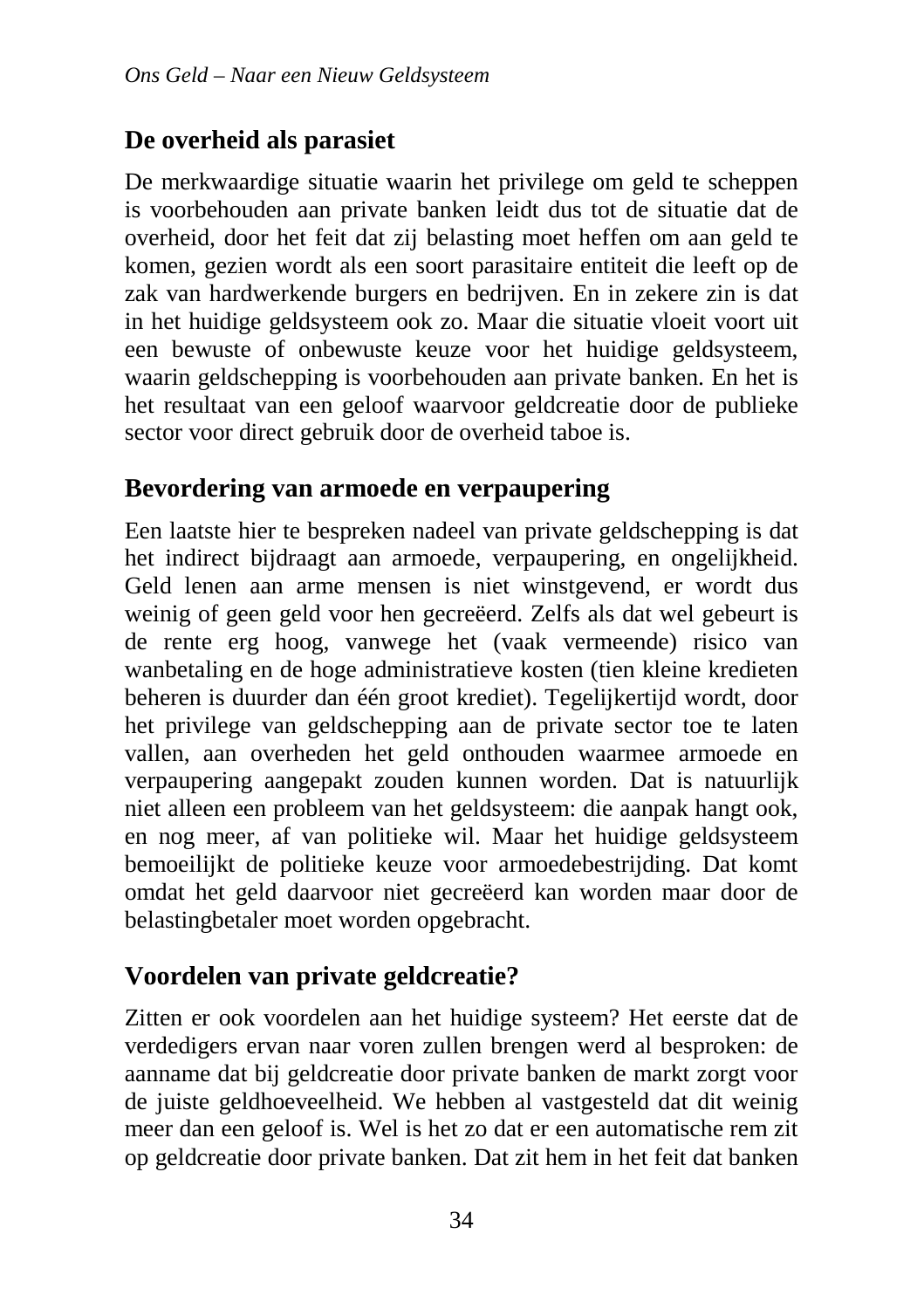## De overheid als parasiet

De merkwaardige situatie waarin het privilege om geld te scheppen is voorbehouden aan private banken leidt dus tot de situatie dat de overheid, door het feit dat zij belasting moet heffen om aan geld te komen, gezien wordt als een soort parasitaire entiteit die leeft op de zak van hardwerkende burgers en bedrijven. En in zekere zin is dat in het huidige geldsysteem ook zo. Maar die situatie vloeit voort uit een bewuste of onbewuste keuze voor het huidige geldsysteem, waarin geldschepping is voorbehouden aan private banken. En het is het resultaat van een geloof waarvoor geldcreatie door de publieke sector voor direct gebruik door de overheid taboe is.

## Bevordering van armoede en verpaupering

Een laatste hier te bespreken nadeel van private geldschepping is dat het indirect bijdraagt aan armoede, verpaupering, en ongelijkheid. Geld lenen aan arme mensen is niet winstgevend, er wordt dus weinig of geen geld voor hen gecreëerd. Zelfs als dat wel gebeurt is de rente erg hoog, vanwege het (vaak vermeende) risico van wanbetaling en de hoge administratieve kosten (tien kleine kredieten beheren is duurder dan één groot krediet). Tegelijkertijd wordt, door het privilege van geldschepping aan de private sector toe te laten vallen, aan overheden het geld onthouden waarmee armoede en verpaupering aangepakt zouden kunnen worden. Dat is natuurlijk niet alleen een probleem van het geldsysteem: die aanpak hangt ook, en nog meer, af van politieke wil. Maar het huidige geldsysteem bemoeilijkt de politieke keuze voor armoedebestrijding. Dat komt omdat het geld daarvoor niet gecreëerd kan worden maar door de belastingbetaler moet worden opgebracht.

## Voordelen van private geldcreatie?

Zitten er ook voordelen aan het huidige systeem? Het eerste dat de verdedigers ervan naar voren zullen brengen werd al besproken: de aanname dat bij geldcreatie door private banken de markt zorgt voor de juiste geldhoeveelheid. We hebben al vastgesteld dat dit weinig meer dan een geloof is. Wel is het zo dat er een automatische rem zit op geldcreatie door private banken. Dat zit hem in het feit dat banken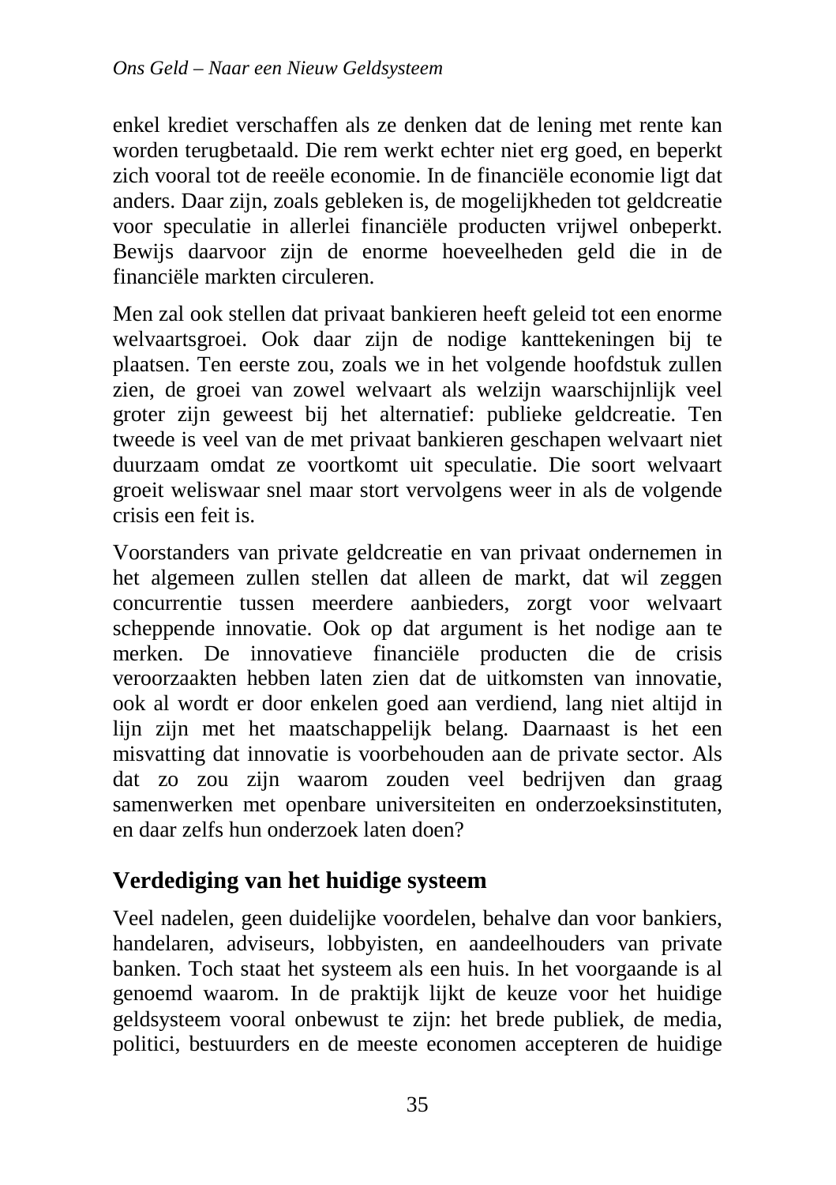enkel krediet verschaffen als ze denken dat de lening met rente kan worden terugbetaald. Die rem werkt echter niet erg goed, en beperkt zich vooral tot de reeële economie. In de financiële economie ligt dat anders. Daar zijn, zoals gebleken is, de mogelijkheden tot geldcreatie voor speculatie in allerlei financiële producten vrijwel onbeperkt. Bewijs daarvoor zijn de enorme hoeveelheden geld die in de financiële markten circuleren.

Men zal ook stellen dat privaat bankieren heeft geleid tot een enorme welvaartsgroei. Ook daar zijn de nodige kanttekeningen bij te plaatsen. Ten eerste zou, zoals we in het volgende hoofdstuk zullen zien, de groei van zowel welvaart als welzijn waarschijnlijk veel groter zijn geweest bij het alternatief: publieke geldcreatie. Ten tweede is veel van de met privaat bankieren geschapen welvaart niet duurzaam omdat ze voortkomt uit speculatie. Die soort welvaart groeit weliswaar snel maar stort vervolgens weer in als de volgende crisis een feit is.

Voorstanders van private geldcreatie en van privaat ondernemen in het algemeen zullen stellen dat alleen de markt, dat wil zeggen concurrentie tussen meerdere aanbieders, zorgt voor welvaart scheppende innovatie. Ook op dat argument is het nodige aan te merken. De innovatieve financiële producten die de crisis veroorzaakten hebben laten zien dat de uitkomsten van innovatie, ook al wordt er door enkelen goed aan verdiend, lang niet altijd in lijn zijn met het maatschappelijk belang. Daarnaast is het een misvatting dat innovatie is voorbehouden aan de private sector. Als dat zo zou zijn waarom zouden veel bedrijven dan graag samenwerken met openbare universiteiten en onderzoeksinstituten, en daar zelfs hun onderzoek laten doen?

## Verdediging van het huidige systeem

Veel nadelen, geen duidelijke voordelen, behalve dan voor bankiers, handelaren, adviseurs, lobbyisten, en aandeelhouders van private banken. Toch staat het systeem als een huis. In het voorgaande is al genoemd waarom. In de praktijk lijkt de keuze voor het huidige geldsysteem vooral onbewust te zijn: het brede publiek, de media, politici, bestuurders en de meeste economen accepteren de huidige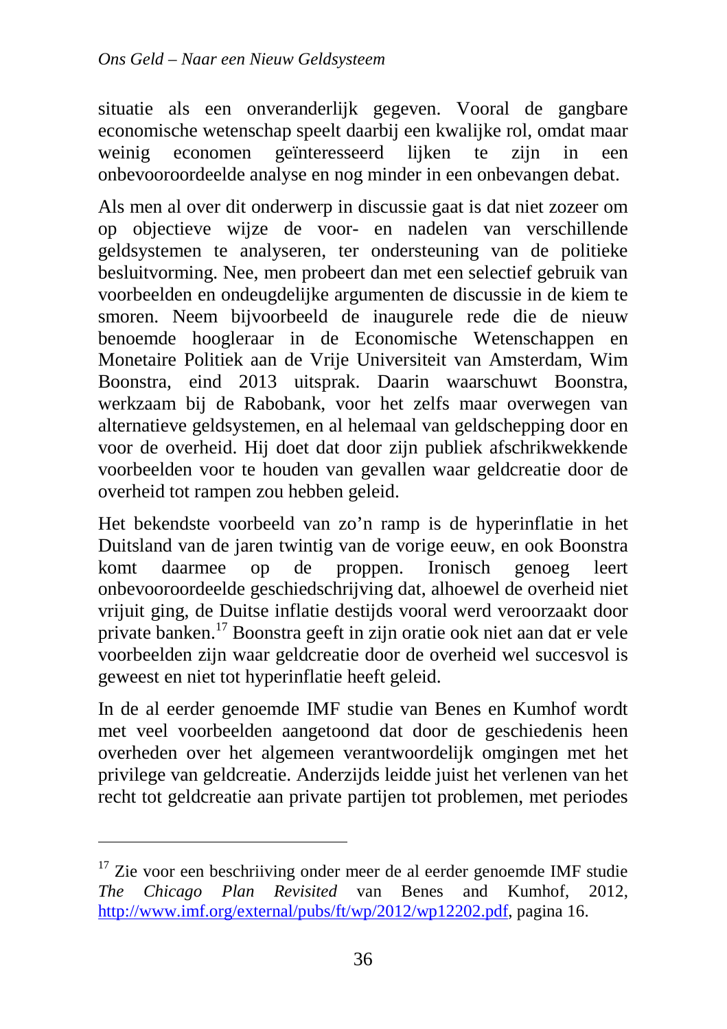situatie als een onveranderlijk gegeven. Vooral de gangbare economische wetenschap speelt daarbij een kwalijke rol, omdat maar weinig economen geïnteresseerd lijken te zijn in een onbevooroordeelde analyse en nog minder in een onbevangen debat.

Als men al over dit onderwerp in discussie gaat is dat niet zozeer om op objectieve wijze de voor- en nadelen van verschillende geldsystemen te analyseren, ter ondersteuning van de politieke besluitvorming. Nee, men probeert dan met een selectief gebruik van voorbeelden en ondeugdelijke argumenten de discussie in de kiem te smoren. Neem bijvoorbeeld de inaugurele rede die de nieuw benoemde hoogleraar in de Economische Wetenschappen en Monetaire Politiek aan de Vrije Universiteit van Amsterdam, Wim Boonstra, eind 2013 uitsprak. Daarin waarschuwt Boonstra, werkzaam bij de Rabobank, voor het zelfs maar overwegen van alternatieve geldsystemen, en al helemaal van geldschepping door en voor de overheid. Hij doet dat door zijn publiek afschrikwekkende voorbeelden voor te houden van gevallen waar geldcreatie door de overheid tot rampen zou hebben geleid.

Het bekendste voorbeeld van zo'n ramp is de hyperinflatie in het Duitsland van de jaren twintig van de vorige eeuw, en ook Boonstra komt daarmee op de proppen. Ironisch genoeg leert onbevooroordeelde geschiedschrijving dat, alhoewel de overheid niet vrijuit ging, de Duitse inflatie destijds vooral werd veroorzaakt door private banken.[17] Boonstra geeft in zijn oratie ook niet aan dat er vele voorbeelden zijn waar geldcreatie door de overheid wel succesvol is geweest en niet tot hyperinflatie heeft geleid.

In de al eerder genoemde IMF studie van Benes en Kumhof wordt met veel voorbeelden aangetoond dat door de geschiedenis heen overheden over het algemeen verantwoordelijk omgingen met het privilege van geldcreatie. Anderzijds leidde juist het verlenen van het recht tot geldcreatie aan private partijen tot problemen, met periodes

---

[17] Zie voor een beschriiving onder meer de al eerder genoemde IMF studie *The Chicago Plan Revisited* van Benes and Kumhof, 2012, http://www.imf.org/external/pubs/ft/wp/2012/wp12202.pdf, pagina 16.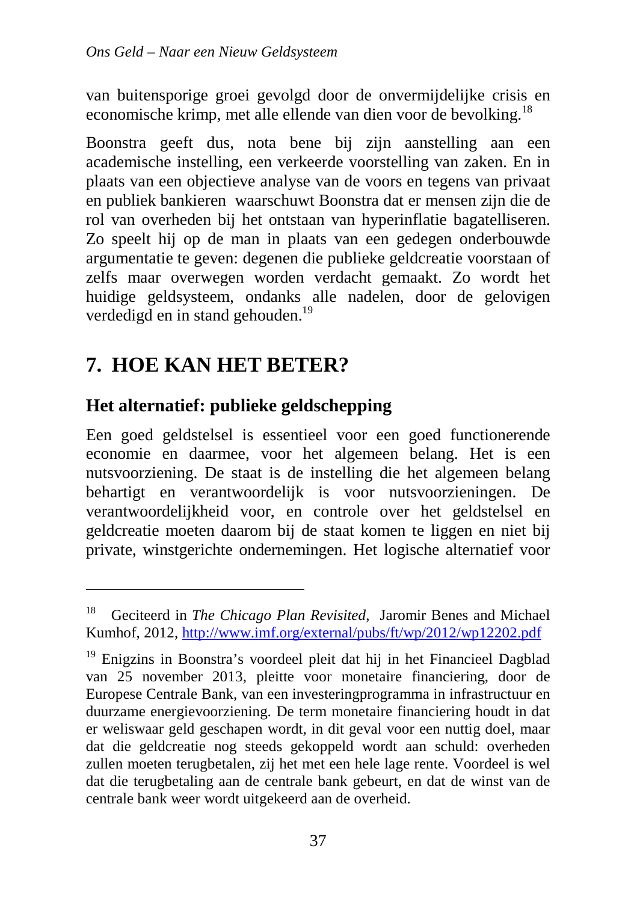van buitensporige groei gevolgd door de onvermijdelijke crisis en economische krimp, met alle ellende van dien voor de bevolking.[18]

Boonstra geeft dus, nota bene bij zijn aanstelling aan een academische instelling, een verkeerde voorstelling van zaken. En in plaats van een objectieve analyse van de voors en tegens van privaat en publiek bankieren waarschuwt Boonstra dat er mensen zijn die de rol van overheden bij het ontstaan van hyperinflatie bagatelliseren. Zo speelt hij op de man in plaats van een gedegen onderbouwde argumentatie te geven: degenen die publieke geldcreatie voorstaan of zelfs maar overwegen worden verdacht gemaakt. Zo wordt het huidige geldsysteem, ondanks alle nadelen, door de gelovigen verdedigd en in stand gehouden.[19]

# 7. HOE KAN HET BETER?

## Het alternatief: publieke geldschepping

Een goed geldstelsel is essentieel voor een goed functionerende economie en daarmee, voor het algemeen belang. Het is een nutsvoorziening. De staat is de instelling die het algemeen belang behartigt en verantwoordelijk is voor nutsvoorzieningen. De verantwoordelijkheid voor, en controle over het geldstelsel en geldcreatie moeten daarom bij de staat komen te liggen en niet bij private, winstgerichte ondernemingen. Het logische alternatief voor

---

[18] Geciteerd in *The Chicago Plan Revisited*, Jaromir Benes and Michael Kumhof, 2012, http://www.imf.org/external/pubs/ft/wp/2012/wp12202.pdf

[19] Enigzins in Boonstra's voordeel pleit dat hij in het Financieel Dagblad van 25 november 2013, pleitte voor monetaire financiering, door de Europese Centrale Bank, van een investeringprogramma in infrastructuur en duurzame energievoorziening. De term monetaire financiering houdt in dat er weliswaar geld geschapen wordt, in dit geval voor een nuttig doel, maar dat die geldcreatie nog steeds gekoppeld wordt aan schuld: overheden zullen moeten terugbetalen, zij het met een hele lage rente. Voordeel is wel dat die terugbetaling aan de centrale bank gebeurt, en dat de winst van de centrale bank weer wordt uitgekeerd aan de overheid.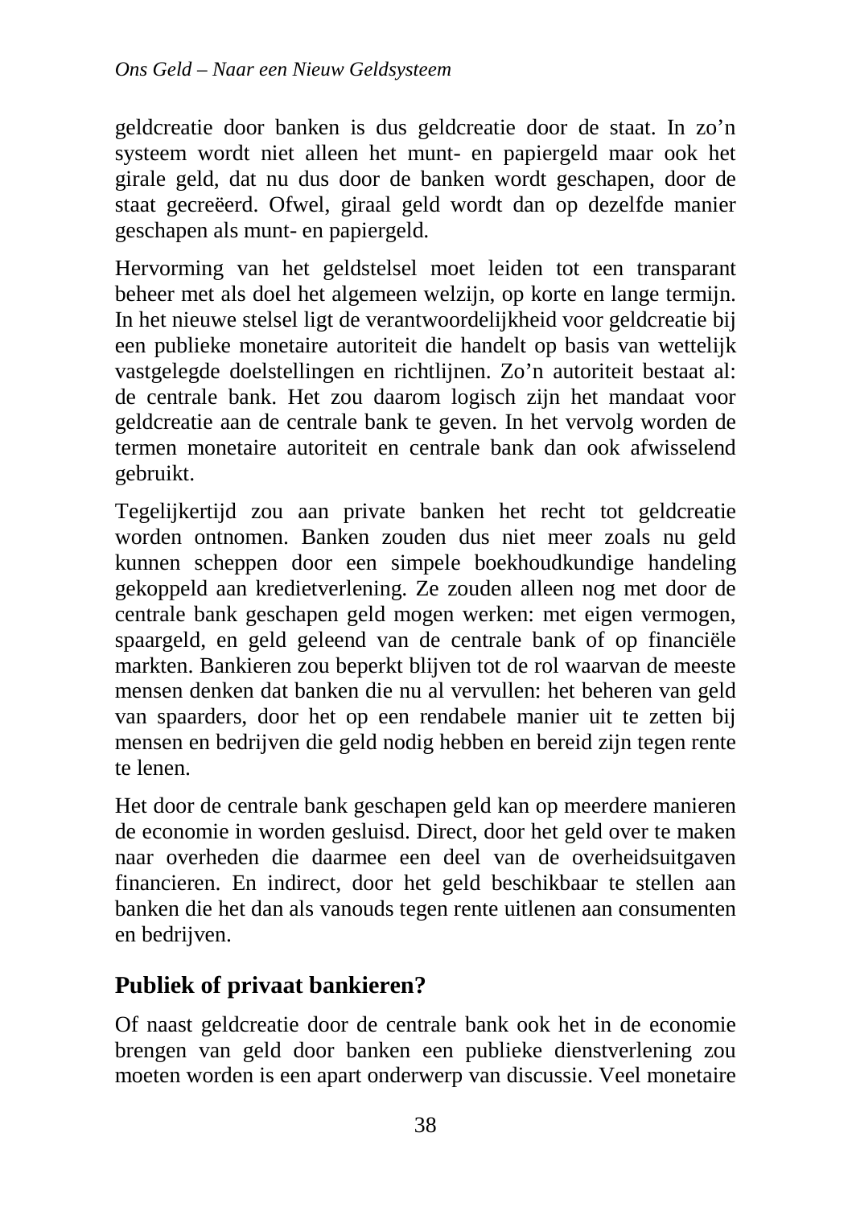geldcreatie door banken is dus geldcreatie door de staat. In zo'n systeem wordt niet alleen het munt- en papiergeld maar ook het girale geld, dat nu dus door de banken wordt geschapen, door de staat gecreëerd. Ofwel, giraal geld wordt dan op dezelfde manier geschapen als munt- en papiergeld.

Hervorming van het geldstelsel moet leiden tot een transparant beheer met als doel het algemeen welzijn, op korte en lange termijn. In het nieuwe stelsel ligt de verantwoordelijkheid voor geldcreatie bij een publieke monetaire autoriteit die handelt op basis van wettelijk vastgelegde doelstellingen en richtlijnen. Zo'n autoriteit bestaat al: de centrale bank. Het zou daarom logisch zijn het mandaat voor geldcreatie aan de centrale bank te geven. In het vervolg worden de termen monetaire autoriteit en centrale bank dan ook afwisselend gebruikt.

Tegelijkertijd zou aan private banken het recht tot geldcreatie worden ontnomen. Banken zouden dus niet meer zoals nu geld kunnen scheppen door een simpele boekhoudkundige handeling gekoppeld aan kredietverlening. Ze zouden alleen nog met door de centrale bank geschapen geld mogen werken: met eigen vermogen, spaargeld, en geld geleend van de centrale bank of op financiële markten. Bankieren zou beperkt blijven tot de rol waarvan de meeste mensen denken dat banken die nu al vervullen: het beheren van geld van spaarders, door het op een rendabele manier uit te zetten bij mensen en bedrijven die geld nodig hebben en bereid zijn tegen rente te lenen.

Het door de centrale bank geschapen geld kan op meerdere manieren de economie in worden gesluisd. Direct, door het geld over te maken naar overheden die daarmee een deel van de overheidsuitgaven financieren. En indirect, door het geld beschikbaar te stellen aan banken die het dan als vanouds tegen rente uitlenen aan consumenten en bedrijven.

## Publiek of privaat bankieren?

Of naast geldcreatie door de centrale bank ook het in de economie brengen van geld door banken een publieke dienstverlening zou moeten worden is een apart onderwerp van discussie. Veel monetaire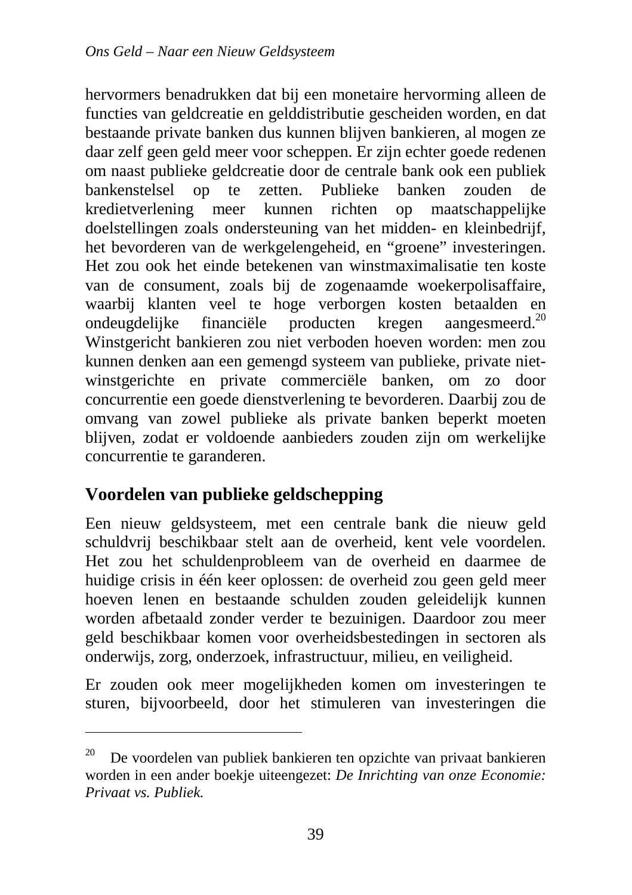hervormers benadrukken dat bij een monetaire hervorming alleen de functies van geldcreatie en gelddistributie gescheiden worden, en dat bestaande private banken dus kunnen blijven bankieren, al mogen ze daar zelf geen geld meer voor scheppen. Er zijn echter goede redenen om naast publieke geldcreatie door de centrale bank ook een publiek bankenstelsel op te zetten. Publieke banken zouden de kredietverlening meer kunnen richten op maatschappelijke doelstellingen zoals ondersteuning van het midden- en kleinbedrijf, het bevorderen van de werkgelengeheid, en "groene" investeringen. Het zou ook het einde betekenen van winstmaximalisatie ten koste van de consument, zoals bij de zogenaamde woekerpolisaffaire, waarbij klanten veel te hoge verborgen kosten betaalden en ondeugdelijke financiële producten kregen aangesmeerd.[20] Winstgericht bankieren zou niet verboden hoeven worden: men zou kunnen denken aan een gemengd systeem van publieke, private niet-winstgerichte en private commerciële banken, om zo door concurrentie een goede dienstverlening te bevorderen. Daarbij zou de omvang van zowel publieke als private banken beperkt moeten blijven, zodat er voldoende aanbieders zouden zijn om werkelijke concurrentie te garanderen.

## Voordelen van publieke geldschepping

Een nieuw geldsysteem, met een centrale bank die nieuw geld schuldvrij beschikbaar stelt aan de overheid, kent vele voordelen. Het zou het schuldenprobleem van de overheid en daarmee de huidige crisis in één keer oplossen: de overheid zou geen geld meer hoeven lenen en bestaande schulden zouden geleidelijk kunnen worden afbetaald zonder verder te bezuinigen. Daardoor zou meer geld beschikbaar komen voor overheidsbestedingen in sectoren als onderwijs, zorg, onderzoek, infrastructuur, milieu, en veiligheid.

Er zouden ook meer mogelijkheden komen om investeringen te sturen, bijvoorbeeld, door het stimuleren van investeringen die

---

[20] De voordelen van publiek bankieren ten opzichte van privaat bankieren worden in een ander boekje uiteengezet: *De Inrichting van onze Economie: Privaat vs. Publiek.*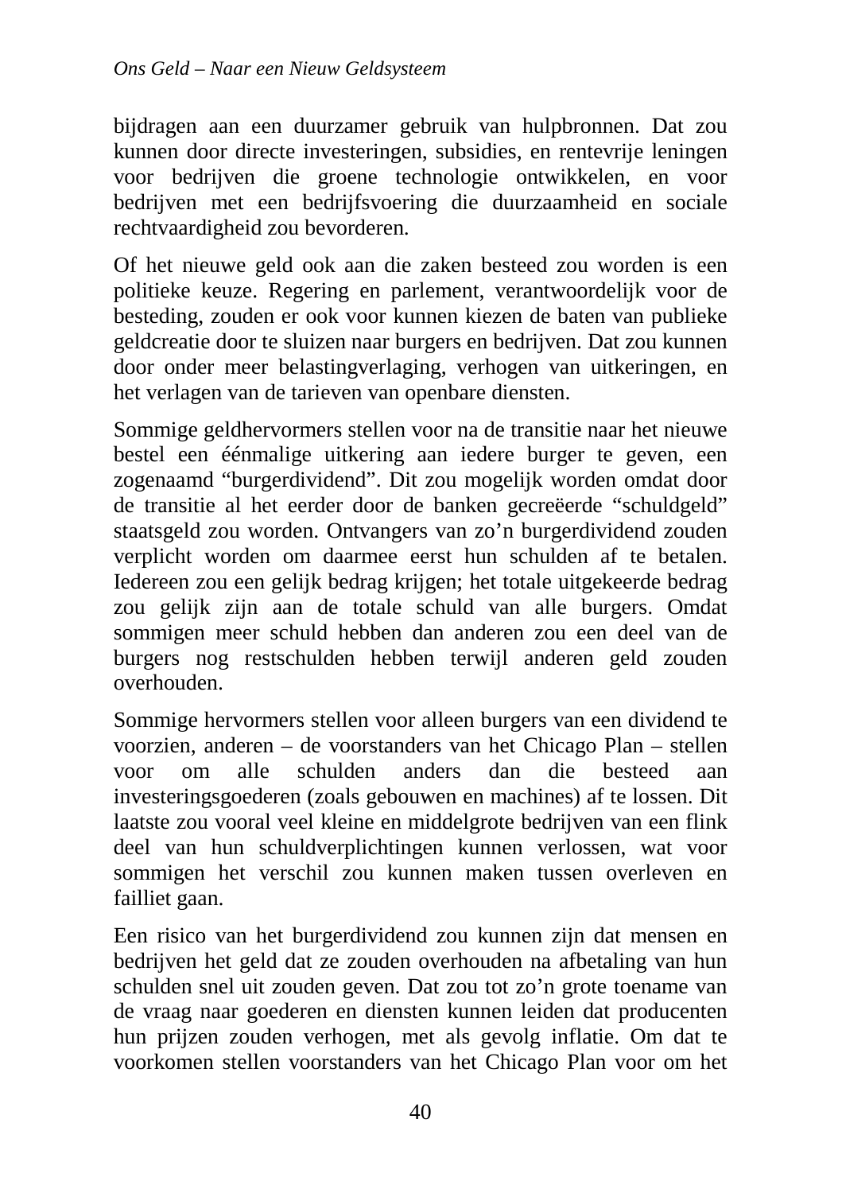bijdragen aan een duurzamer gebruik van hulpbronnen. Dat zou kunnen door directe investeringen, subsidies, en rentevrije leningen voor bedrijven die groene technologie ontwikkelen, en voor bedrijven met een bedrijfsvoering die duurzaamheid en sociale rechtvaardigheid zou bevorderen.

Of het nieuwe geld ook aan die zaken besteed zou worden is een politieke keuze. Regering en parlement, verantwoordelijk voor de besteding, zouden er ook voor kunnen kiezen de baten van publieke geldcreatie door te sluizen naar burgers en bedrijven. Dat zou kunnen door onder meer belastingverlaging, verhogen van uitkeringen, en het verlagen van de tarieven van openbare diensten.

Sommige geldhervormers stellen voor na de transitie naar het nieuwe bestel een éénmalige uitkering aan iedere burger te geven, een zogenaamd "burgerdividend". Dit zou mogelijk worden omdat door de transitie al het eerder door de banken gecreëerde "schuldgeld" staatsgeld zou worden. Ontvangers van zo'n burgerdividend zouden verplicht worden om daarmee eerst hun schulden af te betalen. Iedereen zou een gelijk bedrag krijgen; het totale uitgekeerde bedrag zou gelijk zijn aan de totale schuld van alle burgers. Omdat sommigen meer schuld hebben dan anderen zou een deel van de burgers nog restschulden hebben terwijl anderen geld zouden overhouden.

Sommige hervormers stellen voor alleen burgers van een dividend te voorzien, anderen – de voorstanders van het Chicago Plan – stellen voor om alle schulden anders dan die besteed aan investeringsgoederen (zoals gebouwen en machines) af te lossen. Dit laatste zou vooral veel kleine en middelgrote bedrijven van een flink deel van hun schuldverplichtingen kunnen verlossen, wat voor sommigen het verschil zou kunnen maken tussen overleven en failliet gaan.

Een risico van het burgerdividend zou kunnen zijn dat mensen en bedrijven het geld dat ze zouden overhouden na afbetaling van hun schulden snel uit zouden geven. Dat zou tot zo'n grote toename van de vraag naar goederen en diensten kunnen leiden dat producenten hun prijzen zouden verhogen, met als gevolg inflatie. Om dat te voorkomen stellen voorstanders van het Chicago Plan voor om het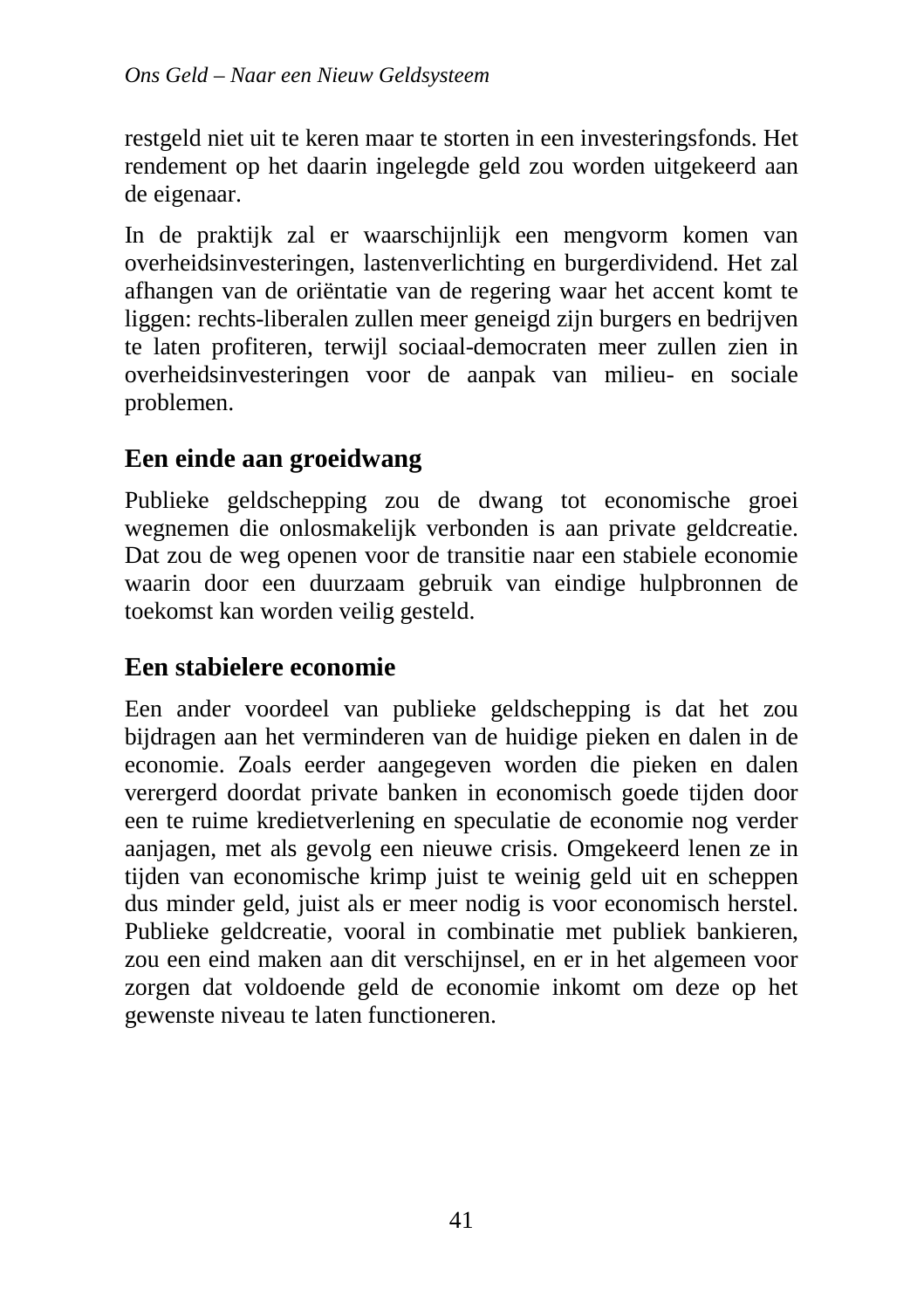restgeld niet uit te keren maar te storten in een investeringsfonds. Het rendement op het daarin ingelegde geld zou worden uitgekeerd aan de eigenaar.

In de praktijk zal er waarschijnlijk een mengvorm komen van overheidsinvesteringen, lastenverlichting en burgerdividend. Het zal afhangen van de oriëntatie van de regering waar het accent komt te liggen: rechts-liberalen zullen meer geneigd zijn burgers en bedrijven te laten profiteren, terwijl sociaal-democraten meer zullen zien in overheidsinvesteringen voor de aanpak van milieu- en sociale problemen.

## Een einde aan groeidwang

Publieke geldschepping zou de dwang tot economische groei wegnemen die onlosmakelijk verbonden is aan private geldcreatie. Dat zou de weg openen voor de transitie naar een stabiele economie waarin door een duurzaam gebruik van eindige hulpbronnen de toekomst kan worden veilig gesteld.

## Een stabielere economie

Een ander voordeel van publieke geldschepping is dat het zou bijdragen aan het verminderen van de huidige pieken en dalen in de economie. Zoals eerder aangegeven worden die pieken en dalen verergerd doordat private banken in economisch goede tijden door een te ruime kredietverlening en speculatie de economie nog verder aanjagen, met als gevolg een nieuwe crisis. Omgekeerd lenen ze in tijden van economische krimp juist te weinig geld uit en scheppen dus minder geld, juist als er meer nodig is voor economisch herstel. Publieke geldcreatie, vooral in combinatie met publiek bankieren, zou een eind maken aan dit verschijnsel, en er in het algemeen voor zorgen dat voldoende geld de economie inkomt om deze op het gewenste niveau te laten functioneren.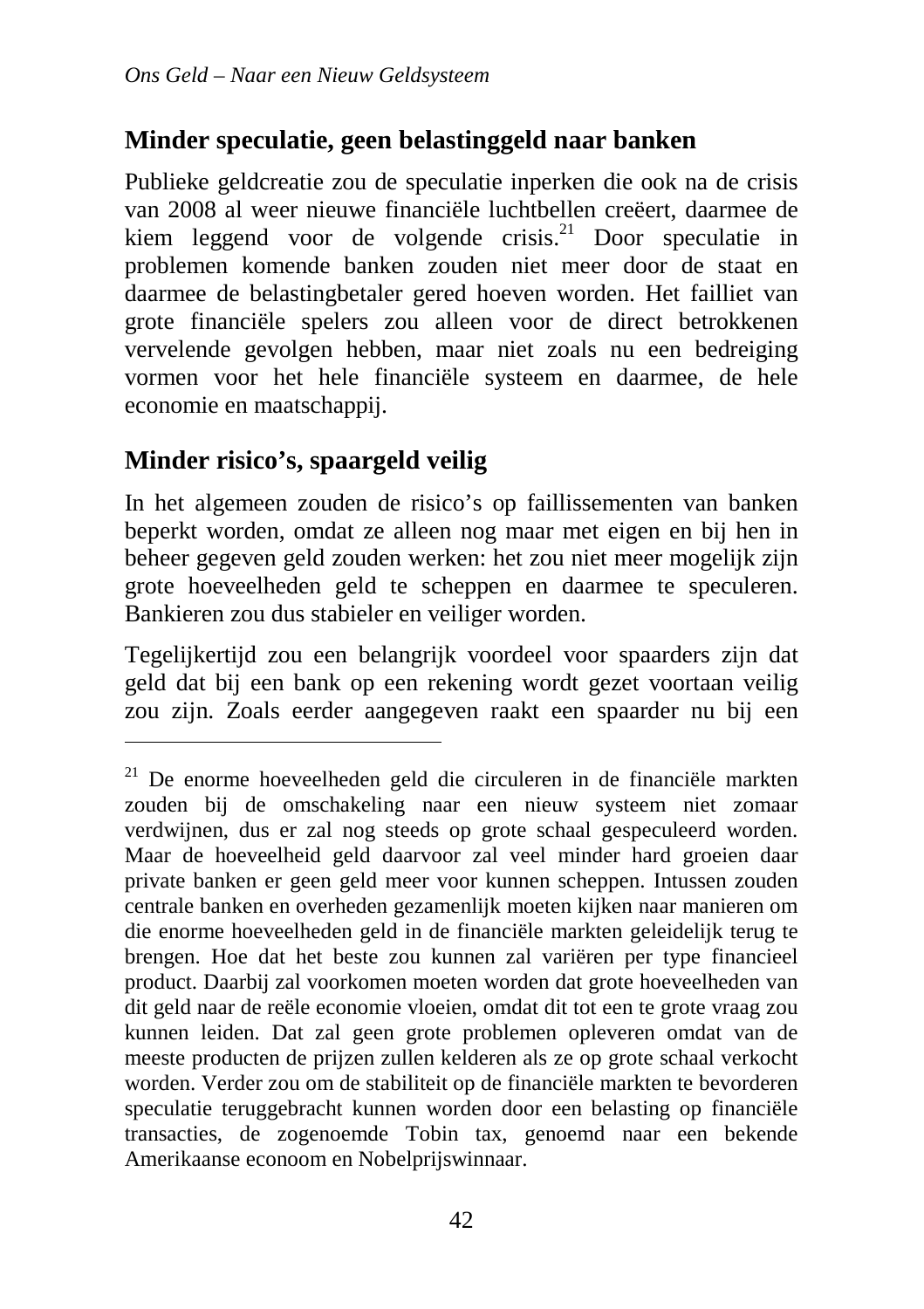## Minder speculatie, geen belastinggeld naar banken

Publieke geldcreatie zou de speculatie inperken die ook na de crisis van 2008 al weer nieuwe financiële luchtbellen creëert, daarmee de kiem leggend voor de volgende crisis.[21] Door speculatie in problemen komende banken zouden niet meer door de staat en daarmee de belastingbetaler gered hoeven worden. Het failliet van grote financiële spelers zou alleen voor de direct betrokkenen vervelende gevolgen hebben, maar niet zoals nu een bedreiging vormen voor het hele financiële systeem en daarmee, de hele economie en maatschappij.

## Minder risico's, spaargeld veilig

In het algemeen zouden de risico's op faillissementen van banken beperkt worden, omdat ze alleen nog maar met eigen en bij hen in beheer gegeven geld zouden werken: het zou niet meer mogelijk zijn grote hoeveelheden geld te scheppen en daarmee te speculeren. Bankieren zou dus stabieler en veiliger worden.

Tegelijkertijd zou een belangrijk voordeel voor spaarders zijn dat geld dat bij een bank op een rekening wordt gezet voortaan veilig zou zijn. Zoals eerder aangegeven raakt een spaarder nu bij een

---

[21] De enorme hoeveelheden geld die circuleren in de financiële markten zouden bij de omschakeling naar een nieuw systeem niet zomaar verdwijnen, dus er zal nog steeds op grote schaal gespeculeerd worden. Maar de hoeveelheid geld daarvoor zal veel minder hard groeien daar private banken er geen geld meer voor kunnen scheppen. Intussen zouden centrale banken en overheden gezamenlijk moeten kijken naar manieren om die enorme hoeveelheden geld in de financiële markten geleidelijk terug te brengen. Hoe dat het beste zou kunnen zal variëren per type financieel product. Daarbij zal voorkomen moeten worden dat grote hoeveelheden van dit geld naar de reële economie vloeien, omdat dit tot een te grote vraag zou kunnen leiden. Dat zal geen grote problemen opleveren omdat van de meeste producten de prijzen zullen kelderen als ze op grote schaal verkocht worden. Verder zou om de stabiliteit op de financiële markten te bevorderen speculatie teruggebracht kunnen worden door een belasting op financiële transacties, de zogenoemde Tobin tax, genoemd naar een bekende Amerikaanse econoom en Nobelprijswinnaar.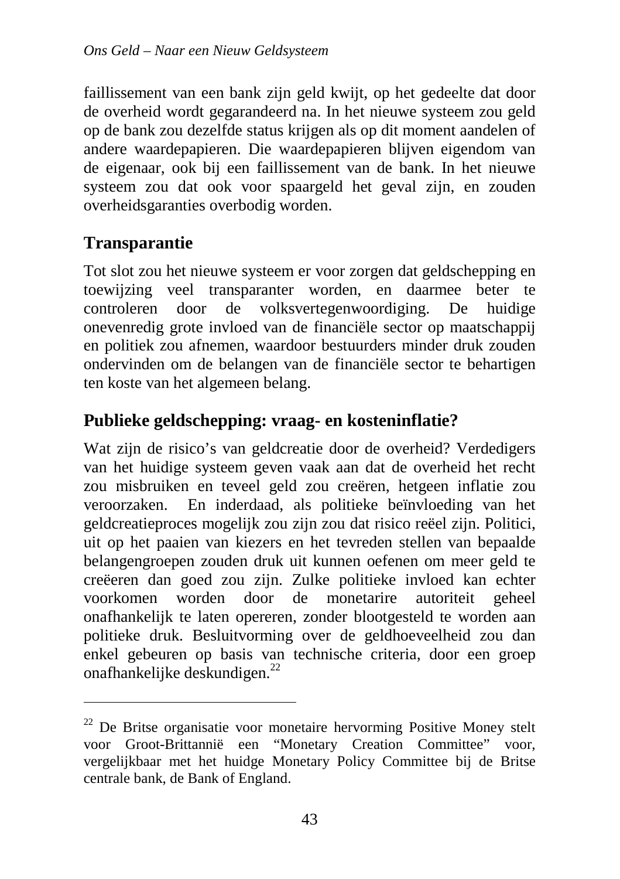faillissement van een bank zijn geld kwijt, op het gedeelte dat door de overheid wordt gegarandeerd na. In het nieuwe systeem zou geld op de bank zou dezelfde status krijgen als op dit moment aandelen of andere waardepapieren. Die waardepapieren blijven eigendom van de eigenaar, ook bij een faillissement van de bank. In het nieuwe systeem zou dat ook voor spaargeld het geval zijn, en zouden overheidsgaranties overbodig worden.

## Transparantie

Tot slot zou het nieuwe systeem er voor zorgen dat geldschepping en toewijzing veel transparanter worden, en daarmee beter te controleren door de volksvertegenwoordiging. De huidige onevenredig grote invloed van de financiële sector op maatschappij en politiek zou afnemen, waardoor bestuurders minder druk zouden ondervinden om de belangen van de financiële sector te behartigen ten koste van het algemeen belang.

## Publieke geldschepping: vraag- en kosteninflatie?

Wat zijn de risico's van geldcreatie door de overheid? Verdedigers van het huidige systeem geven vaak aan dat de overheid het recht zou misbruiken en teveel geld zou creëren, hetgeen inflatie zou veroorzaken. En inderdaad, als politieke beïnvloeding van het geldcreatieproces mogelijk zou zijn zou dat risico reëel zijn. Politici, uit op het paaien van kiezers en het tevreden stellen van bepaalde belangengroepen zouden druk uit kunnen oefenen om meer geld te creëeren dan goed zou zijn. Zulke politieke invloed kan echter voorkomen worden door de monetarire autoriteit geheel onafhankelijk te laten opereren, zonder blootgesteld te worden aan politieke druk. Besluitvorming over de geldhoeveelheid zou dan enkel gebeuren op basis van technische criteria, door een groep onafhankelijke deskundigen.[22]

---

[22] De Britse organisatie voor monetaire hervorming Positive Money stelt voor Groot-Brittannië een "Monetary Creation Committee" voor, vergelijkbaar met het huidge Monetary Policy Committee bij de Britse centrale bank, de Bank of England.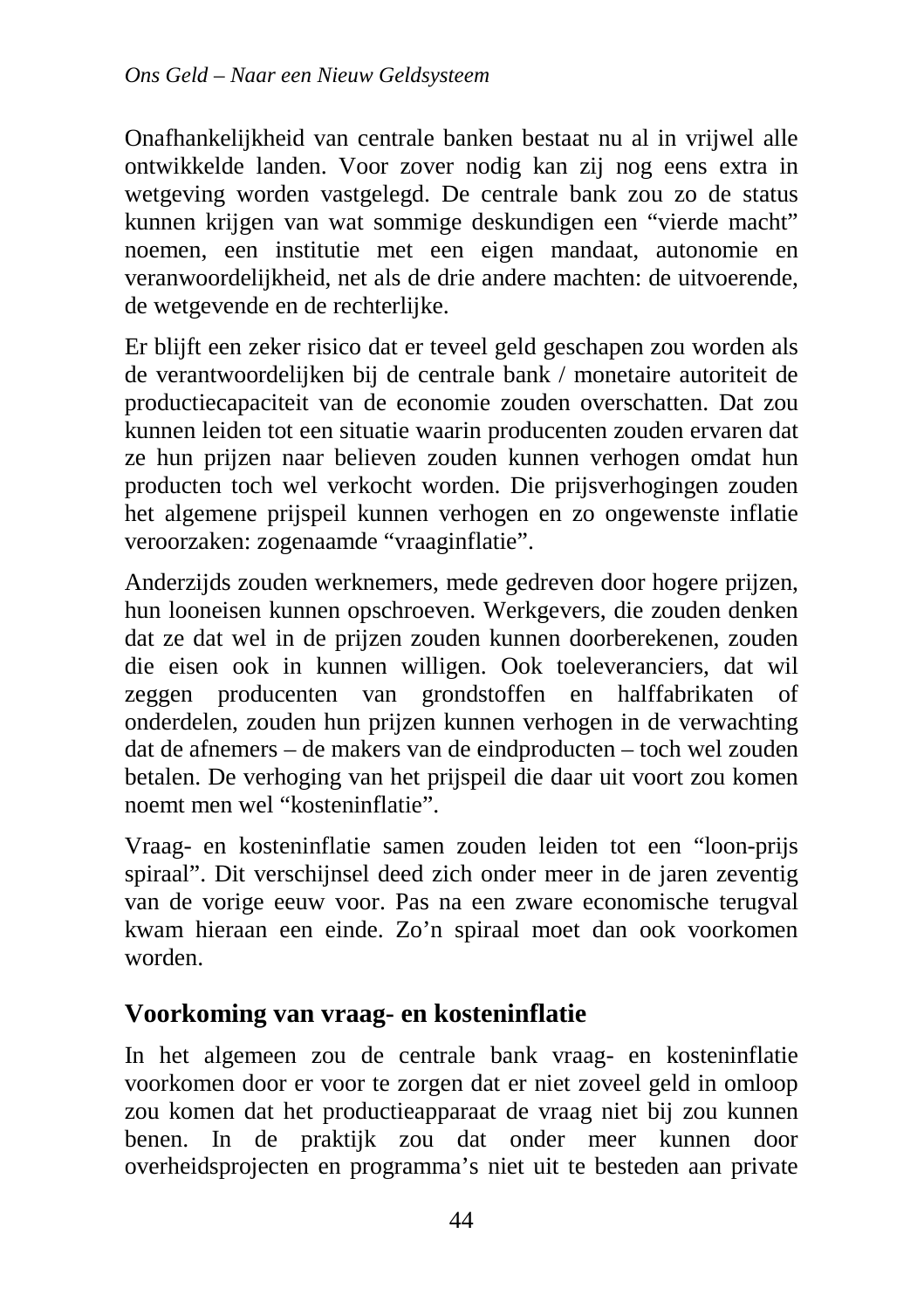Onafhankelijkheid van centrale banken bestaat nu al in vrijwel alle ontwikkelde landen. Voor zover nodig kan zij nog eens extra in wetgeving worden vastgelegd. De centrale bank zou zo de status kunnen krijgen van wat sommige deskundigen een “vierde macht” noemen, een institutie met een eigen mandaat, autonomie en veranwoordelijkheid, net als de drie andere machten: de uitvoerende, de wetgevende en de rechterlijke.

Er blijft een zeker risico dat er teveel geld geschapen zou worden als de verantwoordelijken bij de centrale bank / monetaire autoriteit de productiecapaciteit van de economie zouden overschatten. Dat zou kunnen leiden tot een situatie waarin producenten zouden ervaren dat ze hun prijzen naar believen zouden kunnen verhogen omdat hun producten toch wel verkocht worden. Die prijsverhogingen zouden het algemene prijspeil kunnen verhogen en zo ongewenste inflatie veroorzaken: zogenaamde “vraaginflatie”.

Anderzijds zouden werknemers, mede gedreven door hogere prijzen, hun looneisen kunnen opschroeven. Werkgevers, die zouden denken dat ze dat wel in de prijzen zouden kunnen doorberekenen, zouden die eisen ook in kunnen willigen. Ook toeleveranciers, dat wil zeggen producenten van grondstoffen en halffabrikaten of onderdelen, zouden hun prijzen kunnen verhogen in de verwachting dat de afnemers – de makers van de eindproducten – toch wel zouden betalen. De verhoging van het prijspeil die daar uit voort zou komen noemt men wel “kosteninflatie”.

Vraag- en kosteninflatie samen zouden leiden tot een “loon-prijs spiraal”. Dit verschijnsel deed zich onder meer in de jaren zeventig van de vorige eeuw voor. Pas na een zware economische terugval kwam hieraan een einde. Zo’n spiraal moet dan ook voorkomen worden.

## Voorkoming van vraag- en kosteninflatie

In het algemeen zou de centrale bank vraag- en kosteninflatie voorkomen door er voor te zorgen dat er niet zoveel geld in omloop zou komen dat het productieapparaat de vraag niet bij zou kunnen benen. In de praktijk zou dat onder meer kunnen door overheidsprojecten en programma’s niet uit te besteden aan private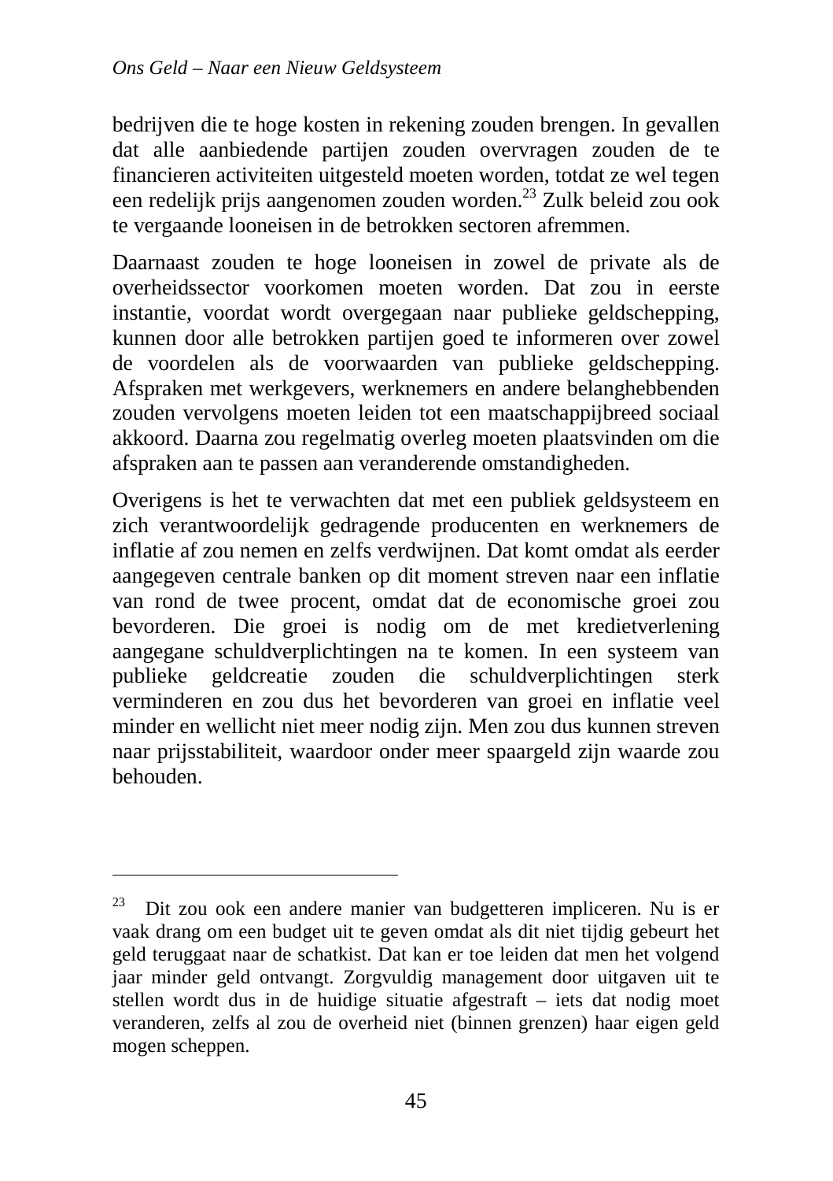bedrijven die te hoge kosten in rekening zouden brengen. In gevallen dat alle aanbiedende partijen zouden overvragen zouden de te financieren activiteiten uitgesteld moeten worden, totdat ze wel tegen een redelijk prijs aangenomen zouden worden.[23] Zulk beleid zou ook te vergaande looneisen in de betrokken sectoren afremmen.

Daarnaast zouden te hoge looneisen in zowel de private als de overheidssector voorkomen moeten worden. Dat zou in eerste instantie, voordat wordt overgegaan naar publieke geldschepping, kunnen door alle betrokken partijen goed te informeren over zowel de voordelen als de voorwaarden van publieke geldschepping. Afspraken met werkgevers, werknemers en andere belanghebbenden zouden vervolgens moeten leiden tot een maatschappijbreed sociaal akkoord. Daarna zou regelmatig overleg moeten plaatsvinden om die afspraken aan te passen aan veranderende omstandigheden.

Overigens is het te verwachten dat met een publiek geldsysteem en zich verantwoordelijk gedragende producenten en werknemers de inflatie af zou nemen en zelfs verdwijnen. Dat komt omdat als eerder aangegeven centrale banken op dit moment streven naar een inflatie van rond de twee procent, omdat dat de economische groei zou bevorderen. Die groei is nodig om de met kredietverlening aangegane schuldverplichtingen na te komen. In een systeem van publieke geldcreatie zouden die schuldverplichtingen sterk verminderen en zou dus het bevorderen van groei en inflatie veel minder en wellicht niet meer nodig zijn. Men zou dus kunnen streven naar prijsstabiliteit, waardoor onder meer spaargeld zijn waarde zou behouden.

---

[23] Dit zou ook een andere manier van budgetteren impliceren. Nu is er vaak drang om een budget uit te geven omdat als dit niet tijdig gebeurt het geld teruggaat naar de schatkist. Dat kan er toe leiden dat men het volgend jaar minder geld ontvangt. Zorgvuldig management door uitgaven uit te stellen wordt dus in de huidige situatie afgestraft – iets dat nodig moet veranderen, zelfs al zou de overheid niet (binnen grenzen) haar eigen geld mogen scheppen.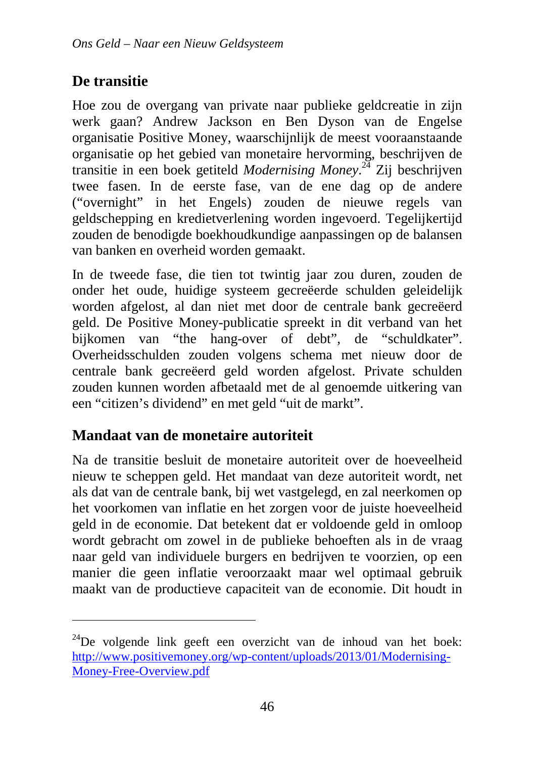## De transitie

Hoe zou de overgang van private naar publieke geldcreatie in zijn werk gaan? Andrew Jackson en Ben Dyson van de Engelse organisatie Positive Money, waarschijnlijk de meest vooraanstaande organisatie op het gebied van monetaire hervorming, beschrijven de transitie in een boek getiteld *Modernising Money*.[24] Zij beschrijven twee fasen. In de eerste fase, van de ene dag op de andere ("overnight" in het Engels) zouden de nieuwe regels van geldschepping en kredietverlening worden ingevoerd. Tegelijkertijd zouden de benodigde boekhoudkundige aanpassingen op de balansen van banken en overheid worden gemaakt.

In de tweede fase, die tien tot twintig jaar zou duren, zouden de onder het oude, huidige systeem gecreëerde schulden geleidelijk worden afgelost, al dan niet met door de centrale bank gecreëerd geld. De Positive Money-publicatie spreekt in dit verband van het bijkomen van "the hang-over of debt", de "schuldkater". Overheidsschulden zouden volgens schema met nieuw door de centrale bank gecreëerd geld worden afgelost. Private schulden zouden kunnen worden afbetaald met de al genoemde uitkering van een "citizen's dividend" en met geld "uit de markt".

## Mandaat van de monetaire autoriteit

Na de transitie besluit de monetaire autoriteit over de hoeveelheid nieuw te scheppen geld. Het mandaat van deze autoriteit wordt, net als dat van de centrale bank, bij wet vastgelegd, en zal neerkomen op het voorkomen van inflatie en het zorgen voor de juiste hoeveelheid geld in de economie. Dat betekent dat er voldoende geld in omloop wordt gebracht om zowel in de publieke behoeften als in de vraag naar geld van individuele burgers en bedrijven te voorzien, op een manier die geen inflatie veroorzaakt maar wel optimaal gebruik maakt van de productieve capaciteit van de economie. Dit houdt in

---

[24] De volgende link geeft een overzicht van de inhoud van het boek: http://www.positivemoney.org/wp-content/uploads/2013/01/Modernising-Money-Free-Overview.pdf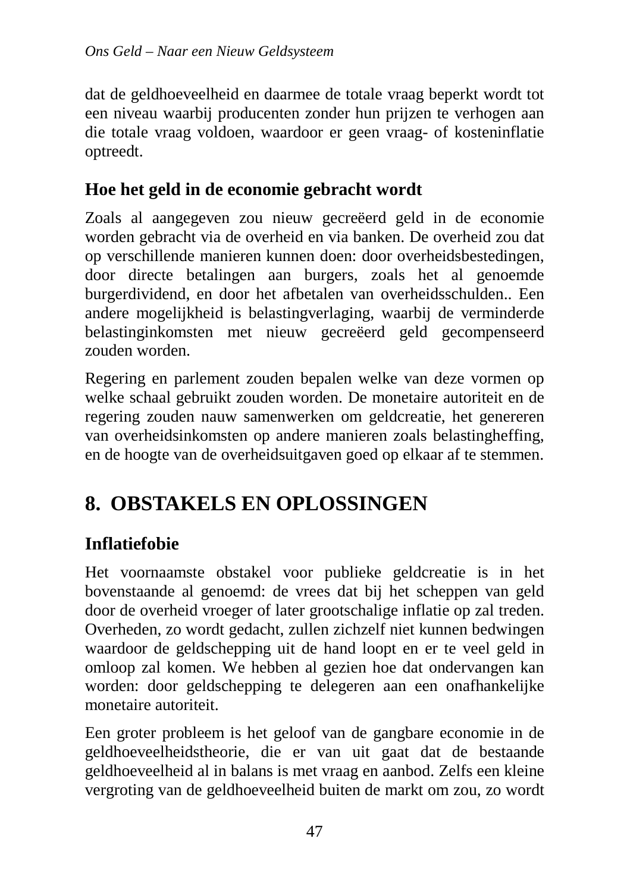dat de geldhoeveelheid en daarmee de totale vraag beperkt wordt tot een niveau waarbij producenten zonder hun prijzen te verhogen aan die totale vraag voldoen, waardoor er geen vraag- of kosteninflatie optreedt.

### Hoe het geld in de economie gebracht wordt

Zoals al aangegeven zou nieuw gecreëerd geld in de economie worden gebracht via de overheid en via banken. De overheid zou dat op verschillende manieren kunnen doen: door overheidsbestedingen, door directe betalingen aan burgers, zoals het al genoemde burgerdividend, en door het afbetalen van overheidsschulden.. Een andere mogelijkheid is belastingverlaging, waarbij de verminderde belastinginkomsten met nieuw gecreëerd geld gecompenseerd zouden worden.

Regering en parlement zouden bepalen welke van deze vormen op welke schaal gebruikt zouden worden. De monetaire autoriteit en de regering zouden nauw samenwerken om geldcreatie, het genereren van overheidsinkomsten op andere manieren zoals belastingheffing, en de hoogte van de overheidsuitgaven goed op elkaar af te stemmen.

## 8. OBSTAKELS EN OPLOSSINGEN

### Inflatiefobie

Het voornaamste obstakel voor publieke geldcreatie is in het bovenstaande al genoemd: de vrees dat bij het scheppen van geld door de overheid vroeger of later grootschalige inflatie op zal treden. Overheden, zo wordt gedacht, zullen zichzelf niet kunnen bedwingen waardoor de geldschepping uit de hand loopt en er te veel geld in omloop zal komen. We hebben al gezien hoe dat ondervangen kan worden: door geldschepping te delegeren aan een onafhankelijke monetaire autoriteit.

Een groter probleem is het geloof van de gangbare economie in de geldhoeveelheidstheorie, die er van uit gaat dat de bestaande geldhoeveelheid al in balans is met vraag en aanbod. Zelfs een kleine vergroting van de geldhoeveelheid buiten de markt om zou, zo wordt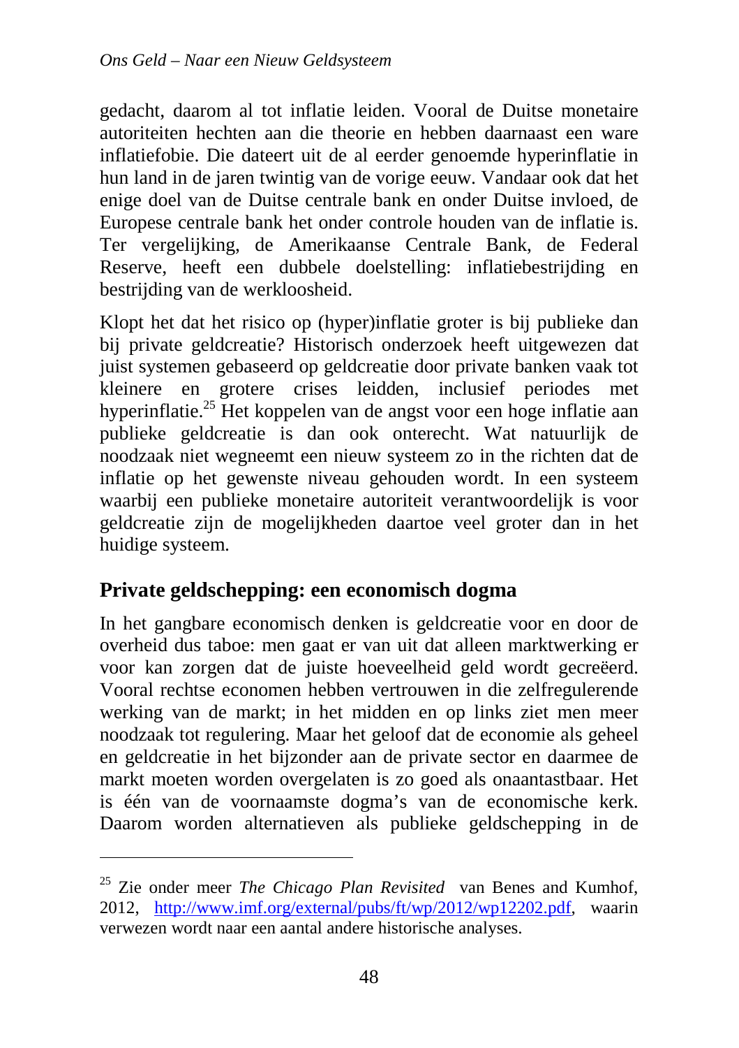gedacht, daarom al tot inflatie leiden. Vooral de Duitse monetaire autoriteiten hechten aan die theorie en hebben daarnaast een ware inflatiefobie. Die dateert uit de al eerder genoemde hyperinflatie in hun land in de jaren twintig van de vorige eeuw. Vandaar ook dat het enige doel van de Duitse centrale bank en onder Duitse invloed, de Europese centrale bank het onder controle houden van de inflatie is. Ter vergelijking, de Amerikaanse Centrale Bank, de Federal Reserve, heeft een dubbele doelstelling: inflatiebestrijding en bestrijding van de werkloosheid.

Klopt het dat het risico op (hyper)inflatie groter is bij publieke dan bij private geldcreatie? Historisch onderzoek heeft uitgewezen dat juist systemen gebaseerd op geldcreatie door private banken vaak tot kleinere en grotere crises leidden, inclusief periodes met hyperinflatie.[25] Het koppelen van de angst voor een hoge inflatie aan publieke geldcreatie is dan ook onterecht. Wat natuurlijk de noodzaak niet wegneemt een nieuw systeem zo in the richten dat de inflatie op het gewenste niveau gehouden wordt. In een systeem waarbij een publieke monetaire autoriteit verantwoordelijk is voor geldcreatie zijn de mogelijkheden daartoe veel groter dan in het huidige systeem.

## Private geldschepping: een economisch dogma

In het gangbare economisch denken is geldcreatie voor en door de overheid dus taboe: men gaat er van uit dat alleen marktwerking er voor kan zorgen dat de juiste hoeveelheid geld wordt gecreëerd. Vooral rechtse economen hebben vertrouwen in die zelfregulerende werking van de markt; in het midden en op links ziet men meer noodzaak tot regulering. Maar het geloof dat de economie als geheel en geldcreatie in het bijzonder aan de private sector en daarmee de markt moeten worden overgelaten is zo goed als onaantastbaar. Het is één van de voornaamste dogma's van de economische kerk. Daarom worden alternatieven als publieke geldschepping in de

---

[25] Zie onder meer *The Chicago Plan Revisited* van Benes and Kumhof, 2012, http://www.imf.org/external/pubs/ft/wp/2012/wp12202.pdf, waarin verwezen wordt naar een aantal andere historische analyses.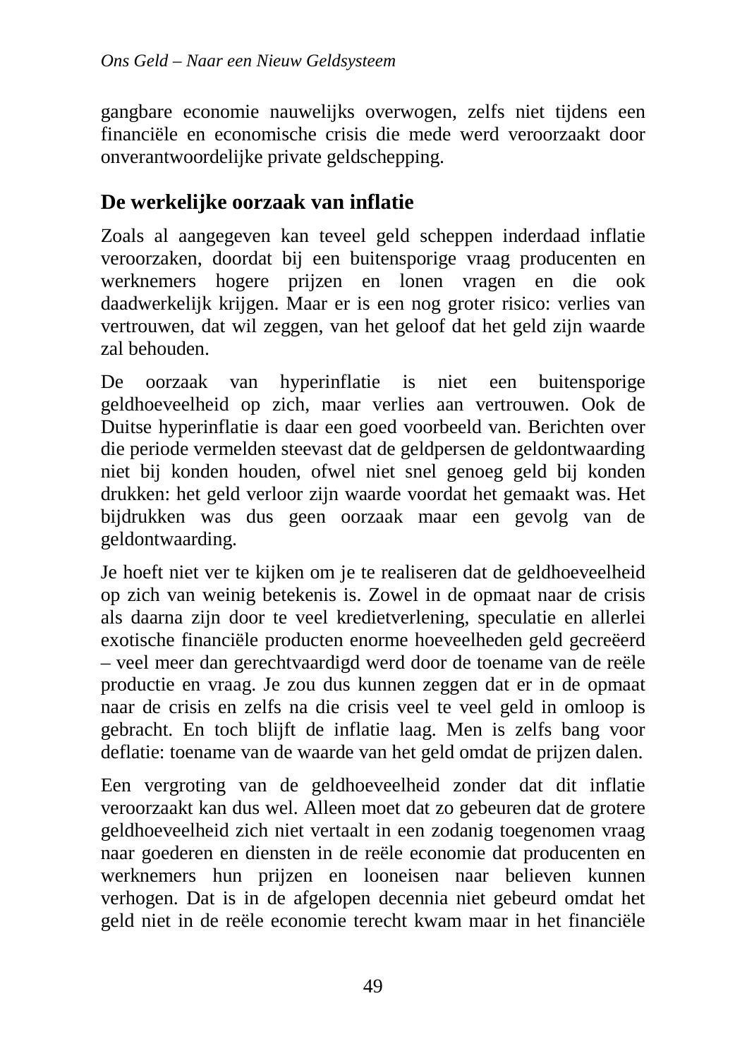gangbare economie nauwelijks overwogen, zelfs niet tijdens een financiële en economische crisis die mede werd veroorzaakt door onverantwoordelijke private geldschepping.

## De werkelijke oorzaak van inflatie

Zoals al aangegeven kan teveel geld scheppen inderdaad inflatie veroorzaken, doordat bij een buitensporige vraag producenten en werknemers hogere prijzen en lonen vragen en die ook daadwerkelijk krijgen. Maar er is een nog groter risico: verlies van vertrouwen, dat wil zeggen, van het geloof dat het geld zijn waarde zal behouden.

De oorzaak van hyperinflatie is niet een buitensporige geldhoeveelheid op zich, maar verlies aan vertrouwen. Ook de Duitse hyperinflatie is daar een goed voorbeeld van. Berichten over die periode vermelden steevast dat de geldpersen de geldontwaarding niet bij konden houden, ofwel niet snel genoeg geld bij konden drukken: het geld verloor zijn waarde voordat het gemaakt was. Het bijdrukken was dus geen oorzaak maar een gevolg van de geldontwaarding.

Je hoeft niet ver te kijken om je te realiseren dat de geldhoeveelheid op zich van weinig betekenis is. Zowel in de opmaat naar de crisis als daarna zijn door te veel kredietverlening, speculatie en allerlei exotische financiële producten enorme hoeveelheden geld gecreëerd – veel meer dan gerechtvaardigd werd door de toename van de reële productie en vraag. Je zou dus kunnen zeggen dat er in de opmaat naar de crisis en zelfs na die crisis veel te veel geld in omloop is gebracht. En toch blijft de inflatie laag. Men is zelfs bang voor deflatie: toename van de waarde van het geld omdat de prijzen dalen.

Een vergroting van de geldhoeveelheid zonder dat dit inflatie veroorzaakt kan dus wel. Alleen moet dat zo gebeuren dat de grotere geldhoeveelheid zich niet vertaalt in een zodanig toegenomen vraag naar goederen en diensten in de reële economie dat producenten en werknemers hun prijzen en looneisen naar believen kunnen verhogen. Dat is in de afgelopen decennia niet gebeurd omdat het geld niet in de reële economie terecht kwam maar in het financiële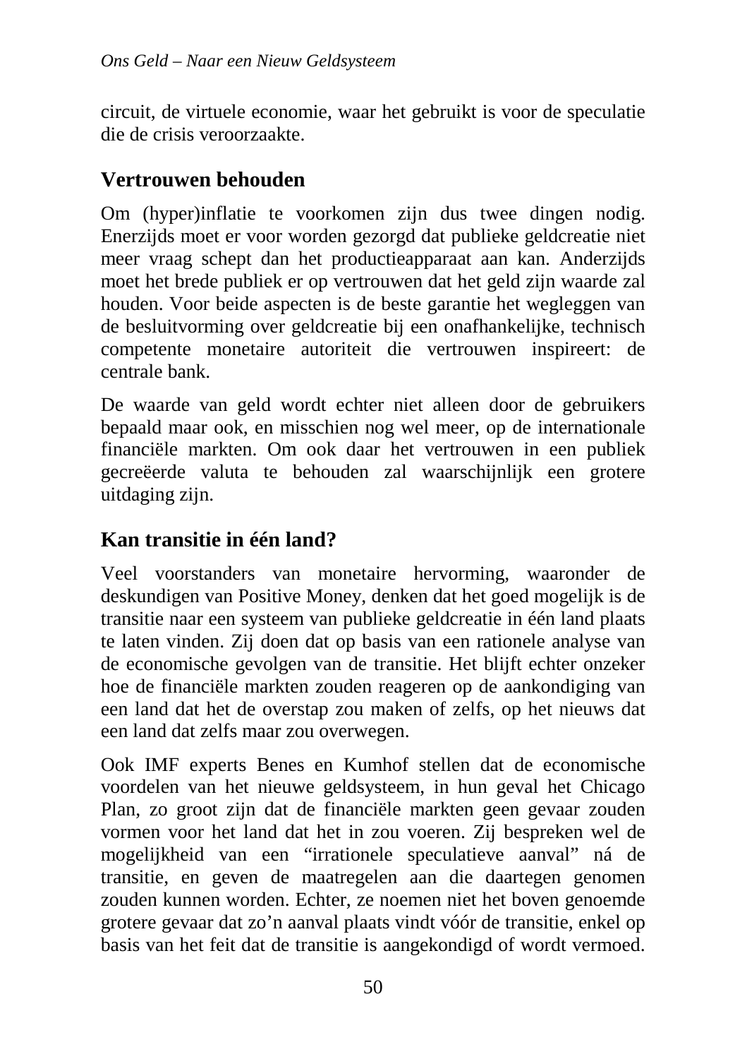circuit, de virtuele economie, waar het gebruikt is voor de speculatie die de crisis veroorzaakte.

## Vertrouwen behouden

Om (hyper)inflatie te voorkomen zijn dus twee dingen nodig. Enerzijds moet er voor worden gezorgd dat publieke geldcreatie niet meer vraag schept dan het productieapparaat aan kan. Anderzijds moet het brede publiek er op vertrouwen dat het geld zijn waarde zal houden. Voor beide aspecten is de beste garantie het wegleggen van de besluitvorming over geldcreatie bij een onafhankelijke, technisch competente monetaire autoriteit die vertrouwen inspireert: de centrale bank.

De waarde van geld wordt echter niet alleen door de gebruikers bepaald maar ook, en misschien nog wel meer, op de internationale financiële markten. Om ook daar het vertrouwen in een publiek gecreëerde valuta te behouden zal waarschijnlijk een grotere uitdaging zijn.

## Kan transitie in één land?

Veel voorstanders van monetaire hervorming, waaronder de deskundigen van Positive Money, denken dat het goed mogelijk is de transitie naar een systeem van publieke geldcreatie in één land plaats te laten vinden. Zij doen dat op basis van een rationele analyse van de economische gevolgen van de transitie. Het blijft echter onzeker hoe de financiële markten zouden reageren op de aankondiging van een land dat het de overstap zou maken of zelfs, op het nieuws dat een land dat zelfs maar zou overwegen.

Ook IMF experts Benes en Kumhof stellen dat de economische voordelen van het nieuwe geldsysteem, in hun geval het Chicago Plan, zo groot zijn dat de financiële markten geen gevaar zouden vormen voor het land dat het in zou voeren. Zij bespreken wel de mogelijkheid van een “irrationele speculatieve aanval” ná de transitie, en geven de maatregelen aan die daartegen genomen zouden kunnen worden. Echter, ze noemen niet het boven genoemde grotere gevaar dat zo’n aanval plaats vindt vóór de transitie, enkel op basis van het feit dat de transitie is aangekondigd of wordt vermoed.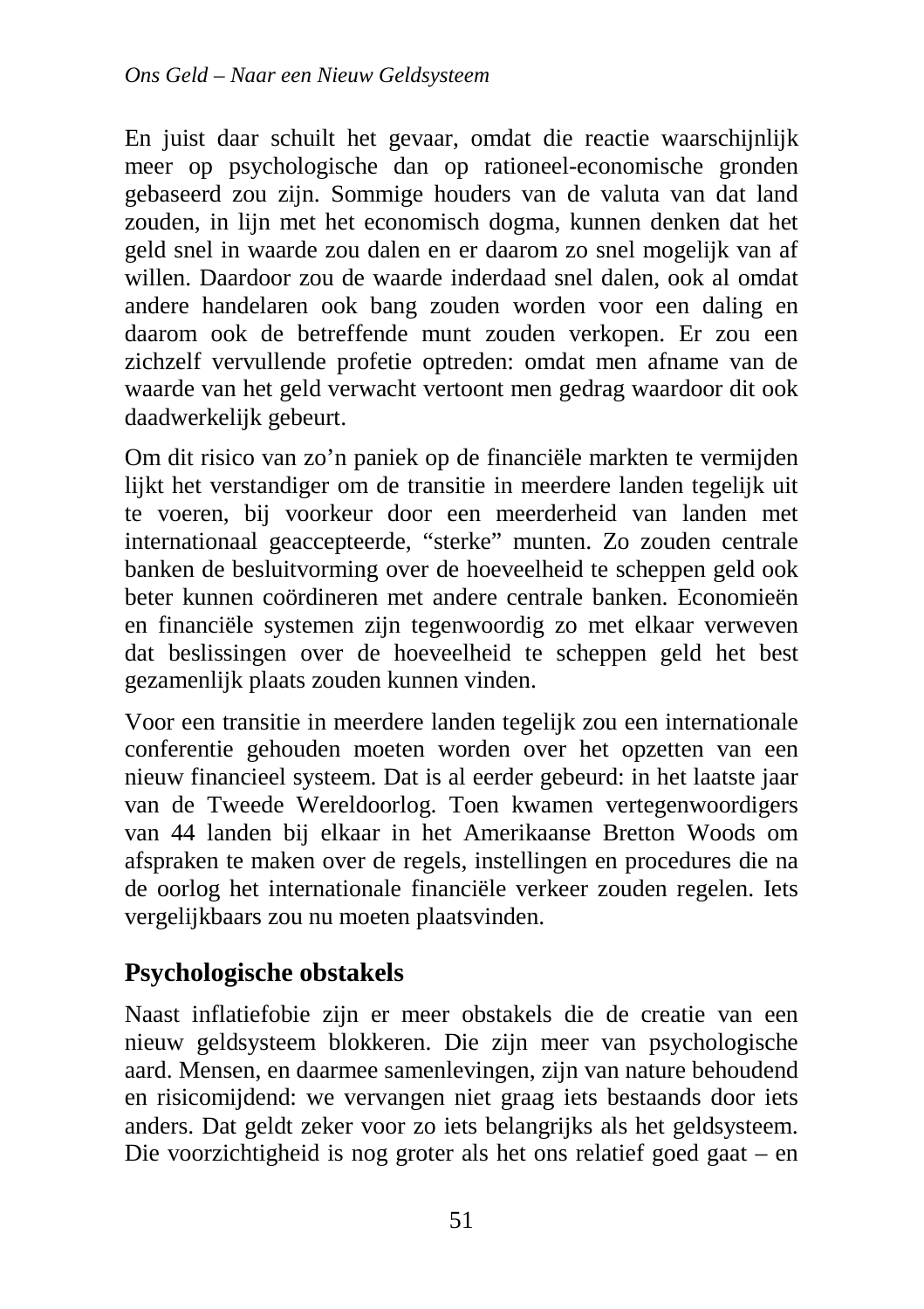En juist daar schuilt het gevaar, omdat die reactie waarschijnlijk meer op psychologische dan op rationeel-economische gronden gebaseerd zou zijn. Sommige houders van de valuta van dat land zouden, in lijn met het economisch dogma, kunnen denken dat het geld snel in waarde zou dalen en er daarom zo snel mogelijk van af willen. Daardoor zou de waarde inderdaad snel dalen, ook al omdat andere handelaren ook bang zouden worden voor een daling en daarom ook de betreffende munt zouden verkopen. Er zou een zichzelf vervullende profetie optreden: omdat men afname van de waarde van het geld verwacht vertoont men gedrag waardoor dit ook daadwerkelijk gebeurt.

Om dit risico van zo'n paniek op de financiële markten te vermijden lijkt het verstandiger om de transitie in meerdere landen tegelijk uit te voeren, bij voorkeur door een meerderheid van landen met internationaal geaccepteerde, "sterke" munten. Zo zouden centrale banken de besluitvorming over de hoeveelheid te scheppen geld ook beter kunnen coördineren met andere centrale banken. Economieën en financiële systemen zijn tegenwoordig zo met elkaar verweven dat beslissingen over de hoeveelheid te scheppen geld het best gezamenlijk plaats zouden kunnen vinden.

Voor een transitie in meerdere landen tegelijk zou een internationale conferentie gehouden moeten worden over het opzetten van een nieuw financieel systeem. Dat is al eerder gebeurd: in het laatste jaar van de Tweede Wereldoorlog. Toen kwamen vertegenwoordigers van 44 landen bij elkaar in het Amerikaanse Bretton Woods om afspraken te maken over de regels, instellingen en procedures die na de oorlog het internationale financiële verkeer zouden regelen. Iets vergelijkbaars zou nu moeten plaatsvinden.

## Psychologische obstakels

Naast inflatiefobie zijn er meer obstakels die de creatie van een nieuw geldsysteem blokkeren. Die zijn meer van psychologische aard. Mensen, en daarmee samenlevingen, zijn van nature behoudend en risicomijdend: we vervangen niet graag iets bestaands door iets anders. Dat geldt zeker voor zo iets belangrijks als het geldsysteem. Die voorzichtigheid is nog groter als het ons relatief goed gaat – en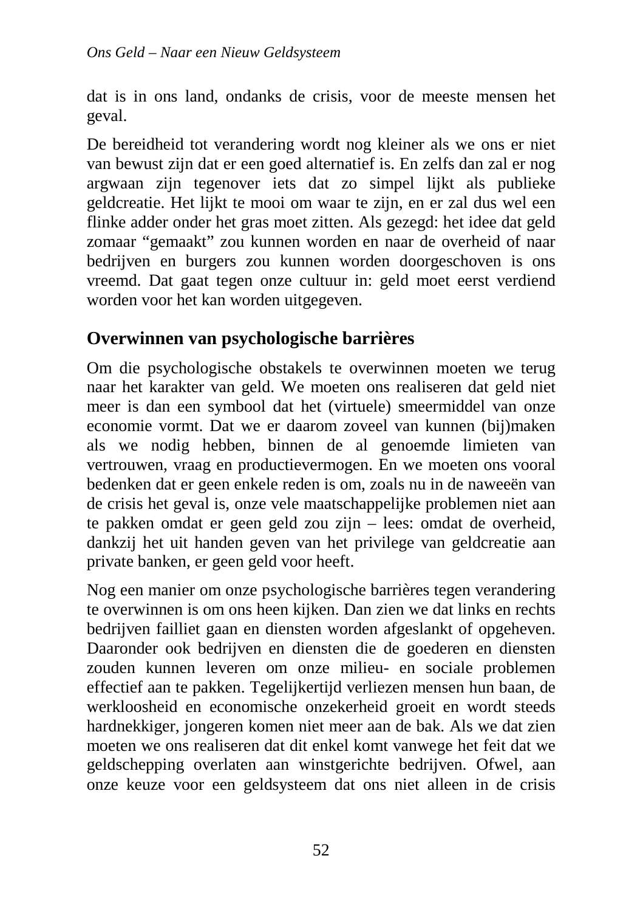dat is in ons land, ondanks de crisis, voor de meeste mensen het geval.

De bereidheid tot verandering wordt nog kleiner als we ons er niet van bewust zijn dat er een goed alternatief is. En zelfs dan zal er nog argwaan zijn tegenover iets dat zo simpel lijkt als publieke geldcreatie. Het lijkt te mooi om waar te zijn, en er zal dus wel een flinke adder onder het gras moet zitten. Als gezegd: het idee dat geld zomaar "gemaakt" zou kunnen worden en naar de overheid of naar bedrijven en burgers zou kunnen worden doorgeschoven is ons vreemd. Dat gaat tegen onze cultuur in: geld moet eerst verdiend worden voor het kan worden uitgegeven.

## Overwinnen van psychologische barrières

Om die psychologische obstakels te overwinnen moeten we terug naar het karakter van geld. We moeten ons realiseren dat geld niet meer is dan een symbool dat het (virtuele) smeermiddel van onze economie vormt. Dat we er daarom zoveel van kunnen (bij)maken als we nodig hebben, binnen de al genoemde limieten van vertrouwen, vraag en productievermogen. En we moeten ons vooral bedenken dat er geen enkele reden is om, zoals nu in de naweeën van de crisis het geval is, onze vele maatschappelijke problemen niet aan te pakken omdat er geen geld zou zijn – lees: omdat de overheid, dankzij het uit handen geven van het privilege van geldcreatie aan private banken, er geen geld voor heeft.

Nog een manier om onze psychologische barrières tegen verandering te overwinnen is om ons heen kijken. Dan zien we dat links en rechts bedrijven failliet gaan en diensten worden afgeslankt of opgeheven. Daaronder ook bedrijven en diensten die de goederen en diensten zouden kunnen leveren om onze milieu- en sociale problemen effectief aan te pakken. Tegelijkertijd verliezen mensen hun baan, de werkloosheid en economische onzekerheid groeit en wordt steeds hardnekkiger, jongeren komen niet meer aan de bak. Als we dat zien moeten we ons realiseren dat dit enkel komt vanwege het feit dat we geldschepping overlaten aan winstgerichte bedrijven. Ofwel, aan onze keuze voor een geldsysteem dat ons niet alleen in de crisis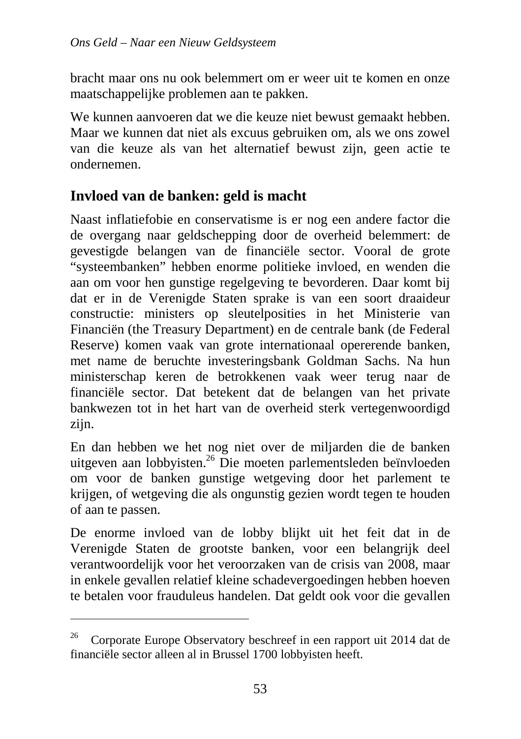bracht maar ons nu ook belemmert om er weer uit te komen en onze maatschappelijke problemen aan te pakken.

We kunnen aanvoeren dat we die keuze niet bewust gemaakt hebben. Maar we kunnen dat niet als excuus gebruiken om, als we ons zowel van die keuze als van het alternatief bewust zijn, geen actie te ondernemen.

## Invloed van de banken: geld is macht

Naast inflatiefobie en conservatisme is er nog een andere factor die de overgang naar geldschepping door de overheid belemmert: de gevestigde belangen van de financiële sector. Vooral de grote "systeembanken" hebben enorme politieke invloed, en wenden die aan om voor hen gunstige regelgeving te bevorderen. Daar komt bij dat er in de Verenigde Staten sprake is van een soort draaideur constructie: ministers op sleutelposities in het Ministerie van Financiën (the Treasury Department) en de centrale bank (de Federal Reserve) komen vaak van grote internationaal opererende banken, met name de beruchte investeringsbank Goldman Sachs. Na hun ministerschap keren de betrokkenen vaak weer terug naar de financiële sector. Dat betekent dat de belangen van het private bankwezen tot in het hart van de overheid sterk vertegenwoordigd zijn.

En dan hebben we het nog niet over de miljarden die de banken uitgeven aan lobbyisten.[26] Die moeten parlementsleden beïnvloeden om voor de banken gunstige wetgeving door het parlement te krijgen, of wetgeving die als ongunstig gezien wordt tegen te houden of aan te passen.

De enorme invloed van de lobby blijkt uit het feit dat in de Verenigde Staten de grootste banken, voor een belangrijk deel verantwoordelijk voor het veroorzaken van de crisis van 2008, maar in enkele gevallen relatief kleine schadevergoedingen hebben hoeven te betalen voor frauduleus handelen. Dat geldt ook voor die gevallen

---

[26] Corporate Europe Observatory beschreef in een rapport uit 2014 dat de financiële sector alleen al in Brussel 1700 lobbyisten heeft.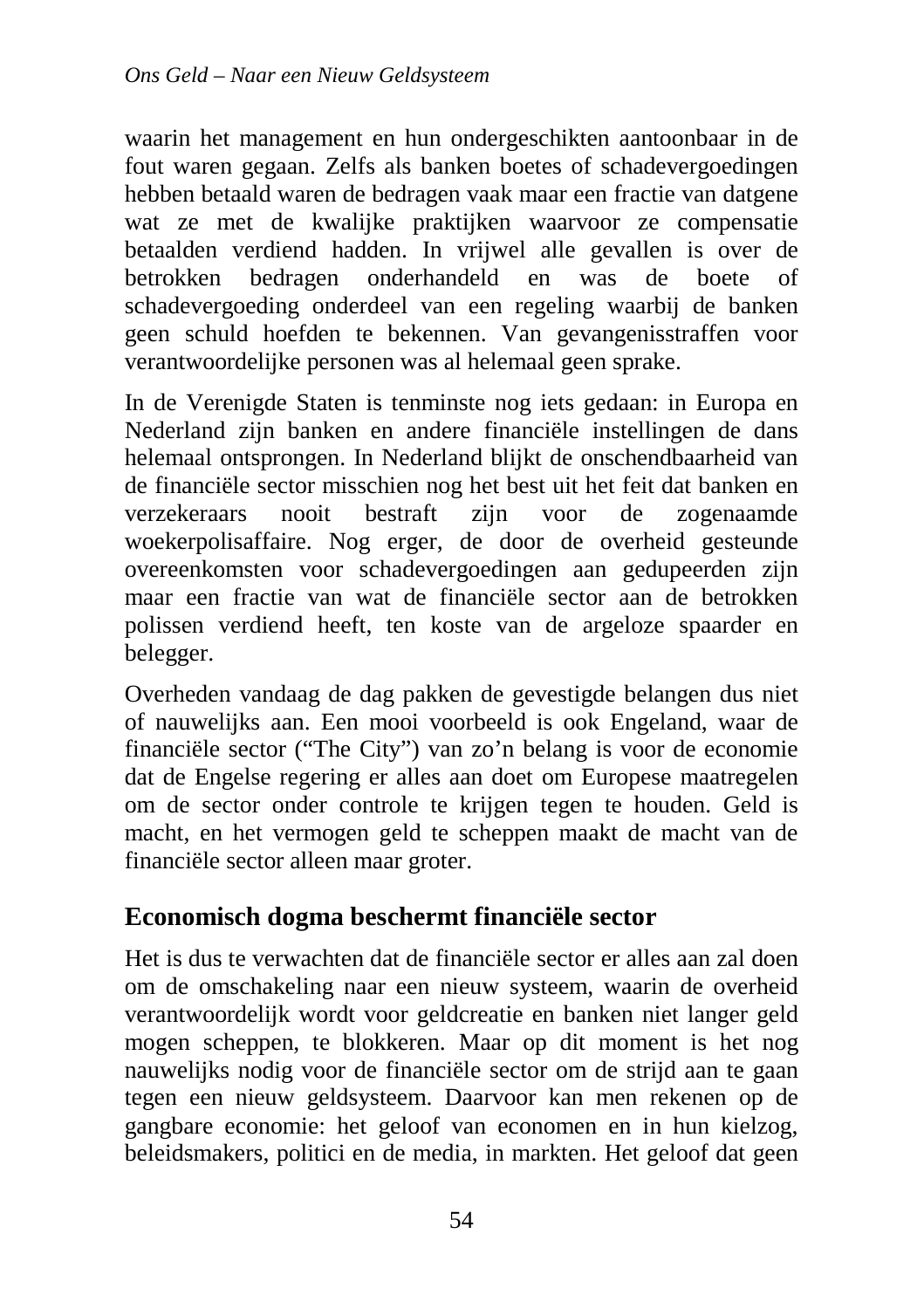waarin het management en hun ondergeschikten aantoonbaar in de fout waren gegaan. Zelfs als banken boetes of schadevergoedingen hebben betaald waren de bedragen vaak maar een fractie van datgene wat ze met de kwalijke praktijken waarvoor ze compensatie betaalden verdiend hadden. In vrijwel alle gevallen is over de betrokken bedragen onderhandeld en was de boete of schadevergoeding onderdeel van een regeling waarbij de banken geen schuld hoefden te bekennen. Van gevangenisstraffen voor verantwoordelijke personen was al helemaal geen sprake.

In de Verenigde Staten is tenminste nog iets gedaan: in Europa en Nederland zijn banken en andere financiële instellingen de dans helemaal ontsprongen. In Nederland blijkt de onschendbaarheid van de financiële sector misschien nog het best uit het feit dat banken en verzekeraars nooit bestraft zijn voor de zogenaamde woekerpolisaffaire. Nog erger, de door de overheid gesteunde overeenkomsten voor schadevergoedingen aan gedupeerden zijn maar een fractie van wat de financiële sector aan de betrokken polissen verdiend heeft, ten koste van de argeloze spaarder en belegger.

Overheden vandaag de dag pakken de gevestigde belangen dus niet of nauwelijks aan. Een mooi voorbeeld is ook Engeland, waar de financiële sector ("The City") van zo'n belang is voor de economie dat de Engelse regering er alles aan doet om Europese maatregelen om de sector onder controle te krijgen tegen te houden. Geld is macht, en het vermogen geld te scheppen maakt de macht van de financiële sector alleen maar groter.

## Economisch dogma beschermt financiële sector

Het is dus te verwachten dat de financiële sector er alles aan zal doen om de omschakeling naar een nieuw systeem, waarin de overheid verantwoordelijk wordt voor geldcreatie en banken niet langer geld mogen scheppen, te blokkeren. Maar op dit moment is het nog nauwelijks nodig voor de financiële sector om de strijd aan te gaan tegen een nieuw geldsysteem. Daarvoor kan men rekenen op de gangbare economie: het geloof van economen en in hun kielzog, beleidsmakers, politici en de media, in markten. Het geloof dat geen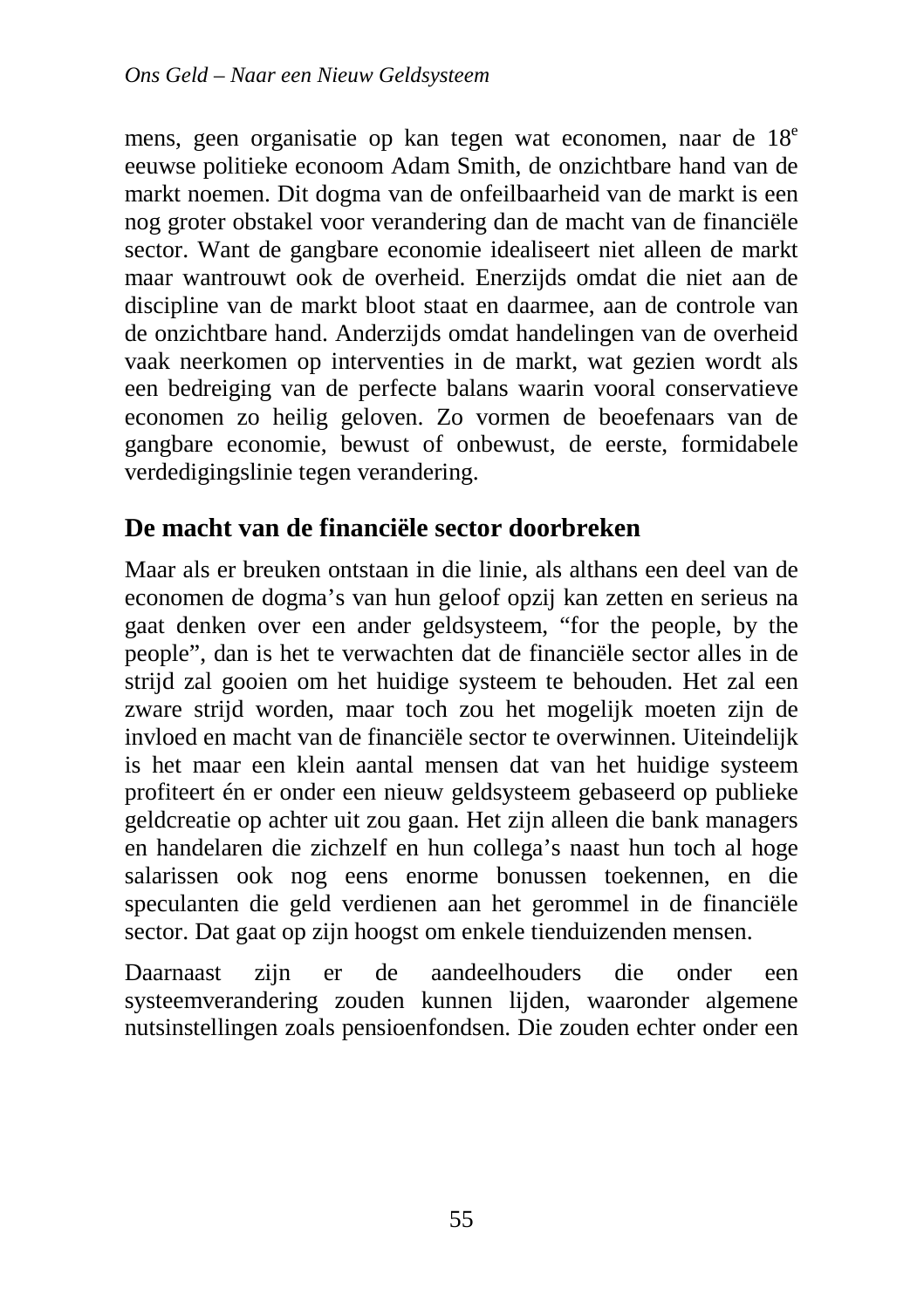mens, geen organisatie op kan tegen wat economen, naar de 18e eeuwse politieke econoom Adam Smith, de onzichtbare hand van de markt noemen. Dit dogma van de onfeilbaarheid van de markt is een nog groter obstakel voor verandering dan de macht van de financiële sector. Want de gangbare economie idealiseert niet alleen de markt maar wantrouwt ook de overheid. Enerzijds omdat die niet aan de discipline van de markt bloot staat en daarmee, aan de controle van de onzichtbare hand. Anderzijds omdat handelingen van de overheid vaak neerkomen op interventies in de markt, wat gezien wordt als een bedreiging van de perfecte balans waarin vooral conservatieve economen zo heilig geloven. Zo vormen de beoefenaars van de gangbare economie, bewust of onbewust, de eerste, formidabele verdedigingslinie tegen verandering.

## De macht van de financiële sector doorbreken

Maar als er breuken ontstaan in die linie, als althans een deel van de economen de dogma's van hun geloof opzij kan zetten en serieus na gaat denken over een ander geldsysteem, "for the people, by the people", dan is het te verwachten dat de financiële sector alles in de strijd zal gooien om het huidige systeem te behouden. Het zal een zware strijd worden, maar toch zou het mogelijk moeten zijn de invloed en macht van de financiële sector te overwinnen. Uiteindelijk is het maar een klein aantal mensen dat van het huidige systeem profiteert én er onder een nieuw geldsysteem gebaseerd op publieke geldcreatie op achter uit zou gaan. Het zijn alleen die bank managers en handelaren die zichzelf en hun collega's naast hun toch al hoge salarissen ook nog eens enorme bonussen toekennen, en die speculanten die geld verdienen aan het gerommel in de financiële sector. Dat gaat op zijn hoogst om enkele tienduizenden mensen.

Daarnaast zijn er de aandeelhouders die onder een systeemverandering zouden kunnen lijden, waaronder algemene nutsinstellingen zoals pensioenfondsen. Die zouden echter onder een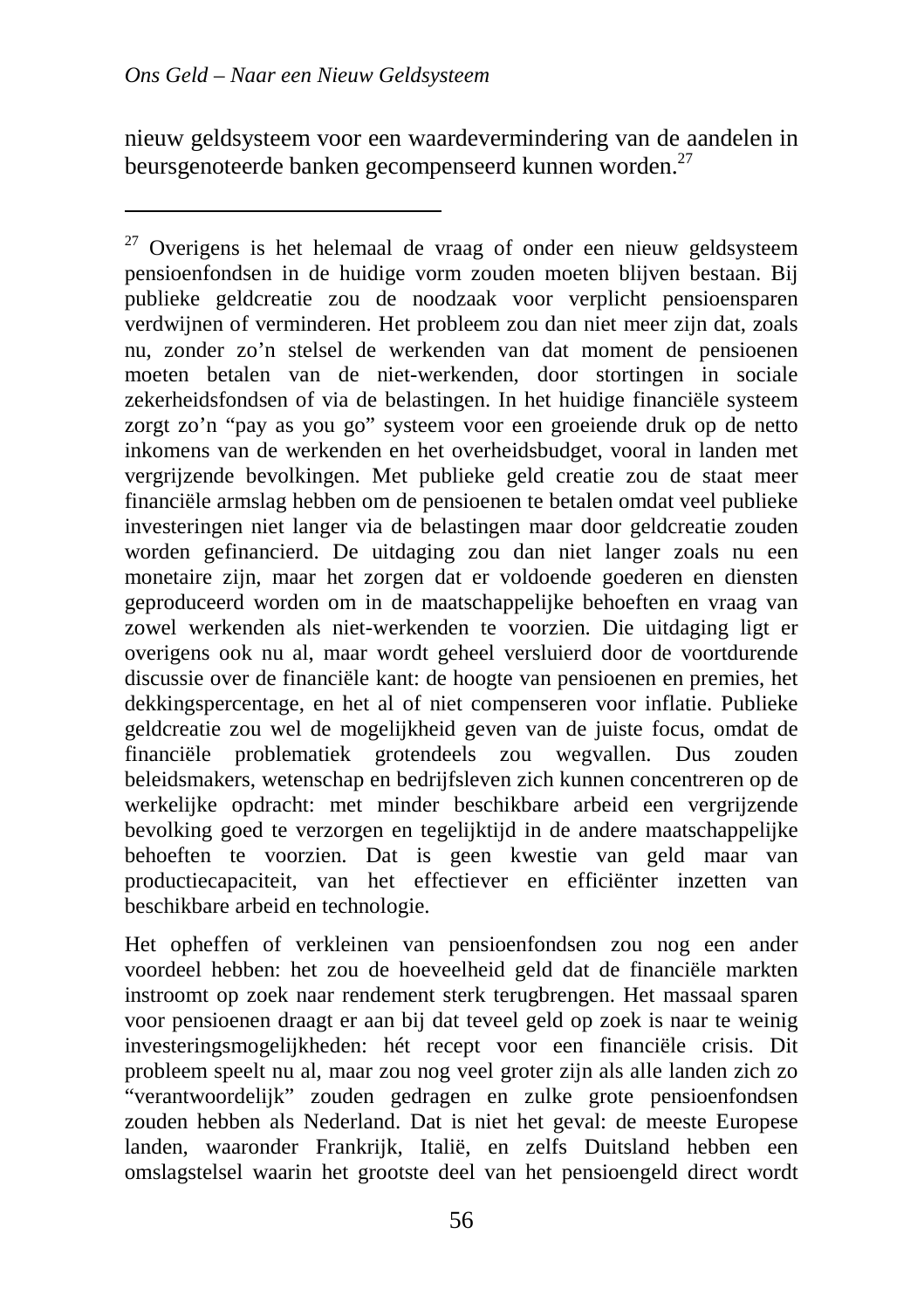nieuw geldsysteem voor een waardevermindering van de aandelen in beursgenoteerde banken gecompenseerd kunnen worden.[27]

---

[27] Overigens is het helemaal de vraag of onder een nieuw geldsysteem pensioenfondsen in de huidige vorm zouden moeten blijven bestaan. Bij publieke geldcreatie zou de noodzaak voor verplicht pensioensparen verdwijnen of verminderen. Het probleem zou dan niet meer zijn dat, zoals nu, zonder zo'n stelsel de werkenden van dat moment de pensioenen moeten betalen van de niet-werkenden, door stortingen in sociale zekerheidsfondsen of via de belastingen. In het huidige financiële systeem zorgt zo'n "pay as you go" systeem voor een groeiende druk op de netto inkomens van de werkenden en het overheidsbudget, vooral in landen met vergrijzende bevolkingen. Met publieke geld creatie zou de staat meer financiële armslag hebben om de pensioenen te betalen omdat veel publieke investeringen niet langer via de belastingen maar door geldcreatie zouden worden gefinancierd. De uitdaging zou dan niet langer zoals nu een monetaire zijn, maar het zorgen dat er voldoende goederen en diensten geproduceerd worden om in de maatschappelijke behoeften en vraag van zowel werkenden als niet-werkenden te voorzien. Die uitdaging ligt er overigens ook nu al, maar wordt geheel versluierd door de voortdurende discussie over de financiële kant: de hoogte van pensioenen en premies, het dekkingspercentage, en het al of niet compenseren voor inflatie. Publieke geldcreatie zou wel de mogelijkheid geven van de juiste focus, omdat de financiële problematiek grotendeels zou wegvallen. Dus zouden beleidsmakers, wetenschap en bedrijfsleven zich kunnen concentreren op de werkelijke opdracht: met minder beschikbare arbeid een vergrijzende bevolking goed te verzorgen en tegelijktijd in de andere maatschappelijke behoeften te voorzien. Dat is geen kwestie van geld maar van productiecapaciteit, van het effectiever en efficiënter inzetten van beschikbare arbeid en technologie.

Het opheffen of verkleinen van pensioenfondsen zou nog een ander voordeel hebben: het zou de hoeveelheid geld dat de financiële markten instroomt op zoek naar rendement sterk terugbrengen. Het massaal sparen voor pensioenen draagt er aan bij dat teveel geld op zoek is naar te weinig investeringsmogelijkheden: hét recept voor een financiële crisis. Dit probleem speelt nu al, maar zou nog veel groter zijn als alle landen zich zo "verantwoordelijk" zouden gedragen en zulke grote pensioenfondsen zouden hebben als Nederland. Dat is niet het geval: de meeste Europese landen, waaronder Frankrijk, Italië, en zelfs Duitsland hebben een omslagstelsel waarin het grootste deel van het pensioengeld direct wordt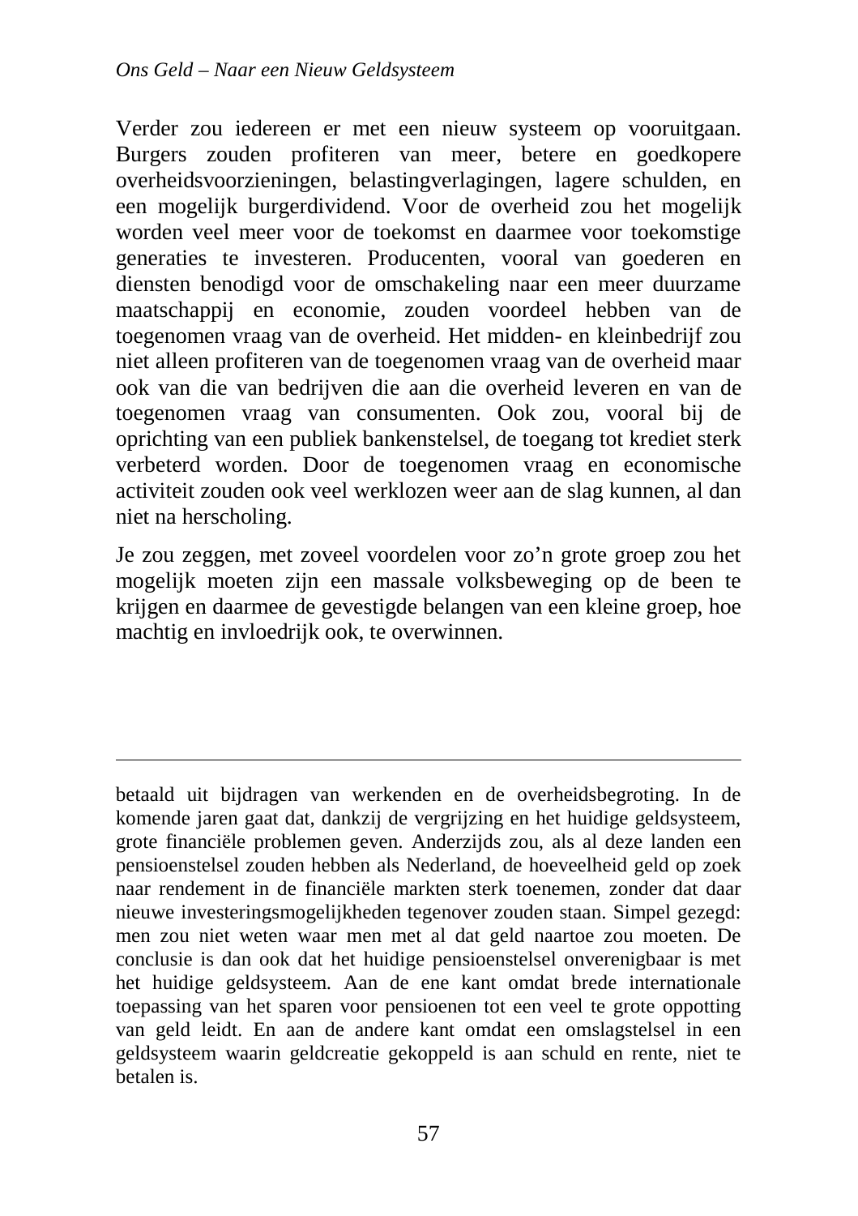Verder zou iedereen er met een nieuw systeem op vooruitgaan. Burgers zouden profiteren van meer, betere en goedkopere overheidsvoorzieningen, belastingverlagingen, lagere schulden, en een mogelijk burgerdividend. Voor de overheid zou het mogelijk worden veel meer voor de toekomst en daarmee voor toekomstige generaties te investeren. Producenten, vooral van goederen en diensten benodigd voor de omschakeling naar een meer duurzame maatschappij en economie, zouden voordeel hebben van de toegenomen vraag van de overheid. Het midden- en kleinbedrijf zou niet alleen profiteren van de toegenomen vraag van de overheid maar ook van die van bedrijven die aan die overheid leveren en van de toegenomen vraag van consumenten. Ook zou, vooral bij de oprichting van een publiek bankenstelsel, de toegang tot krediet sterk verbeterd worden. Door de toegenomen vraag en economische activiteit zouden ook veel werklozen weer aan de slag kunnen, al dan niet na herscholing.

Je zou zeggen, met zoveel voordelen voor zo'n grote groep zou het mogelijk moeten zijn een massale volksbeweging op de been te krijgen en daarmee de gevestigde belangen van een kleine groep, hoe machtig en invloedrijk ook, te overwinnen.

---

betaald uit bijdragen van werkenden en de overheidsbegroting. In de komende jaren gaat dat, dankzij de vergrijzing en het huidige geldsysteem, grote financiële problemen geven. Anderzijds zou, als al deze landen een pensioenstelsel zouden hebben als Nederland, de hoeveelheid geld op zoek naar rendement in de financiële markten sterk toenemen, zonder dat daar nieuwe investeringsmogelijkheden tegenover zouden staan. Simpel gezegd: men zou niet weten waar men met al dat geld naartoe zou moeten. De conclusie is dan ook dat het huidige pensioenstelsel onverenigbaar is met het huidige geldsysteem. Aan de ene kant omdat brede internationale toepassing van het sparen voor pensioenen tot een veel te grote oppotting van geld leidt. En aan de andere kant omdat een omslagstelsel in een geldsysteem waarin geldcreatie gekoppeld is aan schuld en rente, niet te betalen is.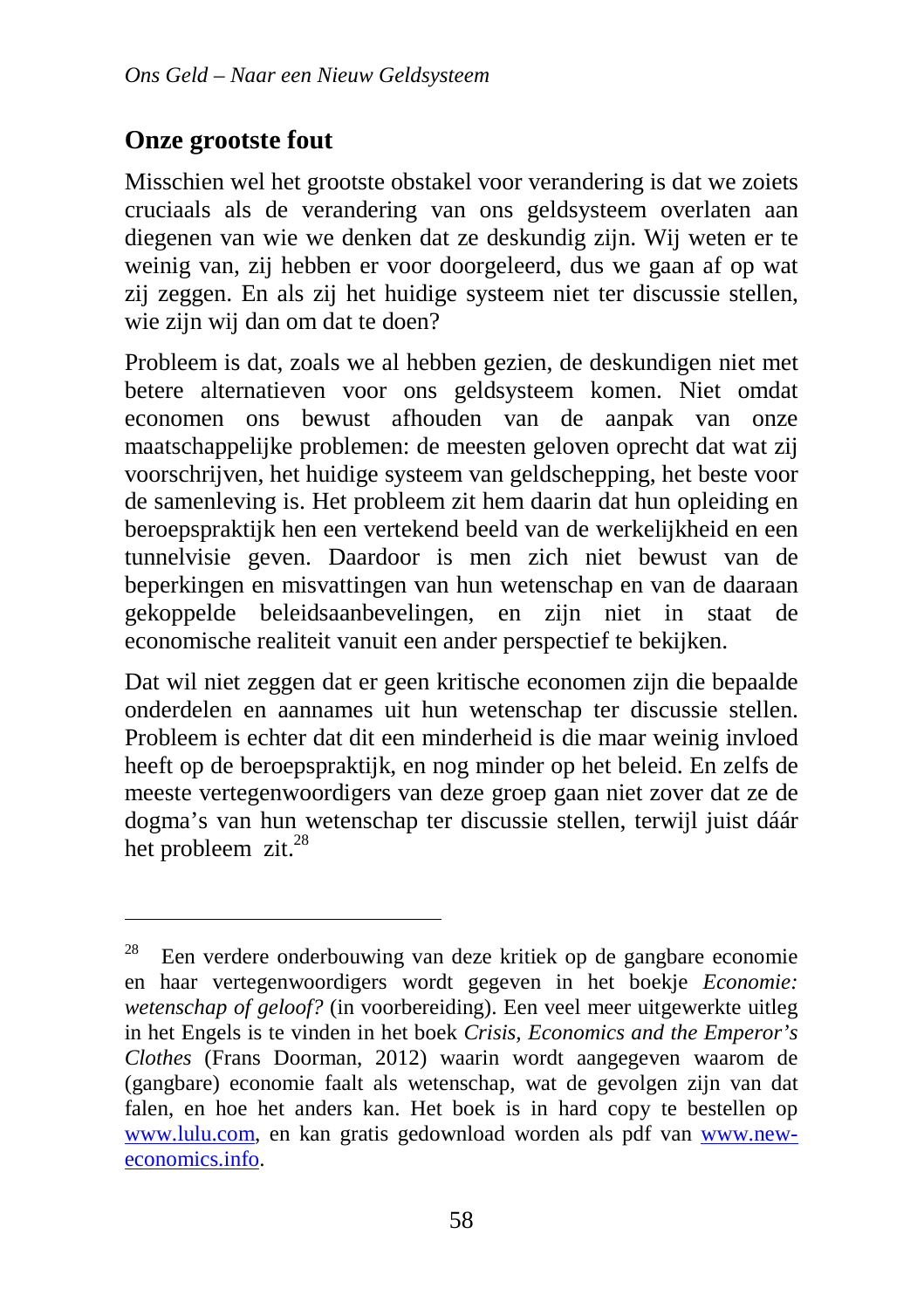## Onze grootste fout

Misschien wel het grootste obstakel voor verandering is dat we zoiets cruciaals als de verandering van ons geldsysteem overlaten aan diegenen van wie we denken dat ze deskundig zijn. Wij weten er te weinig van, zij hebben er voor doorgeleerd, dus we gaan af op wat zij zeggen. En als zij het huidige systeem niet ter discussie stellen, wie zijn wij dan om dat te doen?

Probleem is dat, zoals we al hebben gezien, de deskundigen niet met betere alternatieven voor ons geldsysteem komen. Niet omdat economen ons bewust afhouden van de aanpak van onze maatschappelijke problemen: de meesten geloven oprecht dat wat zij voorschrijven, het huidige systeem van geldschepping, het beste voor de samenleving is. Het probleem zit hem daarin dat hun opleiding en beroepspraktijk hen een vertekend beeld van de werkelijkheid en een tunnelvisie geven. Daardoor is men zich niet bewust van de beperkingen en misvattingen van hun wetenschap en van de daaraan gekoppelde beleidsaanbevelingen, en zijn niet in staat de economische realiteit vanuit een ander perspectief te bekijken.

Dat wil niet zeggen dat er geen kritische economen zijn die bepaalde onderdelen en aannames uit hun wetenschap ter discussie stellen. Probleem is echter dat dit een minderheid is die maar weinig invloed heeft op de beroepspraktijk, en nog minder op het beleid. En zelfs de meeste vertegenwoordigers van deze groep gaan niet zover dat ze de dogma's van hun wetenschap ter discussie stellen, terwijl juist dáár het probleem zit.[28]

---

[28] Een verdere onderbouwing van deze kritiek op de gangbare economie en haar vertegenwoordigers wordt gegeven in het boekje *Economie: wetenschap of geloof?* (in voorbereiding). Een veel meer uitgewerkte uitleg in het Engels is te vinden in het boek *Crisis, Economics and the Emperor's Clothes* (Frans Doorman, 2012) waarin wordt aangegeven waarom de (gangbare) economie faalt als wetenschap, wat de gevolgen zijn van dat falen, en hoe het anders kan. Het boek is in hard copy te bestellen op www.lulu.com, en kan gratis gedownload worden als pdf van www.new-economics.info.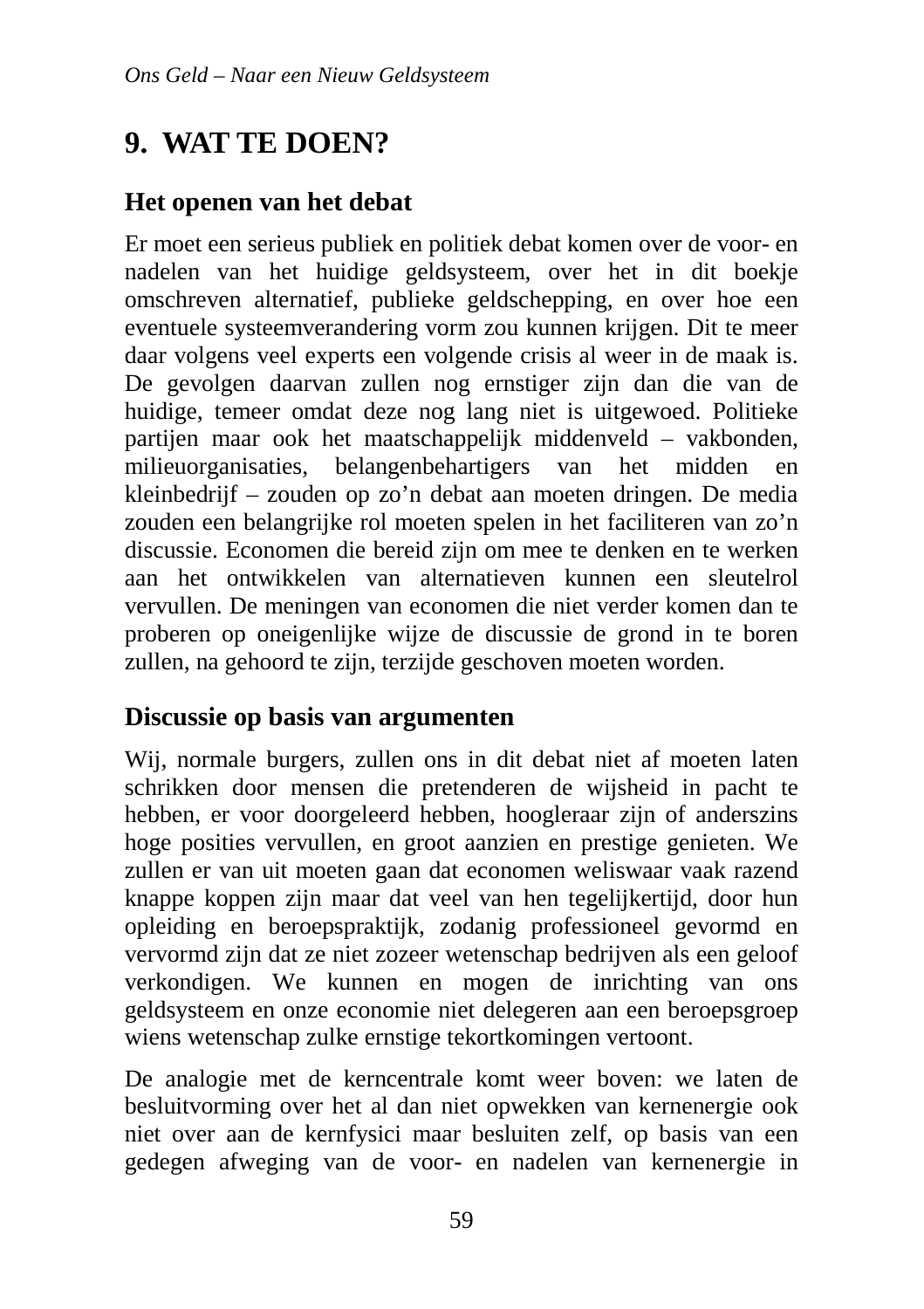# 9. WAT TE DOEN?

## Het openen van het debat

Er moet een serieus publiek en politiek debat komen over de voor- en nadelen van het huidige geldsysteem, over het in dit boekje omschreven alternatief, publieke geldschepping, en over hoe een eventuele systeemverandering vorm zou kunnen krijgen. Dit te meer daar volgens veel experts een volgende crisis al weer in de maak is. De gevolgen daarvan zullen nog ernstiger zijn dan die van de huidige, temeer omdat deze nog lang niet is uitgewoed. Politieke partijen maar ook het maatschappelijk middenveld – vakbonden, milieuorganisaties, belangenbehartigers van het midden en kleinbedrijf – zouden op zo'n debat aan moeten dringen. De media zouden een belangrijke rol moeten spelen in het faciliteren van zo'n discussie. Economen die bereid zijn om mee te denken en te werken aan het ontwikkelen van alternatieven kunnen een sleutelrol vervullen. De meningen van economen die niet verder komen dan te proberen op oneigenlijke wijze de discussie de grond in te boren zullen, na gehoord te zijn, terzijde geschoven moeten worden.

## Discussie op basis van argumenten

Wij, normale burgers, zullen ons in dit debat niet af moeten laten schrikken door mensen die pretenderen de wijsheid in pacht te hebben, er voor doorgeleerd hebben, hoogleraar zijn of anderszins hoge posities vervullen, en groot aanzien en prestige genieten. We zullen er van uit moeten gaan dat economen weliswaar vaak razend knappe koppen zijn maar dat veel van hen tegelijkertijd, door hun opleiding en beroepspraktijk, zodanig professioneel gevormd en vervormd zijn dat ze niet zozeer wetenschap bedrijven als een geloof verkondigen. We kunnen en mogen de inrichting van ons geldsysteem en onze economie niet delegeren aan een beroepsgroep wiens wetenschap zulke ernstige tekortkomingen vertoont.

De analogie met de kerncentrale komt weer boven: we laten de besluitvorming over het al dan niet opwekken van kernenergie ook niet over aan de kernfysici maar besluiten zelf, op basis van een gedegen afweging van de voor- en nadelen van kernenergie in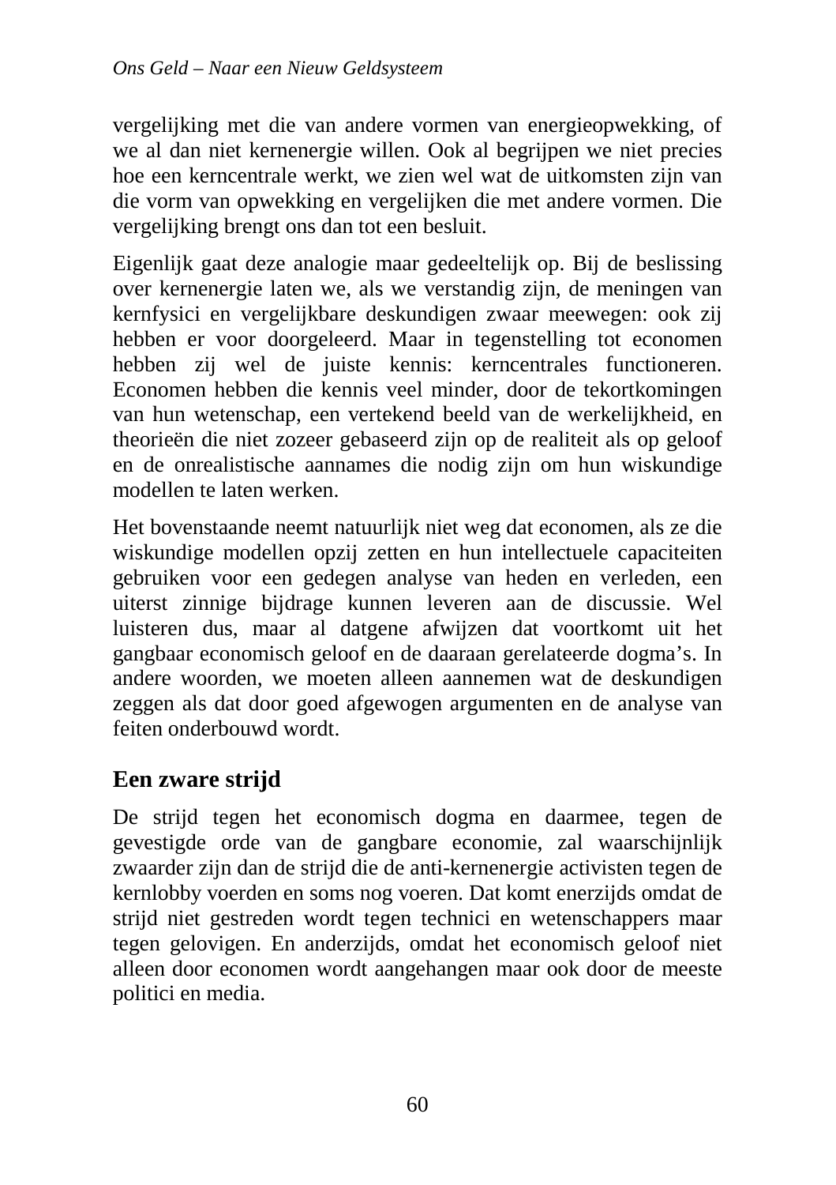vergelijking met die van andere vormen van energieopwekking, of we al dan niet kernenergie willen. Ook al begrijpen we niet precies hoe een kerncentrale werkt, we zien wel wat de uitkomsten zijn van die vorm van opwekking en vergelijken die met andere vormen. Die vergelijking brengt ons dan tot een besluit.

Eigenlijk gaat deze analogie maar gedeeltelijk op. Bij de beslissing over kernenergie laten we, als we verstandig zijn, de meningen van kernfysici en vergelijkbare deskundigen zwaar meewegen: ook zij hebben er voor doorgeleerd. Maar in tegenstelling tot economen hebben zij wel de juiste kennis: kerncentrales functioneren. Economen hebben die kennis veel minder, door de tekortkomingen van hun wetenschap, een vertekend beeld van de werkelijkheid, en theorieën die niet zozeer gebaseerd zijn op de realiteit als op geloof en de onrealistische aannames die nodig zijn om hun wiskundige modellen te laten werken.

Het bovenstaande neemt natuurlijk niet weg dat economen, als ze die wiskundige modellen opzij zetten en hun intellectuele capaciteiten gebruiken voor een gedegen analyse van heden en verleden, een uiterst zinnige bijdrage kunnen leveren aan de discussie. Wel luisteren dus, maar al datgene afwijzen dat voortkomt uit het gangbaar economisch geloof en de daaraan gerelateerde dogma's. In andere woorden, we moeten alleen aannemen wat de deskundigen zeggen als dat door goed afgewogen argumenten en de analyse van feiten onderbouwd wordt.

## Een zware strijd

De strijd tegen het economisch dogma en daarmee, tegen de gevestigde orde van de gangbare economie, zal waarschijnlijk zwaarder zijn dan de strijd die de anti-kernenergie activisten tegen de kernlobby voerden en soms nog voeren. Dat komt enerzijds omdat de strijd niet gestreden wordt tegen technici en wetenschappers maar tegen gelovigen. En anderzijds, omdat het economisch geloof niet alleen door economen wordt aangehangen maar ook door de meeste politici en media.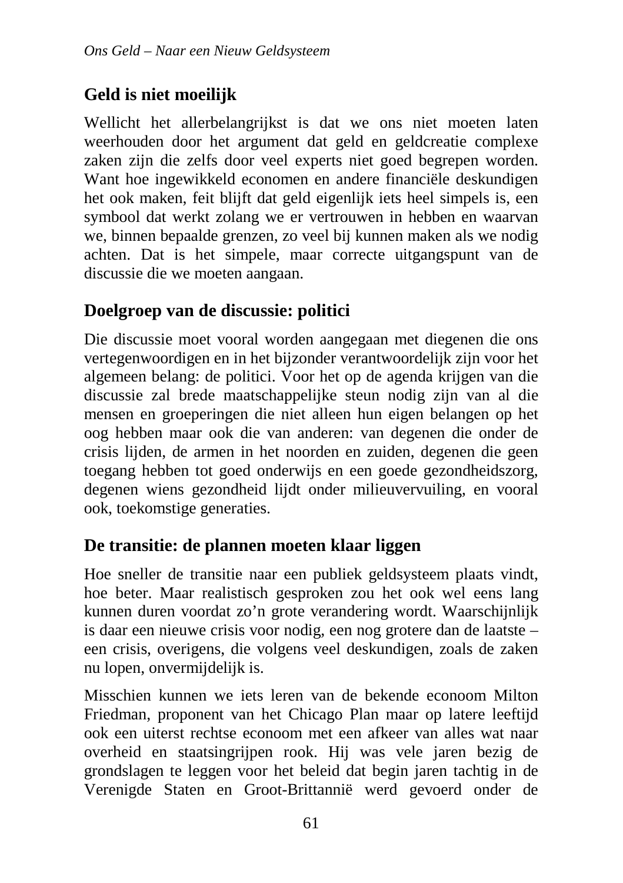## Geld is niet moeilijk

Wellicht het allerbelangrijkst is dat we ons niet moeten laten weerhouden door het argument dat geld en geldcreatie complexe zaken zijn die zelfs door veel experts niet goed begrepen worden. Want hoe ingewikkeld economen en andere financiële deskundigen het ook maken, feit blijft dat geld eigenlijk iets heel simpels is, een symbool dat werkt zolang we er vertrouwen in hebben en waarvan we, binnen bepaalde grenzen, zo veel bij kunnen maken als we nodig achten. Dat is het simpele, maar correcte uitgangspunt van de discussie die we moeten aangaan.

## Doelgroep van de discussie: politici

Die discussie moet vooral worden aangegaan met diegenen die ons vertegenwoordigen en in het bijzonder verantwoordelijk zijn voor het algemeen belang: de politici. Voor het op de agenda krijgen van die discussie zal brede maatschappelijke steun nodig zijn van al die mensen en groeperingen die niet alleen hun eigen belangen op het oog hebben maar ook die van anderen: van degenen die onder de crisis lijden, de armen in het noorden en zuiden, degenen die geen toegang hebben tot goed onderwijs en een goede gezondheidszorg, degenen wiens gezondheid lijdt onder milieuvervuiling, en vooral ook, toekomstige generaties.

## De transitie: de plannen moeten klaar liggen

Hoe sneller de transitie naar een publiek geldsysteem plaats vindt, hoe beter. Maar realistisch gesproken zou het ook wel eens lang kunnen duren voordat zo'n grote verandering wordt. Waarschijnlijk is daar een nieuwe crisis voor nodig, een nog grotere dan de laatste – een crisis, overigens, die volgens veel deskundigen, zoals de zaken nu lopen, onvermijdelijk is.

Misschien kunnen we iets leren van de bekende econoom Milton Friedman, proponent van het Chicago Plan maar op latere leeftijd ook een uiterst rechtse econoom met een afkeer van alles wat naar overheid en staatsingrijpen rook. Hij was vele jaren bezig de grondslagen te leggen voor het beleid dat begin jaren tachtig in de Verenigde Staten en Groot-Brittannië werd gevoerd onder de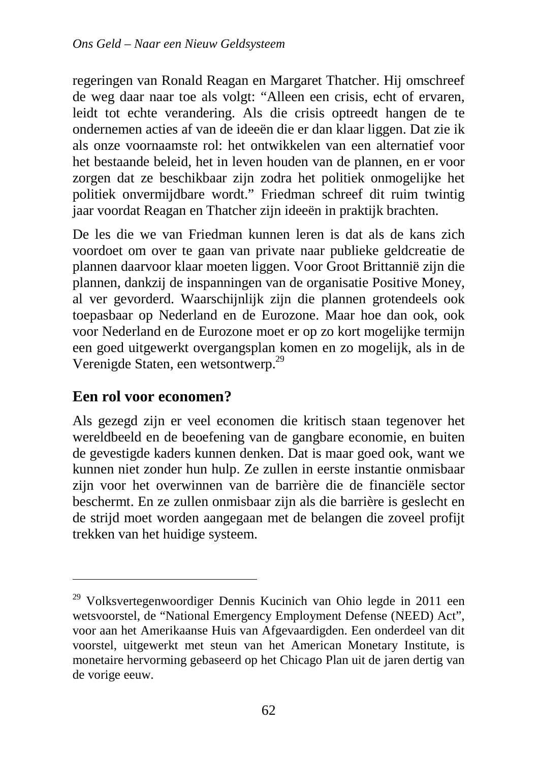regeringen van Ronald Reagan en Margaret Thatcher. Hij omschreef de weg daar naar toe als volgt: “Alleen een crisis, echt of ervaren, leidt tot echte verandering. Als die crisis optreedt hangen de te ondernemen acties af van de ideeën die er dan klaar liggen. Dat zie ik als onze voornaamste rol: het ontwikkelen van een alternatief voor het bestaande beleid, het in leven houden van de plannen, en er voor zorgen dat ze beschikbaar zijn zodra het politiek onmogelijke het politiek onvermijdbare wordt.” Friedman schreef dit ruim twintig jaar voordat Reagan en Thatcher zijn ideeën in praktijk brachten.

De les die we van Friedman kunnen leren is dat als de kans zich voordoet om over te gaan van private naar publieke geldcreatie de plannen daarvoor klaar moeten liggen. Voor Groot Brittannië zijn die plannen, dankzij de inspanningen van de organisatie Positive Money, al ver gevorderd. Waarschijnlijk zijn die plannen grotendeels ook toepasbaar op Nederland en de Eurozone. Maar hoe dan ook, ook voor Nederland en de Eurozone moet er op zo kort mogelijke termijn een goed uitgewerkt overgangsplan komen en zo mogelijk, als in de Verenigde Staten, een wetsontwerp.[29]

## Een rol voor economen?

Als gezegd zijn er veel economen die kritisch staan tegenover het wereldbeeld en de beoefening van de gangbare economie, en buiten de gevestigde kaders kunnen denken. Dat is maar goed ook, want we kunnen niet zonder hun hulp. Ze zullen in eerste instantie onmisbaar zijn voor het overwinnen van de barrière die de financiële sector beschermt. En ze zullen onmisbaar zijn als die barrière is geslecht en de strijd moet worden aangegaan met de belangen die zoveel profijt trekken van het huidige systeem.

---

[29] Volksvertegenwoordiger Dennis Kucinich van Ohio legde in 2011 een wetsvoorstel, de “National Emergency Employment Defense (NEED) Act”, voor aan het Amerikaanse Huis van Afgevaardigden. Een onderdeel van dit voorstel, uitgewerkt met steun van het American Monetary Institute, is monetaire hervorming gebaseerd op het Chicago Plan uit de jaren dertig van de vorige eeuw.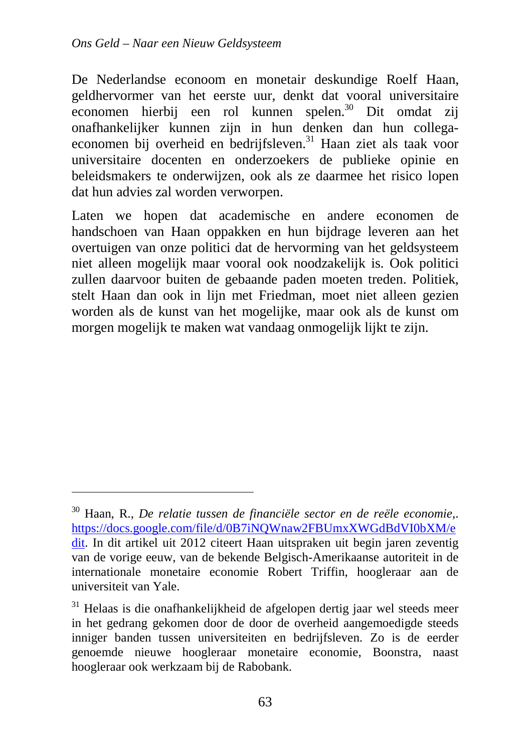De Nederlandse econoom en monetair deskundige Roelf Haan, geldhervormer van het eerste uur, denkt dat vooral universitaire economen hierbij een rol kunnen spelen.[30] Dit omdat zij onafhankelijker kunnen zijn in hun denken dan hun collega-economen bij overheid en bedrijfsleven.[31] Haan ziet als taak voor universitaire docenten en onderzoekers de publieke opinie en beleidsmakers te onderwijzen, ook als ze daarmee het risico lopen dat hun advies zal worden verworpen.

Laten we hopen dat academische en andere economen de handschoen van Haan oppakken en hun bijdrage leveren aan het overtuigen van onze politici dat de hervorming van het geldsysteem niet alleen mogelijk maar vooral ook noodzakelijk is. Ook politici zullen daarvoor buiten de gebaande paden moeten treden. Politiek, stelt Haan dan ook in lijn met Friedman, moet niet alleen gezien worden als de kunst van het mogelijke, maar ook als de kunst om morgen mogelijk te maken wat vandaag onmogelijk lijkt te zijn.

---

[30] Haan, R., *De relatie tussen de financiële sector en de reële economie*,. https://docs.google.com/file/d/0B7iNQWnaw2FBUmxXWGdBdVI0bXM/edit. In dit artikel uit 2012 citeert Haan uitspraken uit begin jaren zeventig van de vorige eeuw, van de bekende Belgisch-Amerikaanse autoriteit in de internationale monetaire economie Robert Triffin, hoogleraar aan de universiteit van Yale.

[31] Helaas is die onafhankelijkheid de afgelopen dertig jaar wel steeds meer in het gedrang gekomen door de door de overheid aangemoedigde steeds inniger banden tussen universiteiten en bedrijfsleven. Zo is de eerder genoemde nieuwe hoogleraar monetaire economie, Boonstra, naast hoogleraar ook werkzaam bij de Rabobank.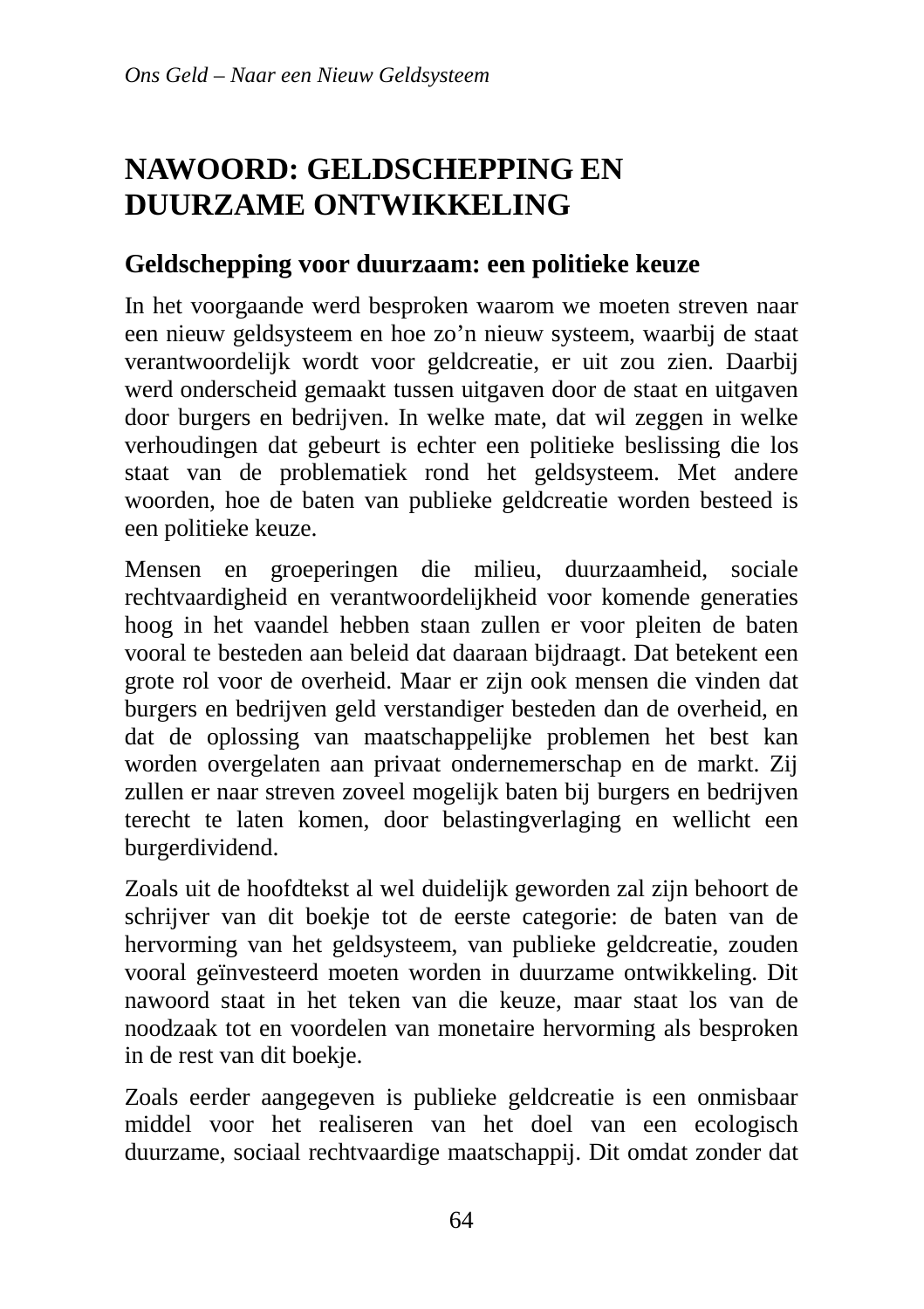# NAWOORD: GELDSCHEPPING EN DUURZAME ONTWIKKELING

## Geldschepping voor duurzaam: een politieke keuze

In het voorgaande werd besproken waarom we moeten streven naar een nieuw geldsysteem en hoe zo'n nieuw systeem, waarbij de staat verantwoordelijk wordt voor geldcreatie, er uit zou zien. Daarbij werd onderscheid gemaakt tussen uitgaven door de staat en uitgaven door burgers en bedrijven. In welke mate, dat wil zeggen in welke verhoudingen dat gebeurt is echter een politieke beslissing die los staat van de problematiek rond het geldsysteem. Met andere woorden, hoe de baten van publieke geldcreatie worden besteed is een politieke keuze.

Mensen en groeperingen die milieu, duurzaamheid, sociale rechtvaardigheid en verantwoordelijkheid voor komende generaties hoog in het vaandel hebben staan zullen er voor pleiten de baten vooral te besteden aan beleid dat daaraan bijdraagt. Dat betekent een grote rol voor de overheid. Maar er zijn ook mensen die vinden dat burgers en bedrijven geld verstandiger besteden dan de overheid, en dat de oplossing van maatschappelijke problemen het best kan worden overgelaten aan privaat ondernemerschap en de markt. Zij zullen er naar streven zoveel mogelijk baten bij burgers en bedrijven terecht te laten komen, door belastingverlaging en wellicht een burgerdividend.

Zoals uit de hoofdtekst al wel duidelijk geworden zal zijn behoort de schrijver van dit boekje tot de eerste categorie: de baten van de hervorming van het geldsysteem, van publieke geldcreatie, zouden vooral geïnvesteerd moeten worden in duurzame ontwikkeling. Dit nawoord staat in het teken van die keuze, maar staat los van de noodzaak tot en voordelen van monetaire hervorming als besproken in de rest van dit boekje.

Zoals eerder aangegeven is publieke geldcreatie is een onmisbaar middel voor het realiseren van het doel van een ecologisch duurzame, sociaal rechtvaardige maatschappij. Dit omdat zonder dat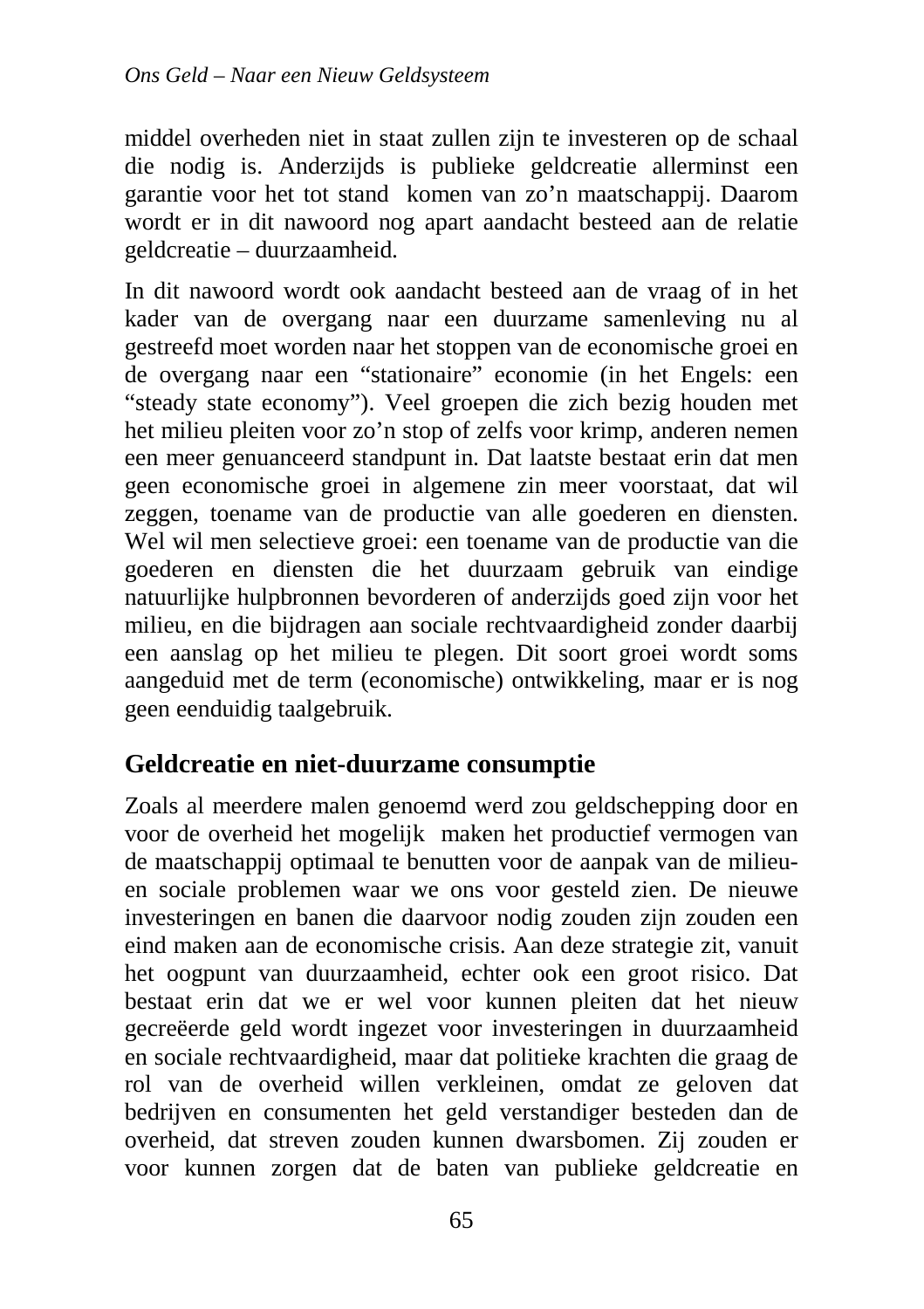middel overheden niet in staat zullen zijn te investeren op de schaal die nodig is. Anderzijds is publieke geldcreatie allerminst een garantie voor het tot stand komen van zo'n maatschappij. Daarom wordt er in dit nawoord nog apart aandacht besteed aan de relatie geldcreatie – duurzaamheid.

In dit nawoord wordt ook aandacht besteed aan de vraag of in het kader van de overgang naar een duurzame samenleving nu al gestreefd moet worden naar het stoppen van de economische groei en de overgang naar een "stationaire" economie (in het Engels: een "steady state economy"). Veel groepen die zich bezig houden met het milieu pleiten voor zo'n stop of zelfs voor krimp, anderen nemen een meer genuanceerd standpunt in. Dat laatste bestaat erin dat men geen economische groei in algemene zin meer voorstaat, dat wil zeggen, toename van de productie van alle goederen en diensten. Wel wil men selectieve groei: een toename van de productie van die goederen en diensten die het duurzaam gebruik van eindige natuurlijke hulpbronnen bevorderen of anderzijds goed zijn voor het milieu, en die bijdragen aan sociale rechtvaardigheid zonder daarbij een aanslag op het milieu te plegen. Dit soort groei wordt soms aangeduid met de term (economische) ontwikkeling, maar er is nog geen eenduidig taalgebruik.

## Geldcreatie en niet-duurzame consumptie

Zoals al meerdere malen genoemd werd zou geldschepping door en voor de overheid het mogelijk maken het productief vermogen van de maatschappij optimaal te benutten voor de aanpak van de milieu- en sociale problemen waar we ons voor gesteld zien. De nieuwe investeringen en banen die daarvoor nodig zouden zijn zouden een eind maken aan de economische crisis. Aan deze strategie zit, vanuit het oogpunt van duurzaamheid, echter ook een groot risico. Dat bestaat erin dat we er wel voor kunnen pleiten dat het nieuw gecreëerde geld wordt ingezet voor investeringen in duurzaamheid en sociale rechtvaardigheid, maar dat politieke krachten die graag de rol van de overheid willen verkleinen, omdat ze geloven dat bedrijven en consumenten het geld verstandiger besteden dan de overheid, dat streven zouden kunnen dwarsbomen. Zij zouden er voor kunnen zorgen dat de baten van publieke geldcreatie en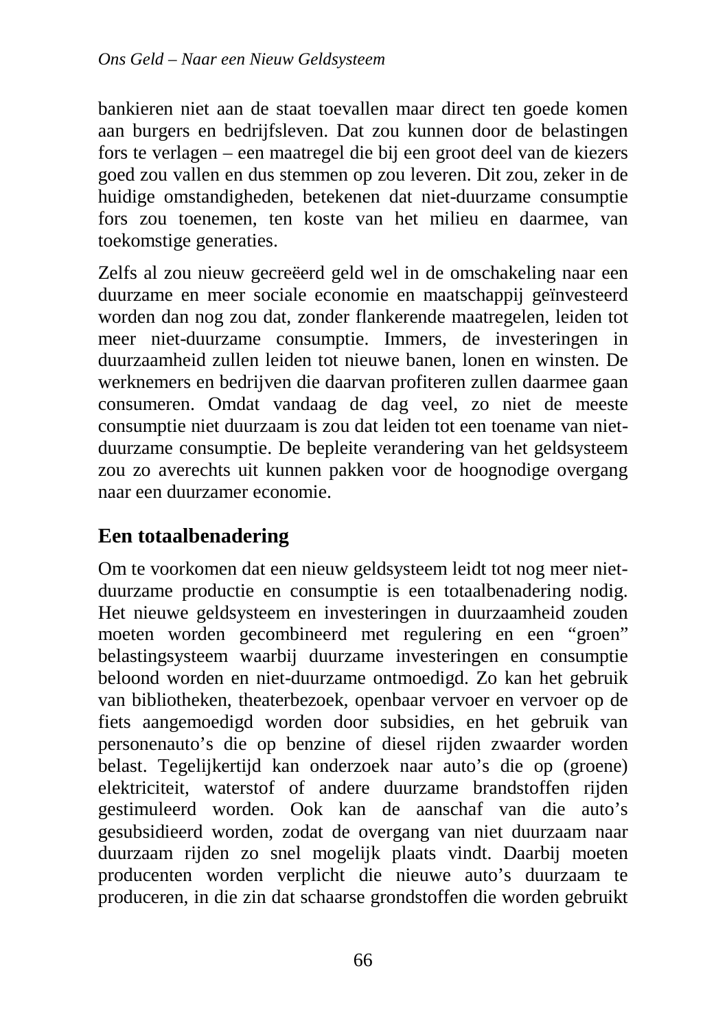bankieren niet aan de staat toevallen maar direct ten goede komen aan burgers en bedrijfsleven. Dat zou kunnen door de belastingen fors te verlagen – een maatregel die bij een groot deel van de kiezers goed zou vallen en dus stemmen op zou leveren. Dit zou, zeker in de huidige omstandigheden, betekenen dat niet-duurzame consumptie fors zou toenemen, ten koste van het milieu en daarmee, van toekomstige generaties.

Zelfs al zou nieuw gecreëerd geld wel in de omschakeling naar een duurzame en meer sociale economie en maatschappij geïnvesteerd worden dan nog zou dat, zonder flankerende maatregelen, leiden tot meer niet-duurzame consumptie. Immers, de investeringen in duurzaamheid zullen leiden tot nieuwe banen, lonen en winsten. De werknemers en bedrijven die daarvan profiteren zullen daarmee gaan consumeren. Omdat vandaag de dag veel, zo niet de meeste consumptie niet duurzaam is zou dat leiden tot een toename van niet-duurzame consumptie. De bepleite verandering van het geldsysteem zou zo averechts uit kunnen pakken voor de hoognodige overgang naar een duurzamer economie.

## Een totaalbenadering

Om te voorkomen dat een nieuw geldsysteem leidt tot nog meer niet-duurzame productie en consumptie is een totaalbenadering nodig. Het nieuwe geldsysteem en investeringen in duurzaamheid zouden moeten worden gecombineerd met regulering en een “groen” belastingsysteem waarbij duurzame investeringen en consumptie beloond worden en niet-duurzame ontmoedigd. Zo kan het gebruik van bibliotheken, theaterbezoek, openbaar vervoer en vervoer op de fiets aangemoedigd worden door subsidies, en het gebruik van personenauto’s die op benzine of diesel rijden zwaarder worden belast. Tegelijkertijd kan onderzoek naar auto’s die op (groene) elektriciteit, waterstof of andere duurzame brandstoffen rijden gestimuleerd worden. Ook kan de aanschaf van die auto’s gesubsidieerd worden, zodat de overgang van niet duurzaam naar duurzaam rijden zo snel mogelijk plaats vindt. Daarbij moeten producenten worden verplicht die nieuwe auto’s duurzaam te produceren, in die zin dat schaarse grondstoffen die worden gebruikt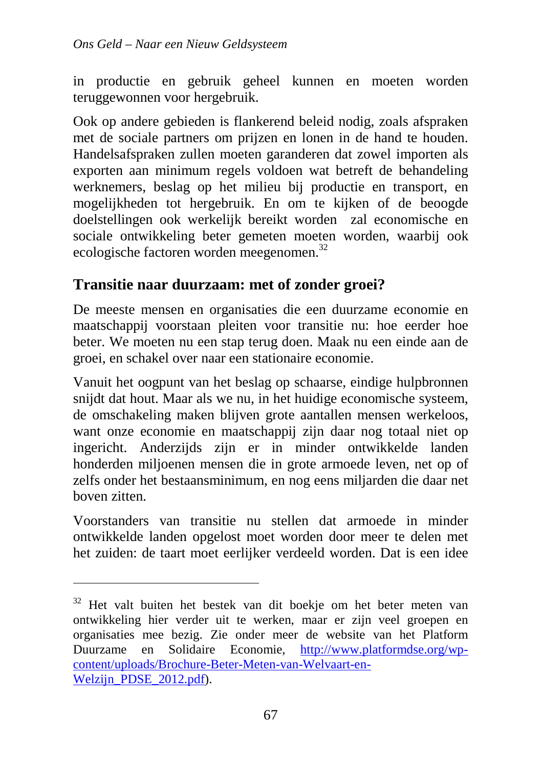in productie en gebruik geheel kunnen en moeten worden teruggewonnen voor hergebruik.

Ook op andere gebieden is flankerend beleid nodig, zoals afspraken met de sociale partners om prijzen en lonen in de hand te houden. Handelsafspraken zullen moeten garanderen dat zowel importen als exporten aan minimum regels voldoen wat betreft de behandeling werknemers, beslag op het milieu bij productie en transport, en mogelijkheden tot hergebruik. En om te kijken of de beoogde doelstellingen ook werkelijk bereikt worden zal economische en sociale ontwikkeling beter gemeten moeten worden, waarbij ook ecologische factoren worden meegenomen.[32]

## Transitie naar duurzaam: met of zonder groei?

De meeste mensen en organisaties die een duurzame economie en maatschappij voorstaan pleiten voor transitie nu: hoe eerder hoe beter. We moeten nu een stap terug doen. Maak nu een einde aan de groei, en schakel over naar een stationaire economie.

Vanuit het oogpunt van het beslag op schaarse, eindige hulpbronnen snijdt dat hout. Maar als we nu, in het huidige economische systeem, de omschakeling maken blijven grote aantallen mensen werkeloos, want onze economie en maatschappij zijn daar nog totaal niet op ingericht. Anderzijds zijn er in minder ontwikkelde landen honderden miljoenen mensen die in grote armoede leven, net op of zelfs onder het bestaansminimum, en nog eens miljarden die daar net boven zitten.

Voorstanders van transitie nu stellen dat armoede in minder ontwikkelde landen opgelost moet worden door meer te delen met het zuiden: de taart moet eerlijker verdeeld worden. Dat is een idee

---

[32] Het valt buiten het bestek van dit boekje om het beter meten van ontwikkeling hier verder uit te werken, maar er zijn veel groepen en organisaties mee bezig. Zie onder meer de website van het Platform Duurzame en Solidaire Economie, [http://www.platformdse.org/wp-content/uploads/Brochure-Beter-Meten-van-Welvaart-en-Welzijn_PDSE_2012.pdf](http://www.platformdse.org/wp-content/uploads/Brochure-Beter-Meten-van-Welvaart-en-Welzijn_PDSE_2012.pdf)).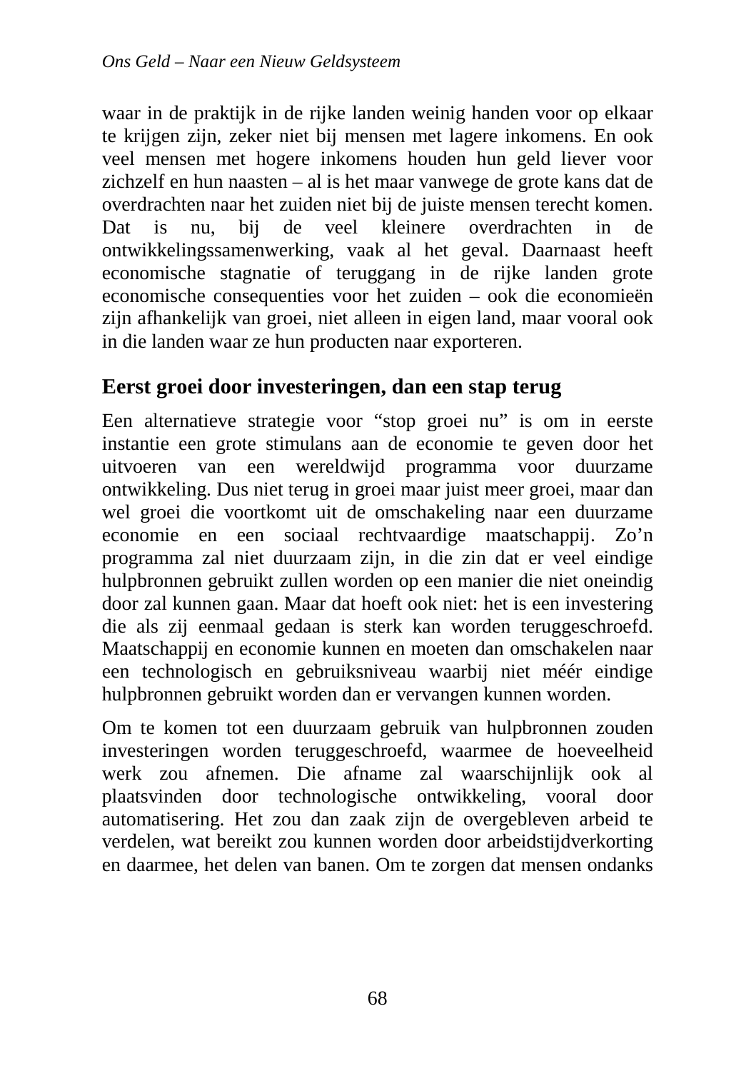waar in de praktijk in de rijke landen weinig handen voor op elkaar te krijgen zijn, zeker niet bij mensen met lagere inkomens. En ook veel mensen met hogere inkomens houden hun geld liever voor zichzelf en hun naasten – al is het maar vanwege de grote kans dat de overdrachten naar het zuiden niet bij de juiste mensen terecht komen. Dat is nu, bij de veel kleinere overdrachten in de ontwikkelingssamenwerking, vaak al het geval. Daarnaast heeft economische stagnatie of teruggang in de rijke landen grote economische consequenties voor het zuiden – ook die economieën zijn afhankelijk van groei, niet alleen in eigen land, maar vooral ook in die landen waar ze hun producten naar exporteren.

## Eerst groei door investeringen, dan een stap terug

Een alternatieve strategie voor "stop groei nu" is om in eerste instantie een grote stimulans aan de economie te geven door het uitvoeren van een wereldwijd programma voor duurzame ontwikkeling. Dus niet terug in groei maar juist meer groei, maar dan wel groei die voortkomt uit de omschakeling naar een duurzame economie en een sociaal rechtvaardige maatschappij. Zo'n programma zal niet duurzaam zijn, in die zin dat er veel eindige hulpbronnen gebruikt zullen worden op een manier die niet oneindig door zal kunnen gaan. Maar dat hoeft ook niet: het is een investering die als zij eenmaal gedaan is sterk kan worden teruggeschroefd. Maatschappij en economie kunnen en moeten dan omschakelen naar een technologisch en gebruiksniveau waarbij niet méér eindige hulpbronnen gebruikt worden dan er vervangen kunnen worden.

Om te komen tot een duurzaam gebruik van hulpbronnen zouden investeringen worden teruggeschroefd, waarmee de hoeveelheid werk zou afnemen. Die afname zal waarschijnlijk ook al plaatsvinden door technologische ontwikkeling, vooral door automatisering. Het zou dan zaak zijn de overgebleven arbeid te verdelen, wat bereikt zou kunnen worden door arbeidstijdverkorting en daarmee, het delen van banen. Om te zorgen dat mensen ondanks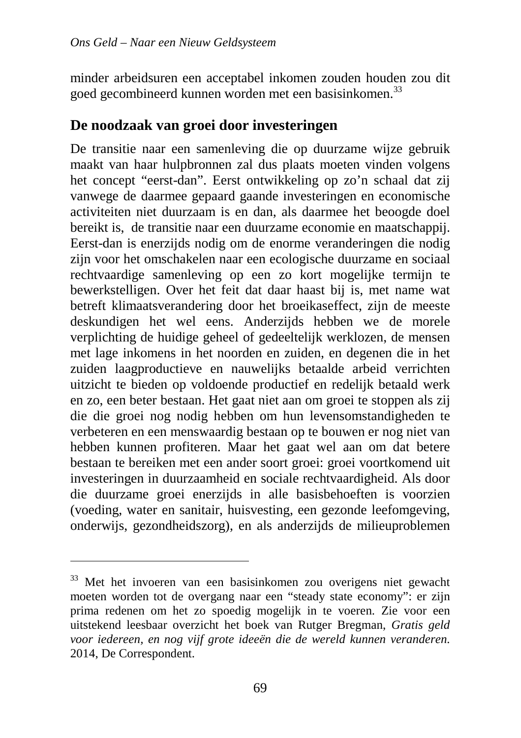minder arbeidsuren een acceptabel inkomen zouden houden zou dit goed gecombineerd kunnen worden met een basisinkomen.[33]

## De noodzaak van groei door investeringen

De transitie naar een samenleving die op duurzame wijze gebruik maakt van haar hulpbronnen zal dus plaats moeten vinden volgens het concept “eerst-dan”. Eerst ontwikkeling op zo’n schaal dat zij vanwege de daarmee gepaard gaande investeringen en economische activiteiten niet duurzaam is en dan, als daarmee het beoogde doel bereikt is, de transitie naar een duurzame economie en maatschappij. Eerst-dan is enerzijds nodig om de enorme veranderingen die nodig zijn voor het omschakelen naar een ecologische duurzame en sociaal rechtvaardige samenleving op een zo kort mogelijke termijn te bewerkstelligen. Over het feit dat daar haast bij is, met name wat betreft klimaatsverandering door het broeikaseffect, zijn de meeste deskundigen het wel eens. Anderzijds hebben we de morele verplichting de huidige geheel of gedeeltelijk werklozen, de mensen met lage inkomens in het noorden en zuiden, en degenen die in het zuiden laagproductieve en nauwelijks betaalde arbeid verrichten uitzicht te bieden op voldoende productief en redelijk betaald werk en zo, een beter bestaan. Het gaat niet aan om groei te stoppen als zij die die groei nog nodig hebben om hun levensomstandigheden te verbeteren en een menswaardig bestaan op te bouwen er nog niet van hebben kunnen profiteren. Maar het gaat wel aan om dat betere bestaan te bereiken met een ander soort groei: groei voortkomend uit investeringen in duurzaamheid en sociale rechtvaardigheid. Als door die duurzame groei enerzijds in alle basisbehoeften is voorzien (voeding, water en sanitair, huisvesting, een gezonde leefomgeving, onderwijs, gezondheidszorg), en als anderzijds de milieuproblemen

---

[33] Met het invoeren van een basisinkomen zou overigens niet gewacht moeten worden tot de overgang naar een “steady state economy”: er zijn prima redenen om het zo spoedig mogelijk in te voeren. Zie voor een uitstekend leesbaar overzicht het boek van Rutger Bregman, *Gratis geld voor iedereen, en nog vijf grote ideeën die de wereld kunnen veranderen.* 2014, De Correspondent.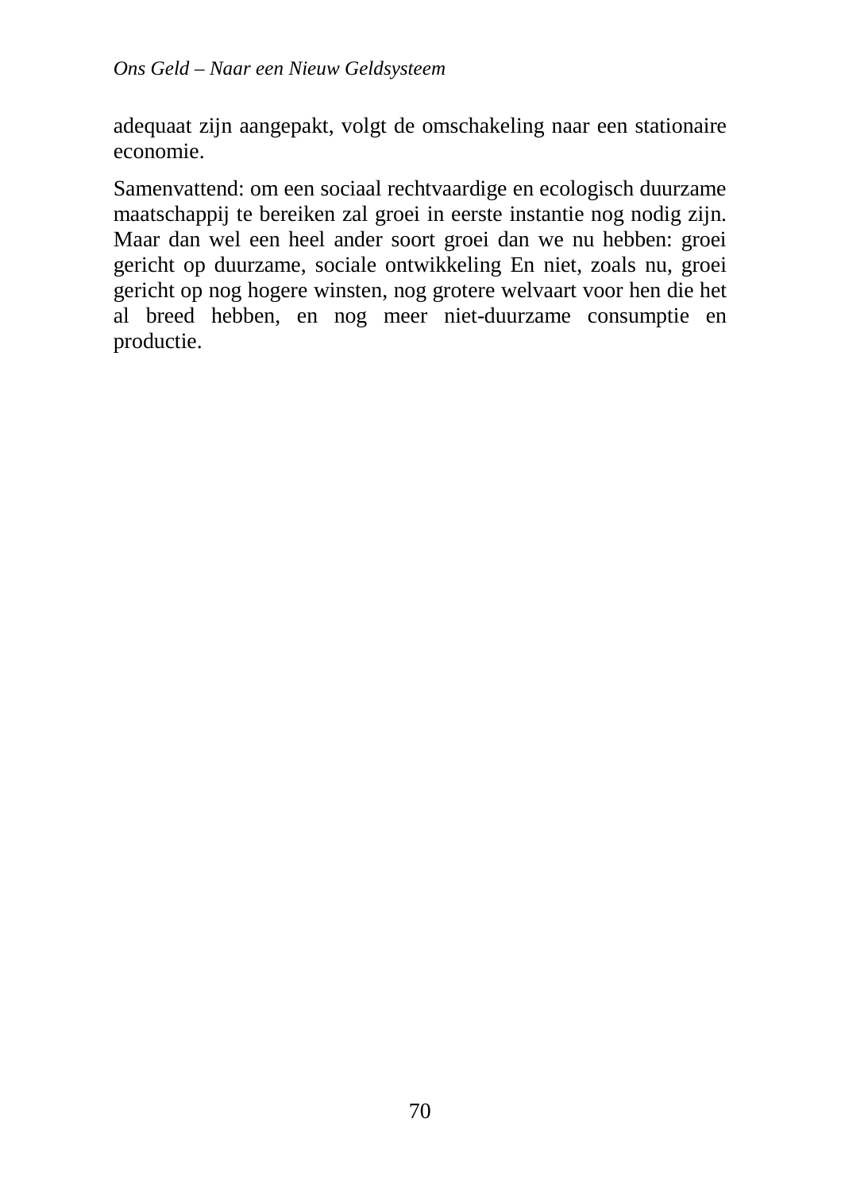adequaat zijn aangepakt, volgt de omschakeling naar een stationaire economie.

Samenvattend: om een sociaal rechtvaardige en ecologisch duurzame maatschappij te bereiken zal groei in eerste instantie nog nodig zijn. Maar dan wel een heel ander soort groei dan we nu hebben: groei gericht op duurzame, sociale ontwikkeling En niet, zoals nu, groei gericht op nog hogere winsten, nog grotere welvaart voor hen die het al breed hebben, en nog meer niet-duurzame consumptie en productie.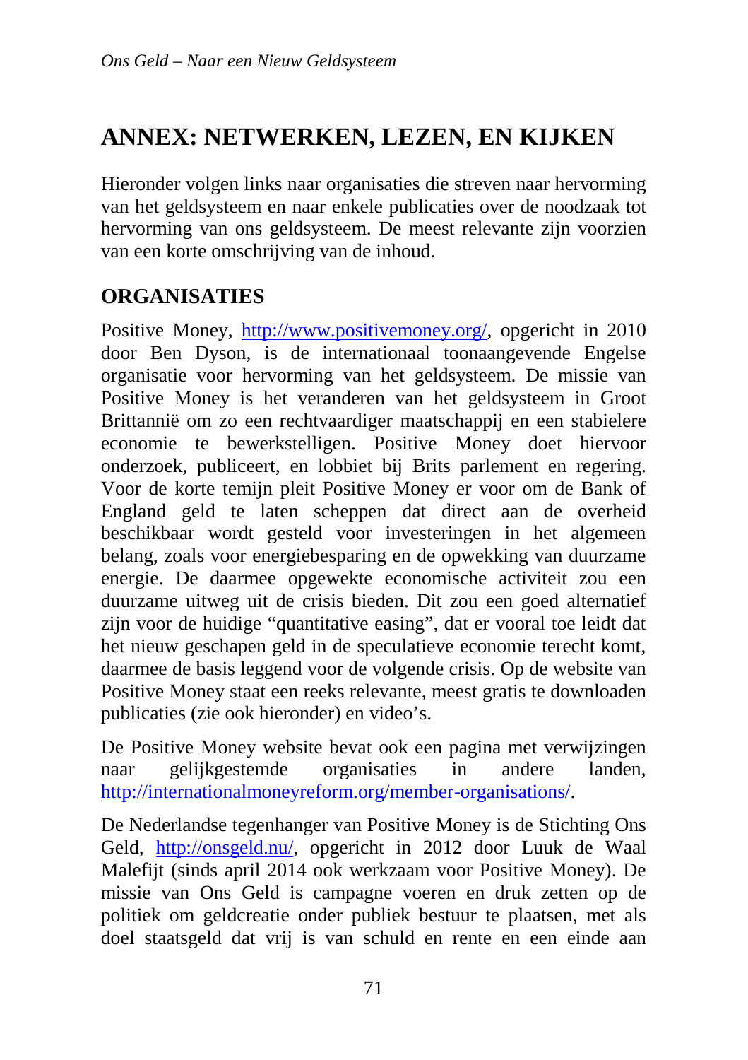# ANNEX: NETWERKEN, LEZEN, EN KIJKEN

Hieronder volgen links naar organisaties die streven naar hervorming van het geldsysteem en naar enkele publicaties over de noodzaak tot hervorming van ons geldsysteem. De meest relevante zijn voorzien van een korte omschrijving van de inhoud.

## ORGANISATIES

Positive Money, http://www.positivemoney.org/, opgericht in 2010 door Ben Dyson, is de internationaal toonaangevende Engelse organisatie voor hervorming van het geldsysteem. De missie van Positive Money is het veranderen van het geldsysteem in Groot Brittannië om zo een rechtvaardiger maatschappij en een stabielere economie te bewerkstelligen. Positive Money doet hiervoor onderzoek, publiceert, en lobbiet bij Brits parlement en regering. Voor de korte temijn pleit Positive Money er voor om de Bank of England geld te laten scheppen dat direct aan de overheid beschikbaar wordt gesteld voor investeringen in het algemeen belang, zoals voor energiebesparing en de opwekking van duurzame energie. De daarmee opgewekte economische activiteit zou een duurzame uitweg uit de crisis bieden. Dit zou een goed alternatief zijn voor de huidige "quantitative easing", dat er vooral toe leidt dat het nieuw geschapen geld in de speculatieve economie terecht komt, daarmee de basis leggend voor de volgende crisis. Op de website van Positive Money staat een reeks relevante, meest gratis te downloaden publicaties (zie ook hieronder) en video's.

De Positive Money website bevat ook een pagina met verwijzingen naar gelijkgestemde organisaties in andere landen, http://internationalmoneyreform.org/member-organisations/.

De Nederlandse tegenhanger van Positive Money is de Stichting Ons Geld, http://onsgeld.nu/, opgericht in 2012 door Luuk de Waal Malefijt (sinds april 2014 ook werkzaam voor Positive Money). De missie van Ons Geld is campagne voeren en druk zetten op de politiek om geldcreatie onder publiek bestuur te plaatsen, met als doel staatsgeld dat vrij is van schuld en rente en een einde aan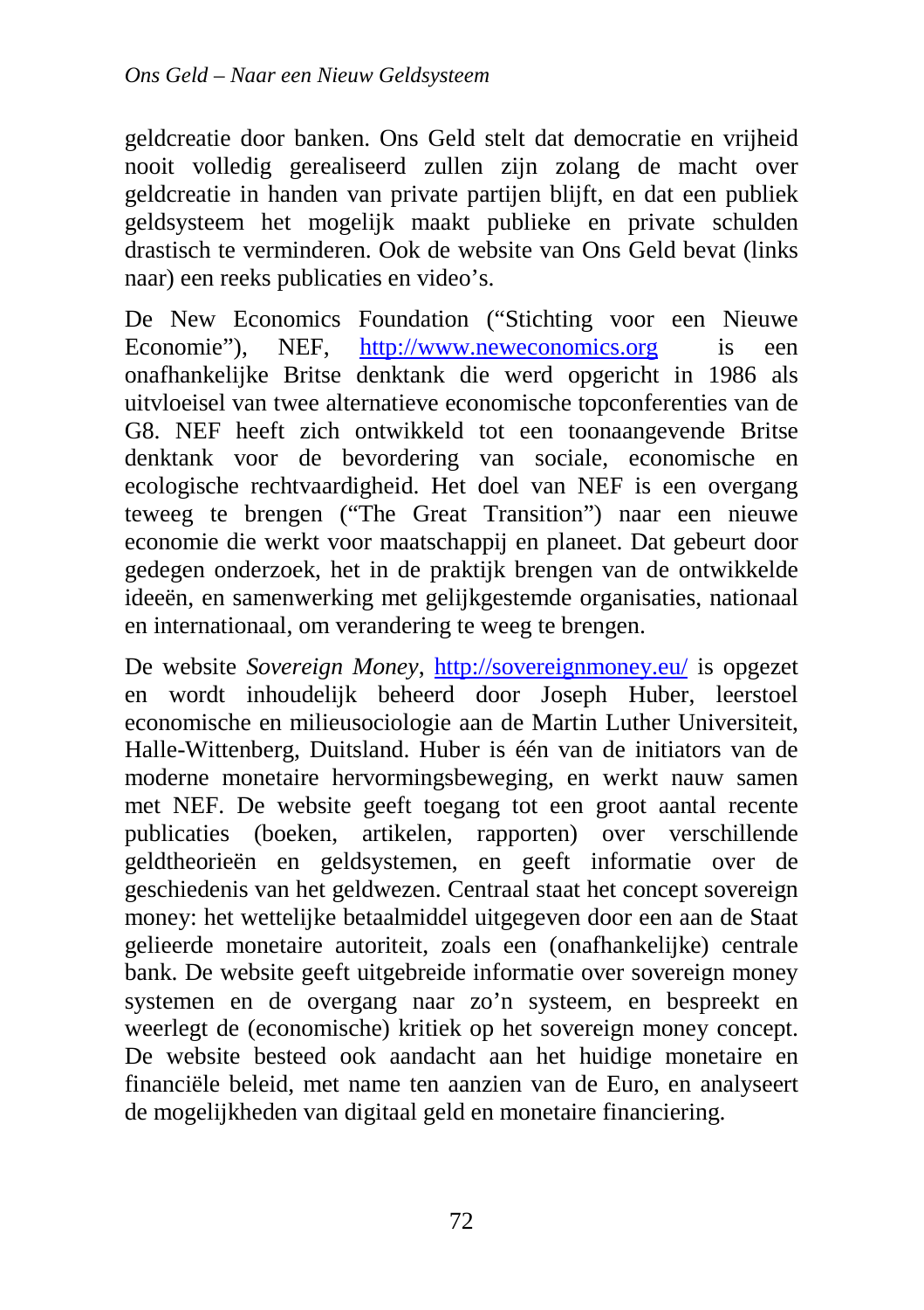geldcreatie door banken. Ons Geld stelt dat democratie en vrijheid nooit volledig gerealiseerd zullen zijn zolang de macht over geldcreatie in handen van private partijen blijft, en dat een publiek geldsysteem het mogelijk maakt publieke en private schulden drastisch te verminderen. Ook de website van Ons Geld bevat (links naar) een reeks publicaties en video's.

De New Economics Foundation ("Stichting voor een Nieuwe Economie"), NEF, http://www.neweconomics.org is een onafhankelijke Britse denktank die werd opgericht in 1986 als uitvloeisel van twee alternatieve economische topconferenties van de G8. NEF heeft zich ontwikkeld tot een toonaangevende Britse denktank voor de bevordering van sociale, economische en ecologische rechtvaardigheid. Het doel van NEF is een overgang teweeg te brengen ("The Great Transition") naar een nieuwe economie die werkt voor maatschappij en planeet. Dat gebeurt door gedegen onderzoek, het in de praktijk brengen van de ontwikkelde ideeën, en samenwerking met gelijkgestemde organisaties, nationaal en internationaal, om verandering te weeg te brengen.

De website *Sovereign Money*, http://sovereignmoney.eu/ is opgezet en wordt inhoudelijk beheerd door Joseph Huber, leerstoel economische en milieusociologie aan de Martin Luther Universiteit, Halle-Wittenberg, Duitsland. Huber is één van de initiators van de moderne monetaire hervormingsbeweging, en werkt nauw samen met NEF. De website geeft toegang tot een groot aantal recente publicaties (boeken, artikelen, rapporten) over verschillende geldtheorieën en geldsystemen, en geeft informatie over de geschiedenis van het geldwezen. Centraal staat het concept sovereign money: het wettelijke betaalmiddel uitgegeven door een aan de Staat gelieerde monetaire autoriteit, zoals een (onafhankelijke) centrale bank. De website geeft uitgebreide informatie over sovereign money systemen en de overgang naar zo'n systeem, en bespreekt en weerlegt de (economische) kritiek op het sovereign money concept. De website besteed ook aandacht aan het huidige monetaire en financiële beleid, met name ten aanzien van de Euro, en analyseert de mogelijkheden van digitaal geld en monetaire financiering.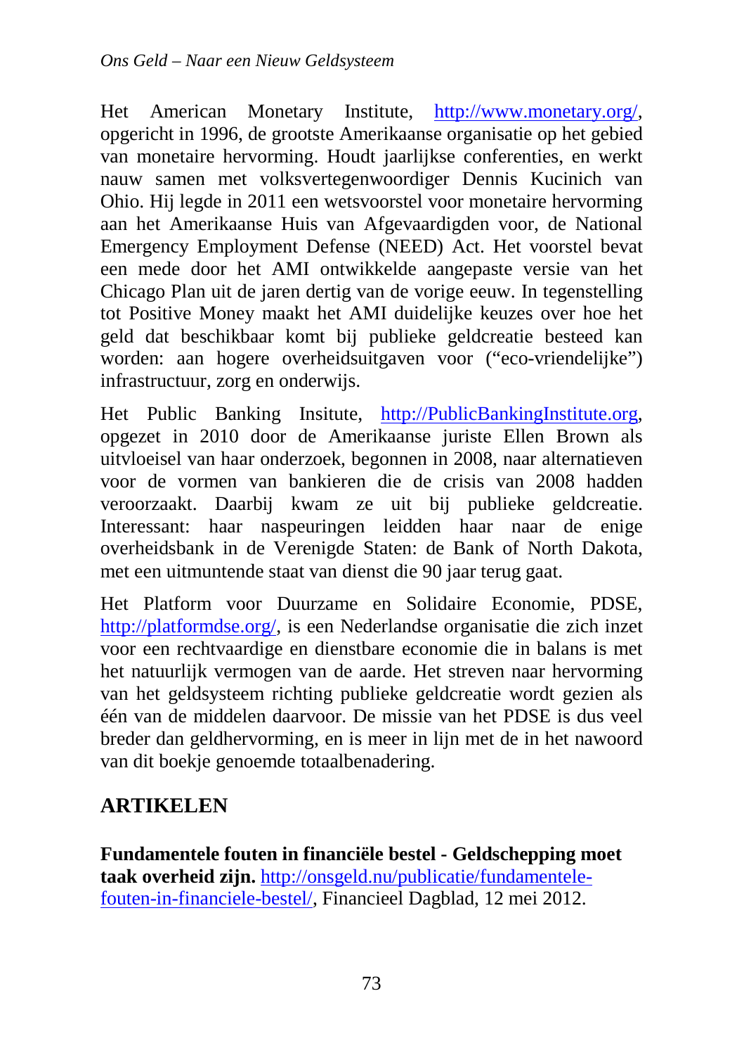Het American Monetary Institute, http://www.monetary.org/, opgericht in 1996, de grootste Amerikaanse organisatie op het gebied van monetaire hervorming. Houdt jaarlijkse conferenties, en werkt nauw samen met volksvertegenwoordiger Dennis Kucinich van Ohio. Hij legde in 2011 een wetsvoorstel voor monetaire hervorming aan het Amerikaanse Huis van Afgevaardigden voor, de National Emergency Employment Defense (NEED) Act. Het voorstel bevat een mede door het AMI ontwikkelde aangepaste versie van het Chicago Plan uit de jaren dertig van de vorige eeuw. In tegenstelling tot Positive Money maakt het AMI duidelijke keuzes over hoe het geld dat beschikbaar komt bij publieke geldcreatie besteed kan worden: aan hogere overheidsuitgaven voor ("eco-vriendelijke") infrastructuur, zorg en onderwijs.

Het Public Banking Insitute, http://PublicBankingInstitute.org, opgezet in 2010 door de Amerikaanse juriste Ellen Brown als uitvloeisel van haar onderzoek, begonnen in 2008, naar alternatieven voor de vormen van bankieren die de crisis van 2008 hadden veroorzaakt. Daarbij kwam ze uit bij publieke geldcreatie. Interessant: haar naspeuringen leidden haar naar de enige overheidsbank in de Verenigde Staten: de Bank of North Dakota, met een uitmuntende staat van dienst die 90 jaar terug gaat.

Het Platform voor Duurzame en Solidaire Economie, PDSE, http://platformdse.org/, is een Nederlandse organisatie die zich inzet voor een rechtvaardige en dienstbare economie die in balans is met het natuurlijk vermogen van de aarde. Het streven naar hervorming van het geldsysteem richting publieke geldcreatie wordt gezien als één van de middelen daarvoor. De missie van het PDSE is dus veel breder dan geldhervorming, en is meer in lijn met de in het nawoord van dit boekje genoemde totaalbenadering.

## ARTIKELEN

**Fundamentele fouten in financiële bestel - Geldschepping moet taak overheid zijn.** http://onsgeld.nu/publicatie/fundamentele-fouten-in-financiele-bestel/, Financieel Dagblad, 12 mei 2012.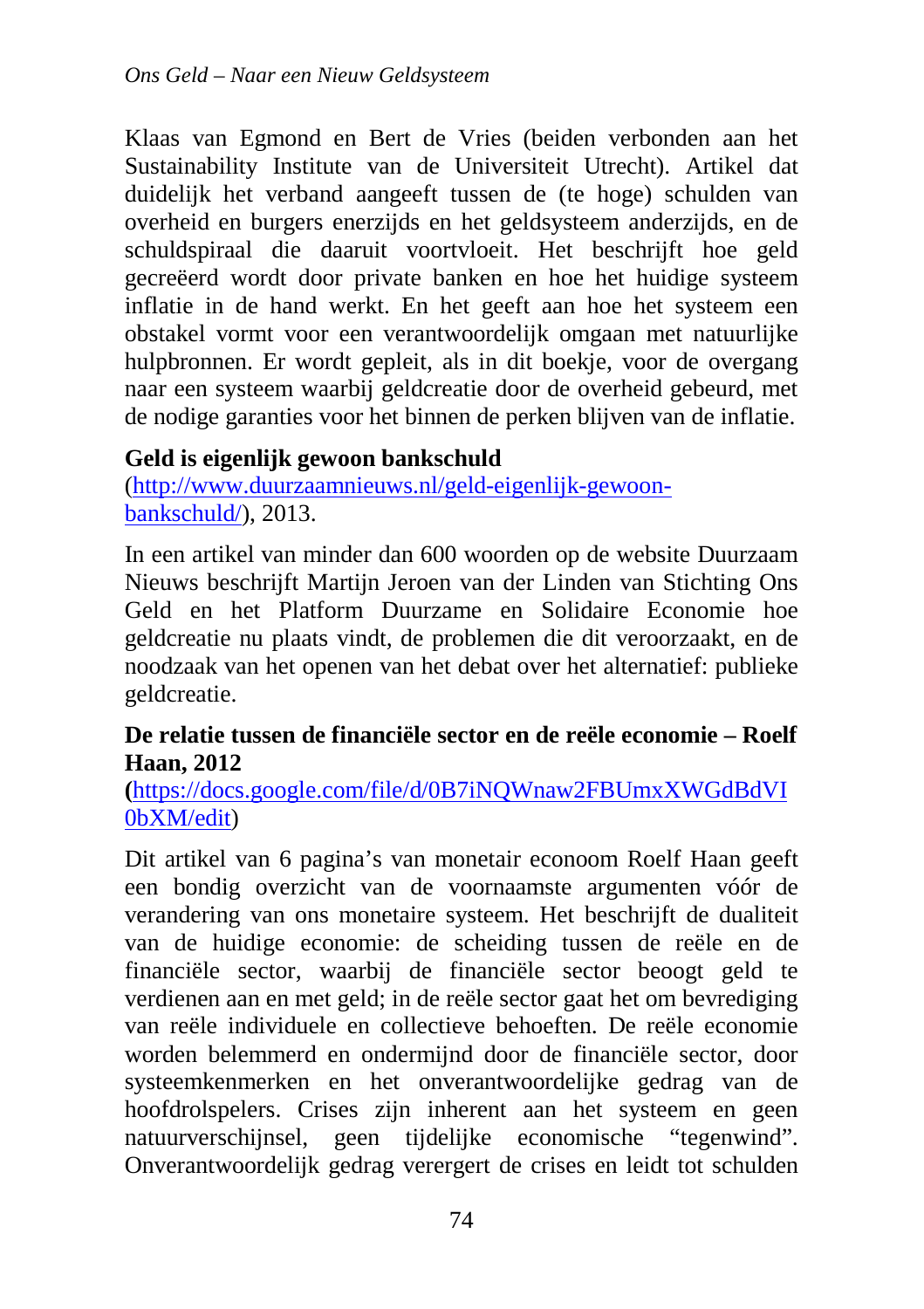Klaas van Egmond en Bert de Vries (beiden verbonden aan het Sustainability Institute van de Universiteit Utrecht). Artikel dat duidelijk het verband aangeeft tussen de (te hoge) schulden van overheid en burgers enerzijds en het geldsysteem anderzijds, en de schuldspiraal die daaruit voortvloeit. Het beschrijft hoe geld gecreëerd wordt door private banken en hoe het huidige systeem inflatie in de hand werkt. En het geeft aan hoe het systeem een obstakel vormt voor een verantwoordelijk omgaan met natuurlijke hulpbronnen. Er wordt gepleit, als in dit boekje, voor de overgang naar een systeem waarbij geldcreatie door de overheid gebeurd, met de nodige garanties voor het binnen de perken blijven van de inflatie.

**Geld is eigenlijk gewoon bankschuld**
(http://www.duurzaamnieuws.nl/geld-eigenlijk-gewoon-bankschuld/), 2013.

In een artikel van minder dan 600 woorden op de website Duurzaam Nieuws beschrijft Martijn Jeroen van der Linden van Stichting Ons Geld en het Platform Duurzame en Solidaire Economie hoe geldcreatie nu plaats vindt, de problemen die dit veroorzaakt, en de noodzaak van het openen van het debat over het alternatief: publieke geldcreatie.

**De relatie tussen de financiële sector en de reële economie – Roelf Haan, 2012**
**(**https://docs.google.com/file/d/0B7iNQWnaw2FBUmxXWGdBdVI0bXM/edit)

Dit artikel van 6 pagina's van monetair econoom Roelf Haan geeft een bondig overzicht van de voornaamste argumenten vóór de verandering van ons monetaire systeem. Het beschrijft de dualiteit van de huidige economie: de scheiding tussen de reële en de financiële sector, waarbij de financiële sector beoogt geld te verdienen aan en met geld; in de reële sector gaat het om bevrediging van reële individuele en collectieve behoeften. De reële economie worden belemmerd en ondermijnd door de financiële sector, door systeemkenmerken en het onverantwoordelijke gedrag van de hoofdrolspelers. Crises zijn inherent aan het systeem en geen natuurverschijnsel, geen tijdelijke economische "tegenwind". Onverantwoordelijk gedrag verergert de crises en leidt tot schulden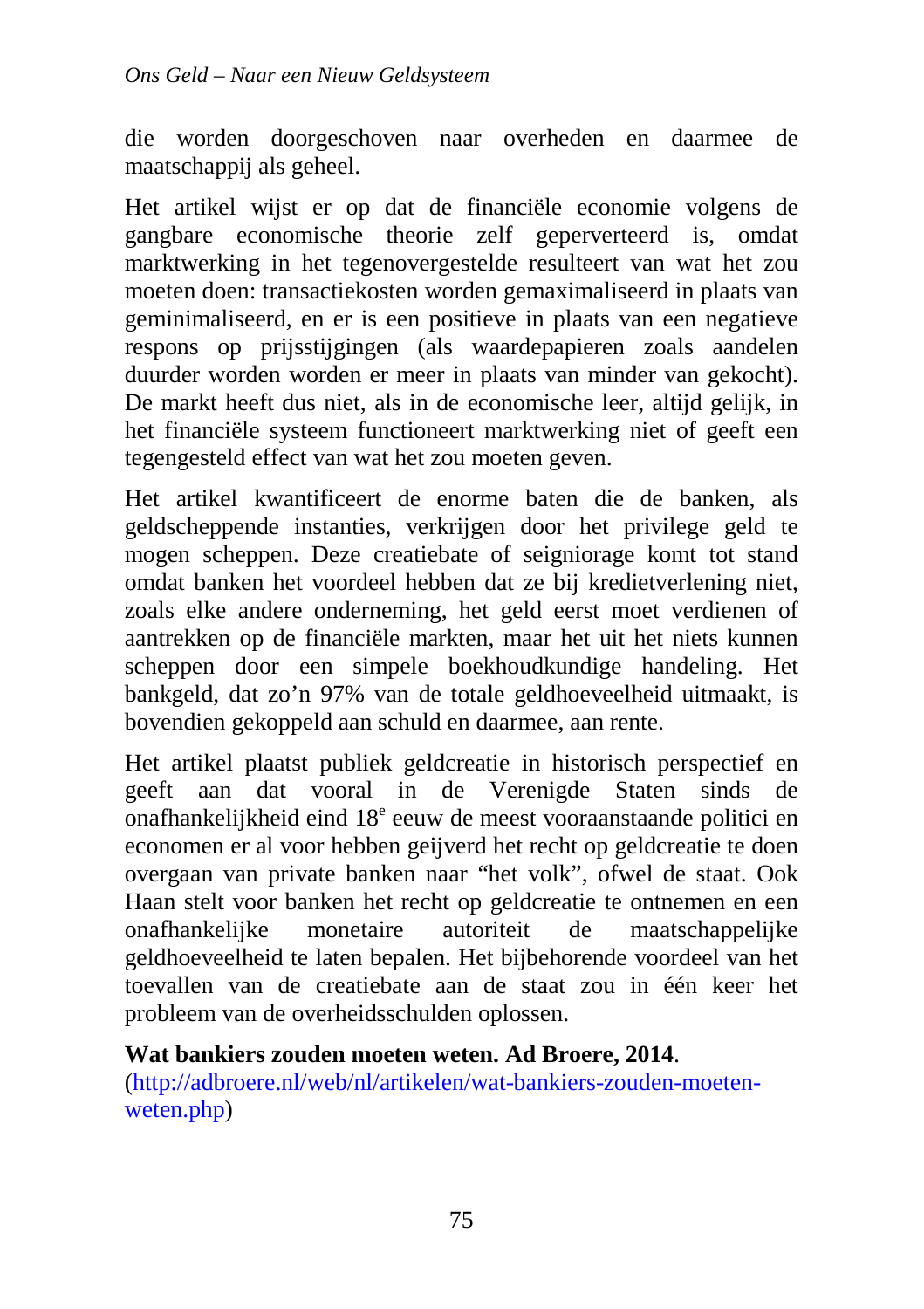die worden doorgeschoven naar overheden en daarmee de maatschappij als geheel.

Het artikel wijst er op dat de financiële economie volgens de gangbare economische theorie zelf geperverteerd is, omdat marktwerking in het tegenovergestelde resulteert van wat het zou moeten doen: transactiekosten worden gemaximaliseerd in plaats van geminimaliseerd, en er is een positieve in plaats van een negatieve respons op prijsstijgingen (als waardepapieren zoals aandelen duurder worden worden er meer in plaats van minder van gekocht). De markt heeft dus niet, als in de economische leer, altijd gelijk, in het financiële systeem functioneert marktwerking niet of geeft een tegengesteld effect van wat het zou moeten geven.

Het artikel kwantificeert de enorme baten die de banken, als geldscheppende instanties, verkrijgen door het privilege geld te mogen scheppen. Deze creatiebate of seigniorage komt tot stand omdat banken het voordeel hebben dat ze bij kredietverlening niet, zoals elke andere onderneming, het geld eerst moet verdienen of aantrekken op de financiële markten, maar het uit het niets kunnen scheppen door een simpele boekhoudkundige handeling. Het bankgeld, dat zo'n 97% van de totale geldhoeveelheid uitmaakt, is bovendien gekoppeld aan schuld en daarmee, aan rente.

Het artikel plaatst publiek geldcreatie in historisch perspectief en geeft aan dat vooral in de Verenigde Staten sinds de onafhankelijkheid eind 18e eeuw de meest vooraanstaande politici en economen er al voor hebben geijverd het recht op geldcreatie te doen overgaan van private banken naar "het volk", ofwel de staat. Ook Haan stelt voor banken het recht op geldcreatie te ontnemen en een onafhankelijke monetaire autoriteit de maatschappelijke geldhoeveelheid te laten bepalen. Het bijbehorende voordeel van het toevallen van de creatiebate aan de staat zou in één keer het probleem van de overheidsschulden oplossen.

**Wat bankiers zouden moeten weten. Ad Broere, 2014**.
(http://adbroere.nl/web/nl/artikelen/wat-bankiers-zouden-moeten-weten.php)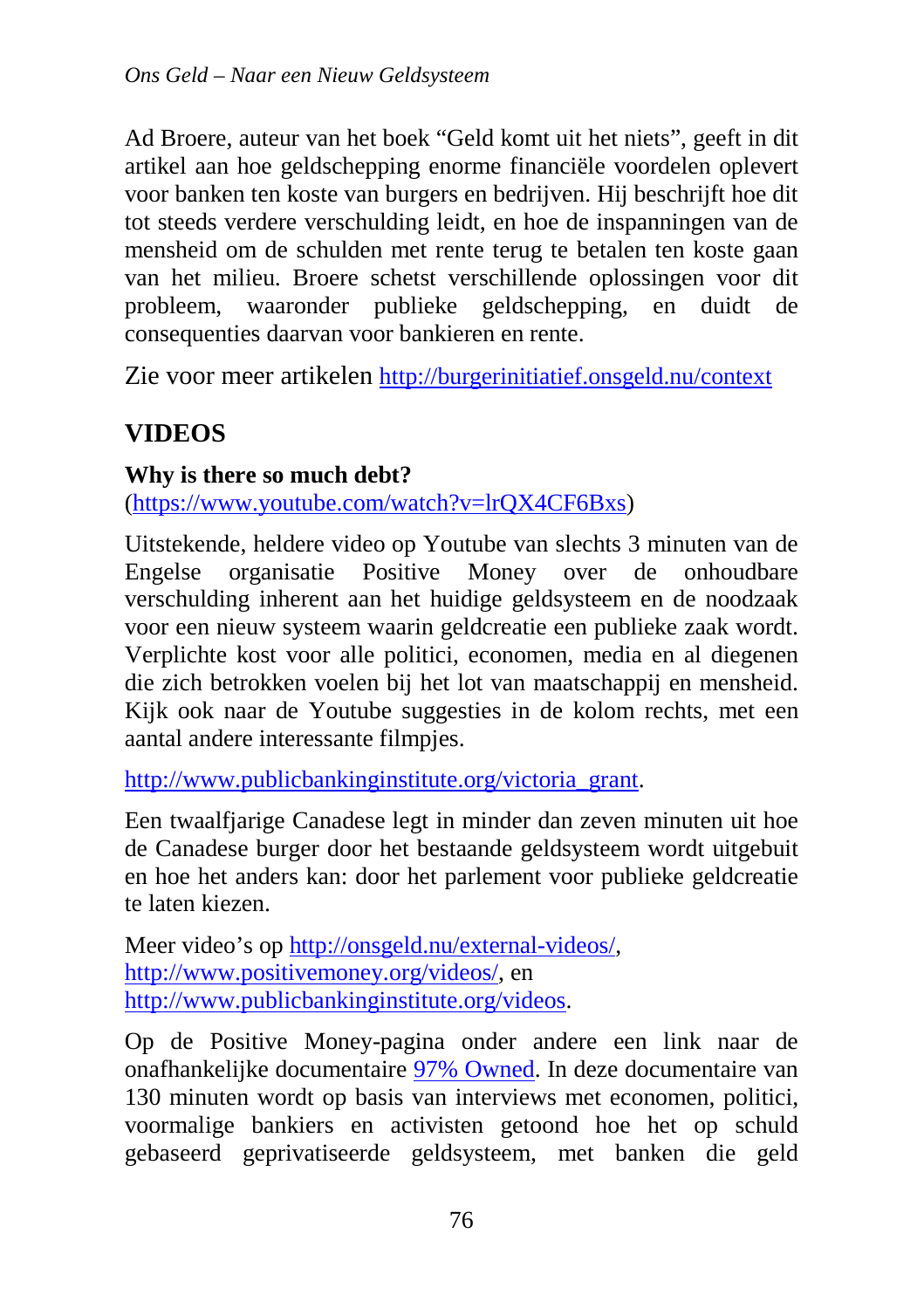Ad Broere, auteur van het boek “Geld komt uit het niets”, geeft in dit artikel aan hoe geldschepping enorme financiële voordelen oplevert voor banken ten koste van burgers en bedrijven. Hij beschrijft hoe dit tot steeds verdere verschulding leidt, en hoe de inspanningen van de mensheid om de schulden met rente terug te betalen ten koste gaan van het milieu. Broere schetst verschillende oplossingen voor dit probleem, waaronder publieke geldschepping, en duidt de consequenties daarvan voor bankieren en rente.

Zie voor meer artikelen http://burgerinitiatief.onsgeld.nu/context

## VIDEOS

**Why is there so much debt?**
(https://www.youtube.com/watch?v=lrQX4CF6Bxs)

Uitstekende, heldere video op Youtube van slechts 3 minuten van de Engelse organisatie Positive Money over de onhoudbare verschulding inherent aan het huidige geldsysteem en de noodzaak voor een nieuw systeem waarin geldcreatie een publieke zaak wordt. Verplichte kost voor alle politici, economen, media en al diegenen die zich betrokken voelen bij het lot van maatschappij en mensheid. Kijk ook naar de Youtube suggesties in de kolom rechts, met een aantal andere interessante filmpjes.

http://www.publicbankinginstitute.org/victoria_grant.

Een twaalfjarige Canadese legt in minder dan zeven minuten uit hoe de Canadese burger door het bestaande geldsysteem wordt uitgebuit en hoe het anders kan: door het parlement voor publieke geldcreatie te laten kiezen.

Meer video's op http://onsgeld.nu/external-videos/, http://www.positivemoney.org/videos/, en http://www.publicbankinginstitute.org/videos.

Op de Positive Money-pagina onder andere een link naar de onafhankelijke documentaire 97% Owned. In deze documentaire van 130 minuten wordt op basis van interviews met economen, politici, voormalige bankiers en activisten getoond hoe het op schuld gebaseerd geprivatiseerde geldsysteem, met banken die geld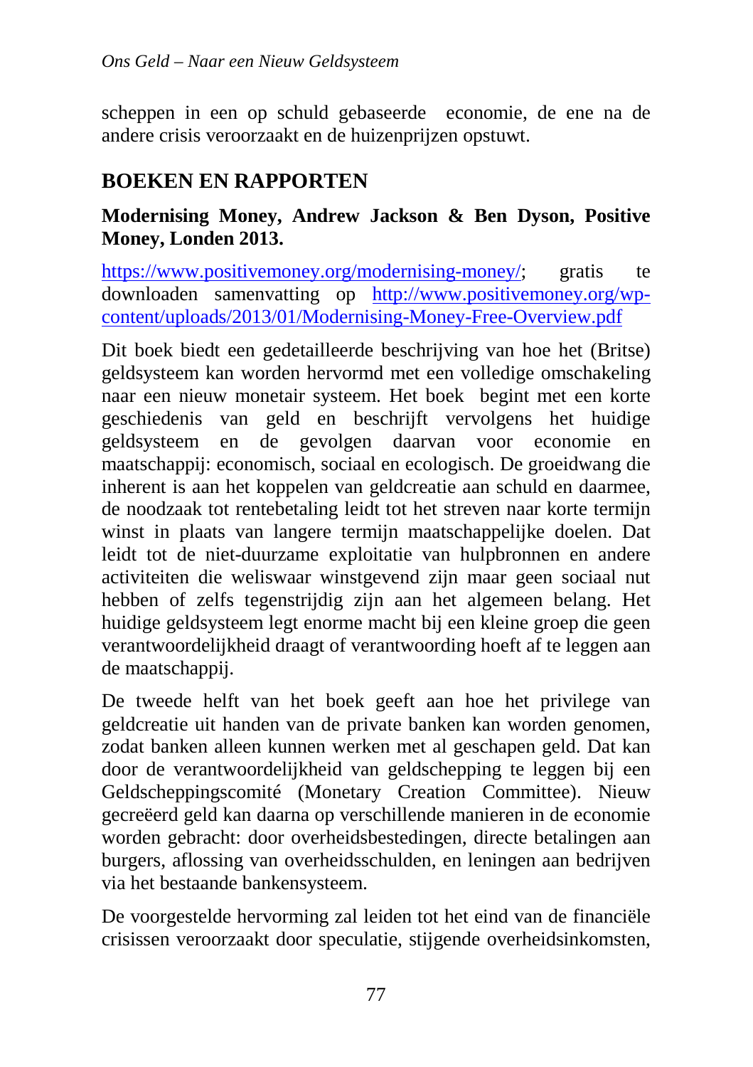scheppen in een op schuld gebaseerde economie, de ene na de andere crisis veroorzaakt en de huizenprijzen opstuwt.

## BOEKEN EN RAPPORTEN

### Modernising Money, Andrew Jackson & Ben Dyson, Positive Money, Londen 2013.

https://www.positivemoney.org/modernising-money/; gratis te downloaden samenvatting op http://www.positivemoney.org/wp-content/uploads/2013/01/Modernising-Money-Free-Overview.pdf

Dit boek biedt een gedetailleerde beschrijving van hoe het (Britse) geldsysteem kan worden hervormd met een volledige omschakeling naar een nieuw monetair systeem. Het boek begint met een korte geschiedenis van geld en beschrijft vervolgens het huidige geldsysteem en de gevolgen daarvan voor economie en maatschappij: economisch, sociaal en ecologisch. De groeidwang die inherent is aan het koppelen van geldcreatie aan schuld en daarmee, de noodzaak tot rentebetaling leidt tot het streven naar korte termijn winst in plaats van langere termijn maatschappelijke doelen. Dat leidt tot de niet-duurzame exploitatie van hulpbronnen en andere activiteiten die weliswaar winstgevend zijn maar geen sociaal nut hebben of zelfs tegenstrijdig zijn aan het algemeen belang. Het huidige geldsysteem legt enorme macht bij een kleine groep die geen verantwoordelijkheid draagt of verantwoording hoeft af te leggen aan de maatschappij.

De tweede helft van het boek geeft aan hoe het privilege van geldcreatie uit handen van de private banken kan worden genomen, zodat banken alleen kunnen werken met al geschapen geld. Dat kan door de verantwoordelijkheid van geldschepping te leggen bij een Geldscheppingscomité (Monetary Creation Committee). Nieuw gecreëerd geld kan daarna op verschillende manieren in de economie worden gebracht: door overheidsbestedingen, directe betalingen aan burgers, aflossing van overheidsschulden, en leningen aan bedrijven via het bestaande bankensysteem.

De voorgestelde hervorming zal leiden tot het eind van de financiële crisissen veroorzaakt door speculatie, stijgende overheidsinkomsten,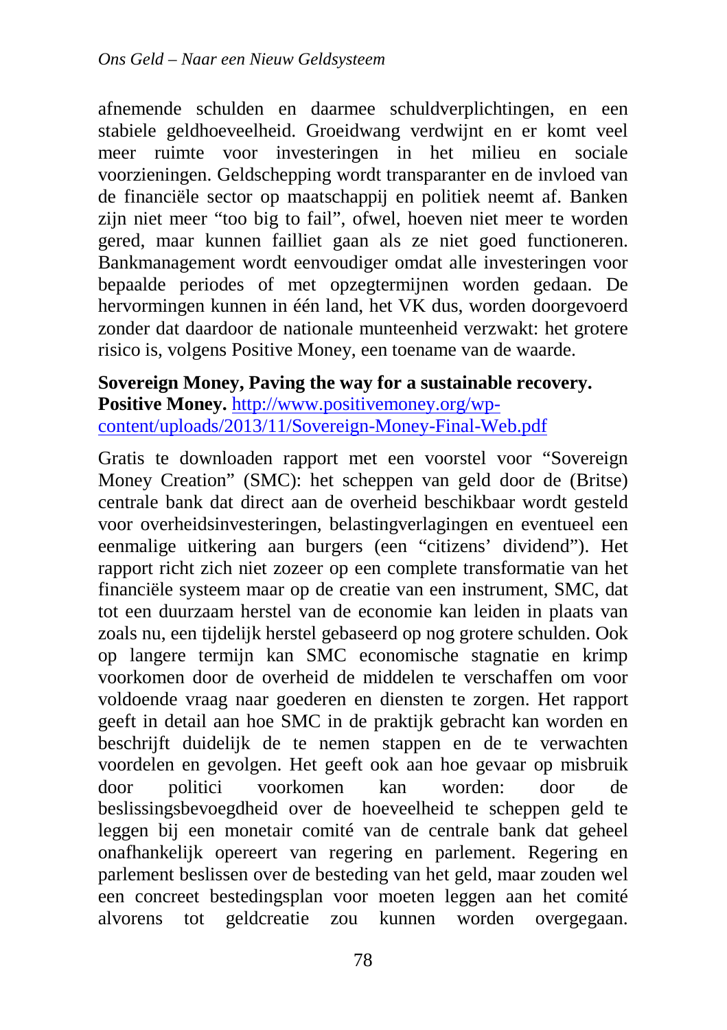afnemende schulden en daarmee schuldverplichtingen, en een stabiele geldhoeveelheid. Groeidwang verdwijnt en er komt veel meer ruimte voor investeringen in het milieu en sociale voorzieningen. Geldschepping wordt transparanter en de invloed van de financiële sector op maatschappij en politiek neemt af. Banken zijn niet meer "too big to fail", ofwel, hoeven niet meer te worden gered, maar kunnen failliet gaan als ze niet goed functioneren. Bankmanagement wordt eenvoudiger omdat alle investeringen voor bepaalde periodes of met opzegtermijnen worden gedaan. De hervormingen kunnen in één land, het VK dus, worden doorgevoerd zonder dat daardoor de nationale munteenheid verzwakt: het grotere risico is, volgens Positive Money, een toename van de waarde.

**Sovereign Money, Paving the way for a sustainable recovery. Positive Money.** http://www.positivemoney.org/wp-content/uploads/2013/11/Sovereign-Money-Final-Web.pdf

Gratis te downloaden rapport met een voorstel voor "Sovereign Money Creation" (SMC): het scheppen van geld door de (Britse) centrale bank dat direct aan de overheid beschikbaar wordt gesteld voor overheidsinvesteringen, belastingverlagingen en eventueel een eenmalige uitkering aan burgers (een "citizens' dividend"). Het rapport richt zich niet zozeer op een complete transformatie van het financiële systeem maar op de creatie van een instrument, SMC, dat tot een duurzaam herstel van de economie kan leiden in plaats van zoals nu, een tijdelijk herstel gebaseerd op nog grotere schulden. Ook op langere termijn kan SMC economische stagnatie en krimp voorkomen door de overheid de middelen te verschaffen om voor voldoende vraag naar goederen en diensten te zorgen. Het rapport geeft in detail aan hoe SMC in de praktijk gebracht kan worden en beschrijft duidelijk de te nemen stappen en de te verwachten voordelen en gevolgen. Het geeft ook aan hoe gevaar op misbruik door politici voorkomen kan worden: door de beslissingsbevoegdheid over de hoeveelheid te scheppen geld te leggen bij een monetair comité van de centrale bank dat geheel onafhankelijk opereert van regering en parlement. Regering en parlement beslissen over de besteding van het geld, maar zouden wel een concreet bestedingsplan voor moeten leggen aan het comité alvorens tot geldcreatie zou kunnen worden overgegaan.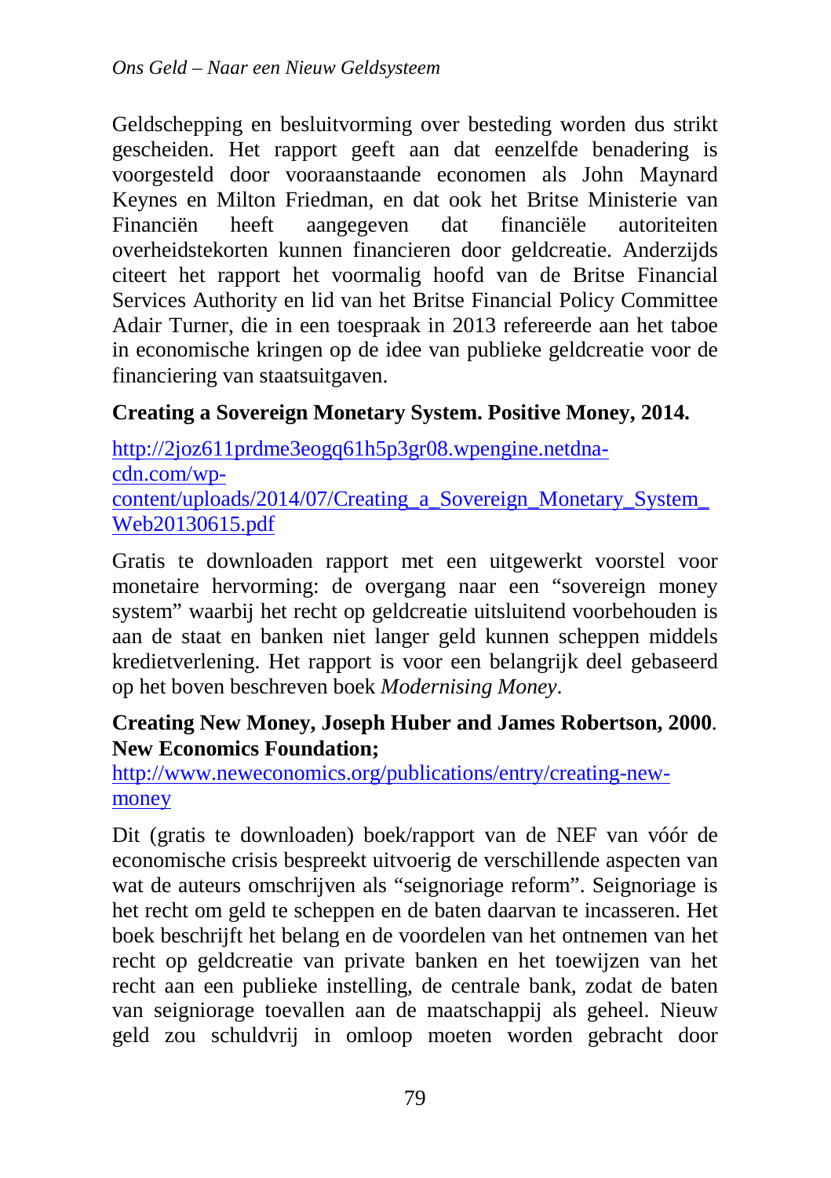Geldschepping en besluitvorming over besteding worden dus strikt gescheiden. Het rapport geeft aan dat eenzelfde benadering is voorgesteld door vooraanstaande economen als John Maynard Keynes en Milton Friedman, en dat ook het Britse Ministerie van Financiën heeft aangegeven dat financiële autoriteiten overheidstekorten kunnen financieren door geldcreatie. Anderzijds citeert het rapport het voormalig hoofd van de Britse Financial Services Authority en lid van het Britse Financial Policy Committee Adair Turner, die in een toespraak in 2013 refereerde aan het taboe in economische kringen op de idee van publieke geldcreatie voor de financiering van staatsuitgaven.

**Creating a Sovereign Monetary System. Positive Money, 2014.**

http://2joz611prdme3eogq61h5p3gr08.wpengine.netdna-cdn.com/wp-content/uploads/2014/07/Creating_a_Sovereign_Monetary_System_Web20130615.pdf

Gratis te downloaden rapport met een uitgewerkt voorstel voor monetaire hervorming: de overgang naar een “sovereign money system” waarbij het recht op geldcreatie uitsluitend voorbehouden is aan de staat en banken niet langer geld kunnen scheppen middels kredietverlening. Het rapport is voor een belangrijk deel gebaseerd op het boven beschreven boek *Modernising Money*.

**Creating New Money, Joseph Huber and James Robertson, 2000**. **New Economics Foundation;**
http://www.neweconomics.org/publications/entry/creating-new-money

Dit (gratis te downloaden) boek/rapport van de NEF van vóór de economische crisis bespreekt uitvoerig de verschillende aspecten van wat de auteurs omschrijven als “seignoriage reform”. Seignoriage is het recht om geld te scheppen en de baten daarvan te incasseren. Het boek beschrijft het belang en de voordelen van het ontnemen van het recht op geldcreatie van private banken en het toewijzen van het recht aan een publieke instelling, de centrale bank, zodat de baten van seigniorage toevallen aan de maatschappij als geheel. Nieuw geld zou schuldvrij in omloop moeten worden gebracht door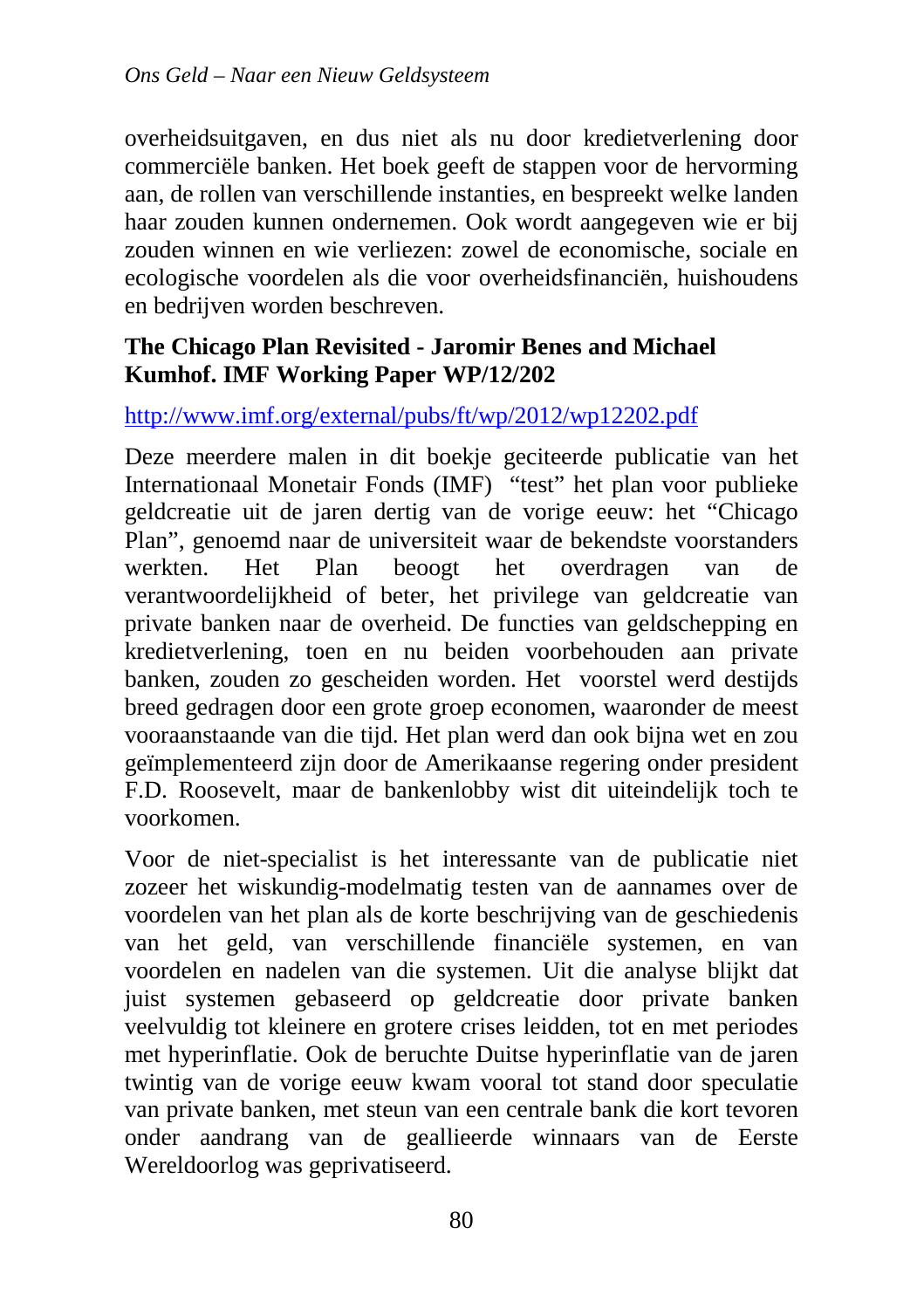overheidsuitgaven, en dus niet als nu door kredietverlening door commerciële banken. Het boek geeft de stappen voor de hervorming aan, de rollen van verschillende instanties, en bespreekt welke landen haar zouden kunnen ondernemen. Ook wordt aangegeven wie er bij zouden winnen en wie verliezen: zowel de economische, sociale en ecologische voordelen als die voor overheidsfinanciën, huishoudens en bedrijven worden beschreven.

**The Chicago Plan Revisited - Jaromir Benes and Michael Kumhof. IMF Working Paper WP/12/202**

http://www.imf.org/external/pubs/ft/wp/2012/wp12202.pdf

Deze meerdere malen in dit boekje geciteerde publicatie van het Internationaal Monetair Fonds (IMF) "test" het plan voor publieke geldcreatie uit de jaren dertig van de vorige eeuw: het "Chicago Plan", genoemd naar de universiteit waar de bekendste voorstanders werkten. Het Plan beoogt het overdragen van de verantwoordelijkheid of beter, het privilege van geldcreatie van private banken naar de overheid. De functies van geldschepping en kredietverlening, toen en nu beiden voorbehouden aan private banken, zouden zo gescheiden worden. Het voorstel werd destijds breed gedragen door een grote groep economen, waaronder de meest vooraanstaande van die tijd. Het plan werd dan ook bijna wet en zou geïmplementeerd zijn door de Amerikaanse regering onder president F.D. Roosevelt, maar de bankenlobby wist dit uiteindelijk toch te voorkomen.

Voor de niet-specialist is het interessante van de publicatie niet zozeer het wiskundig-modelmatig testen van de aannames over de voordelen van het plan als de korte beschrijving van de geschiedenis van het geld, van verschillende financiële systemen, en van voordelen en nadelen van die systemen. Uit die analyse blijkt dat juist systemen gebaseerd op geldcreatie door private banken veelvuldig tot kleinere en grotere crises leidden, tot en met periodes met hyperinflatie. Ook de beruchte Duitse hyperinflatie van de jaren twintig van de vorige eeuw kwam vooral tot stand door speculatie van private banken, met steun van een centrale bank die kort tevoren onder aandrang van de geallieerde winnaars van de Eerste Wereldoorlog was geprivatiseerd.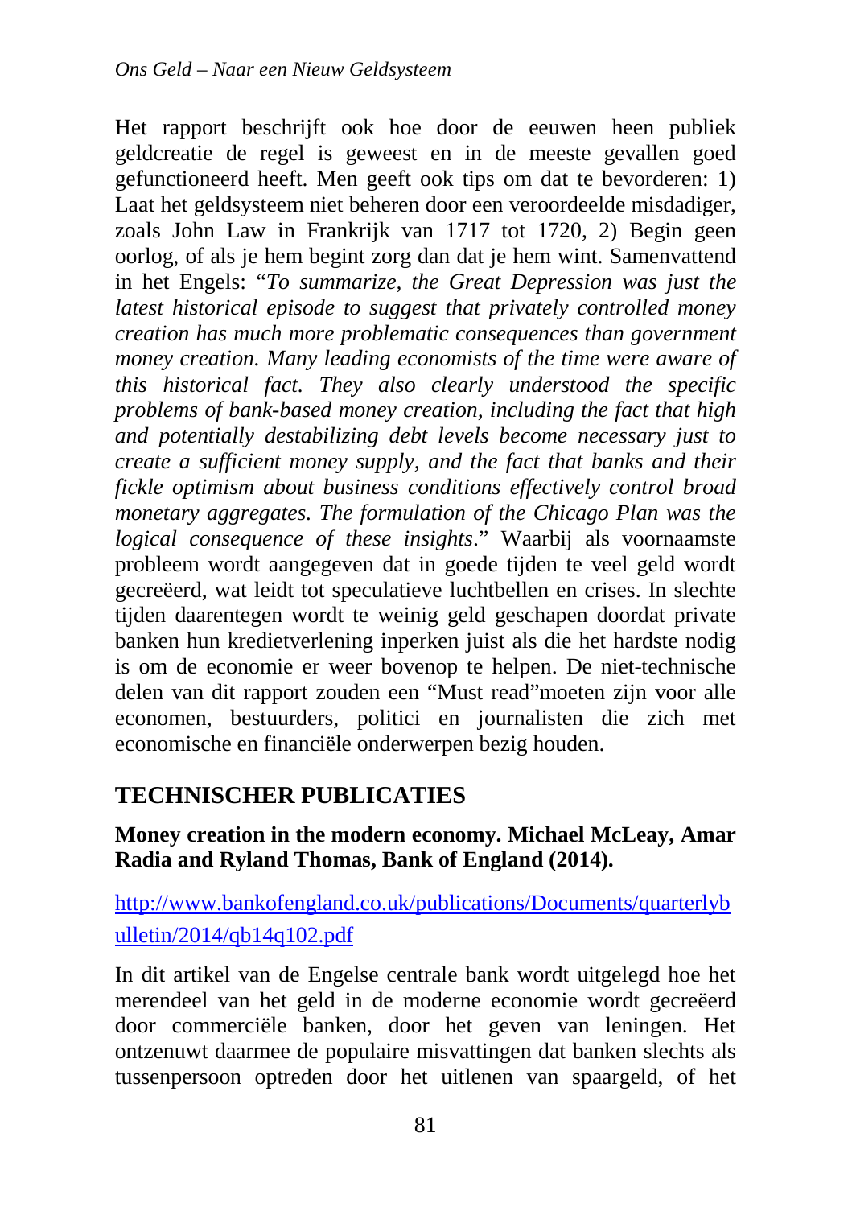Het rapport beschrijft ook hoe door de eeuwen heen publiek geldcreatie de regel is geweest en in de meeste gevallen goed gefunctioneerd heeft. Men geeft ook tips om dat te bevorderen: 1) Laat het geldsysteem niet beheren door een veroordeelde misdadiger, zoals John Law in Frankrijk van 1717 tot 1720, 2) Begin geen oorlog, of als je hem begint zorg dan dat je hem wint. Samenvattend in het Engels: "*To summarize, the Great Depression was just the latest historical episode to suggest that privately controlled money creation has much more problematic consequences than government money creation. Many leading economists of the time were aware of this historical fact. They also clearly understood the specific problems of bank-based money creation, including the fact that high and potentially destabilizing debt levels become necessary just to create a sufficient money supply, and the fact that banks and their fickle optimism about business conditions effectively control broad monetary aggregates. The formulation of the Chicago Plan was the logical consequence of these insights*." Waarbij als voornaamste probleem wordt aangegeven dat in goede tijden te veel geld wordt gecreëerd, wat leidt tot speculatieve luchtbellen en crises. In slechte tijden daarentegen wordt te weinig geld geschapen doordat private banken hun kredietverlening inperken juist als die het hardste nodig is om de economie er weer bovenop te helpen. De niet-technische delen van dit rapport zouden een "Must read"moeten zijn voor alle economen, bestuurders, politici en journalisten die zich met economische en financiële onderwerpen bezig houden.

## TECHNISCHER PUBLICATIES

**Money creation in the modern economy. Michael McLeay, Amar Radia and Ryland Thomas, Bank of England (2014).**

http://www.bankofengland.co.uk/publications/Documents/quarterlybulletin/2014/qb14q102.pdf

In dit artikel van de Engelse centrale bank wordt uitgelegd hoe het merendeel van het geld in de moderne economie wordt gecreëerd door commerciële banken, door het geven van leningen. Het ontzenuwt daarmee de populaire misvattingen dat banken slechts als tussenpersoon optreden door het uitlenen van spaargeld, of het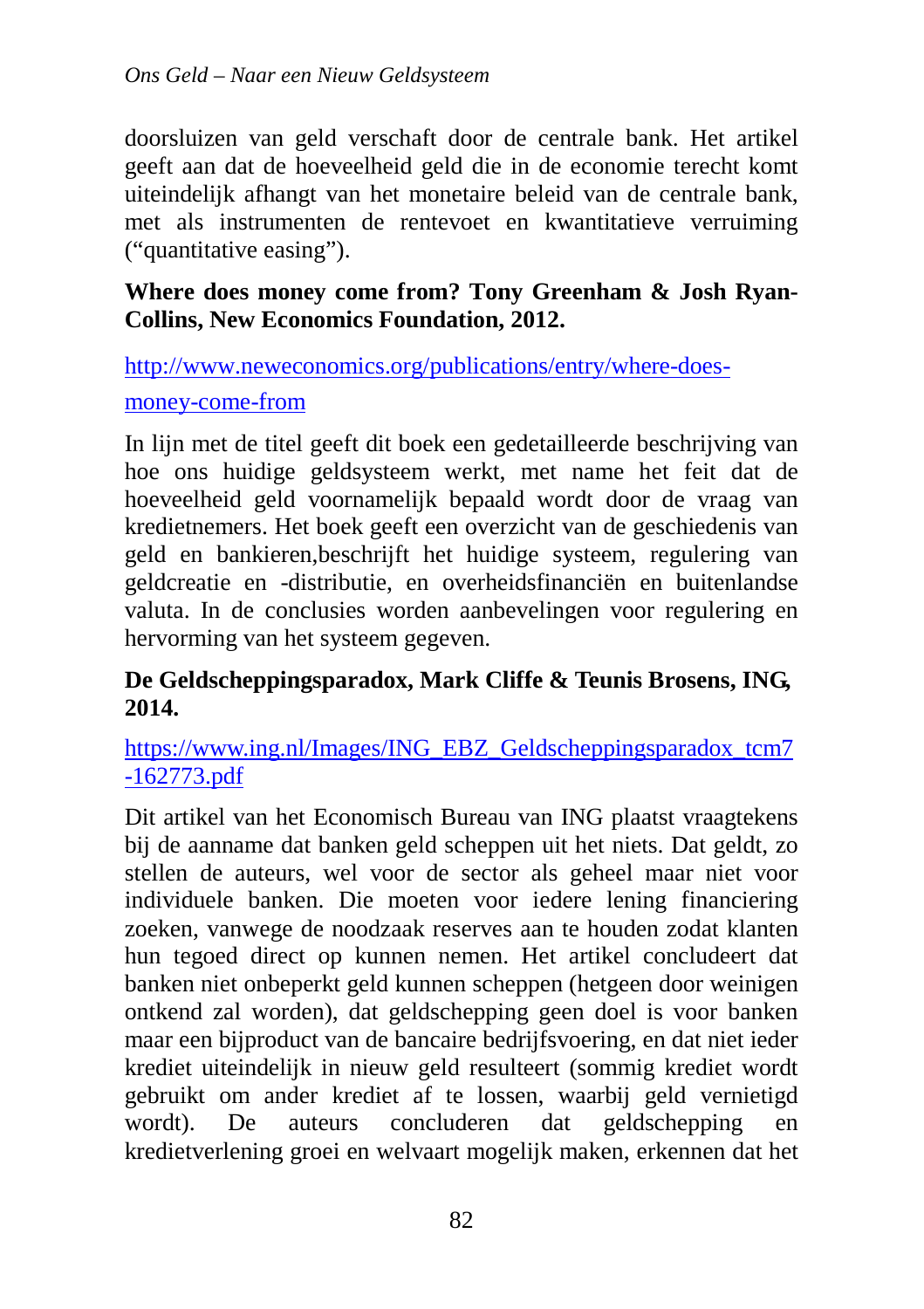doorsluizen van geld verschaft door de centrale bank. Het artikel geeft aan dat de hoeveelheid geld die in de economie terecht komt uiteindelijk afhangt van het monetaire beleid van de centrale bank, met als instrumenten de rentevoet en kwantitatieve verruiming ("quantitative easing").

**Where does money come from? Tony Greenham & Josh Ryan-Collins, New Economics Foundation, 2012.**

http://www.neweconomics.org/publications/entry/where-does-money-come-from

In lijn met de titel geeft dit boek een gedetailleerde beschrijving van hoe ons huidige geldsysteem werkt, met name het feit dat de hoeveelheid geld voornamelijk bepaald wordt door de vraag van kredietnemers. Het boek geeft een overzicht van de geschiedenis van geld en bankieren,beschrijft het huidige systeem, regulering van geldcreatie en -distributie, en overheidsfinanciën en buitenlandse valuta. In de conclusies worden aanbevelingen voor regulering en hervorming van het systeem gegeven.

**De Geldscheppingsparadox, Mark Cliffe & Teunis Brosens, ING, 2014.**

https://www.ing.nl/Images/ING_EBZ_Geldscheppingsparadox_tcm7-162773.pdf

Dit artikel van het Economisch Bureau van ING plaatst vraagtekens bij de aanname dat banken geld scheppen uit het niets. Dat geldt, zo stellen de auteurs, wel voor de sector als geheel maar niet voor individuele banken. Die moeten voor iedere lening financiering zoeken, vanwege de noodzaak reserves aan te houden zodat klanten hun tegoed direct op kunnen nemen. Het artikel concludeert dat banken niet onbeperkt geld kunnen scheppen (hetgeen door weinigen ontkend zal worden), dat geldschepping geen doel is voor banken maar een bijproduct van de bancaire bedrijfsvoering, en dat niet ieder krediet uiteindelijk in nieuw geld resulteert (sommig krediet wordt gebruikt om ander krediet af te lossen, waarbij geld vernietigd wordt). De auteurs concluderen dat geldschepping en kredietverlening groei en welvaart mogelijk maken, erkennen dat het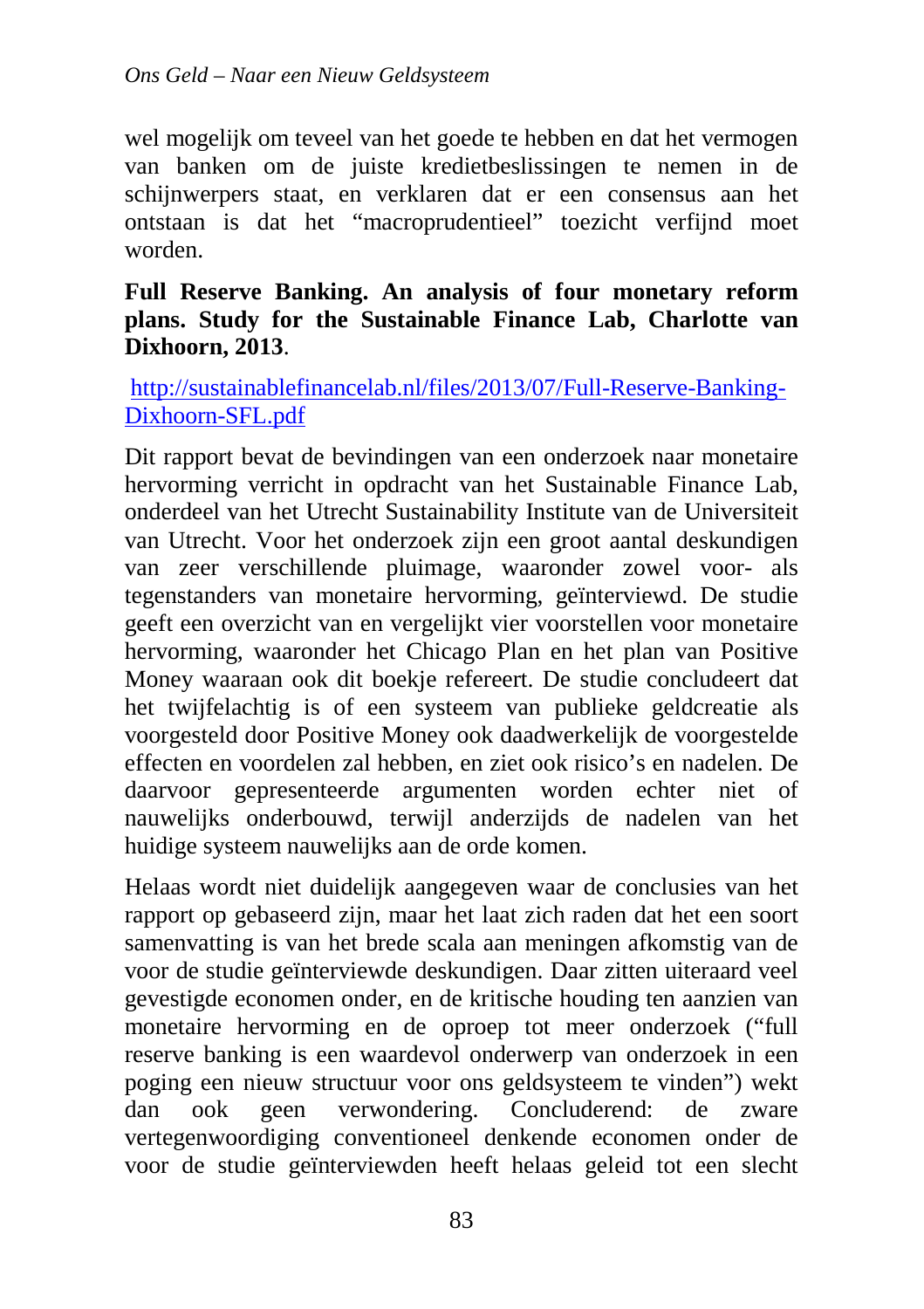wel mogelijk om teveel van het goede te hebben en dat het vermogen van banken om de juiste kredietbeslissingen te nemen in de schijnwerpers staat, en verklaren dat er een consensus aan het ontstaan is dat het "macroprudentieel" toezicht verfijnd moet worden.

**Full Reserve Banking. An analysis of four monetary reform plans. Study for the Sustainable Finance Lab, Charlotte van Dixhoorn, 2013**.

http://sustainablefinancelab.nl/files/2013/07/Full-Reserve-Banking-Dixhoorn-SFL.pdf

Dit rapport bevat de bevindingen van een onderzoek naar monetaire hervorming verricht in opdracht van het Sustainable Finance Lab, onderdeel van het Utrecht Sustainability Institute van de Universiteit van Utrecht. Voor het onderzoek zijn een groot aantal deskundigen van zeer verschillende pluimage, waaronder zowel voor- als tegenstanders van monetaire hervorming, geïnterviewd. De studie geeft een overzicht van en vergelijkt vier voorstellen voor monetaire hervorming, waaronder het Chicago Plan en het plan van Positive Money waaraan ook dit boekje refereert. De studie concludeert dat het twijfelachtig is of een systeem van publieke geldcreatie als voorgesteld door Positive Money ook daadwerkelijk de voorgestelde effecten en voordelen zal hebben, en ziet ook risico's en nadelen. De daarvoor gepresenteerde argumenten worden echter niet of nauwelijks onderbouwd, terwijl anderzijds de nadelen van het huidige systeem nauwelijks aan de orde komen.

Helaas wordt niet duidelijk aangegeven waar de conclusies van het rapport op gebaseerd zijn, maar het laat zich raden dat het een soort samenvatting is van het brede scala aan meningen afkomstig van de voor de studie geïnterviewde deskundigen. Daar zitten uiteraard veel gevestigde economen onder, en de kritische houding ten aanzien van monetaire hervorming en de oproep tot meer onderzoek ("full reserve banking is een waardevol onderwerp van onderzoek in een poging een nieuw structuur voor ons geldsysteem te vinden") wekt dan ook geen verwondering. Concluderend: de zware vertegenwoordiging conventioneel denkende economen onder de voor de studie geïnterviewden heeft helaas geleid tot een slecht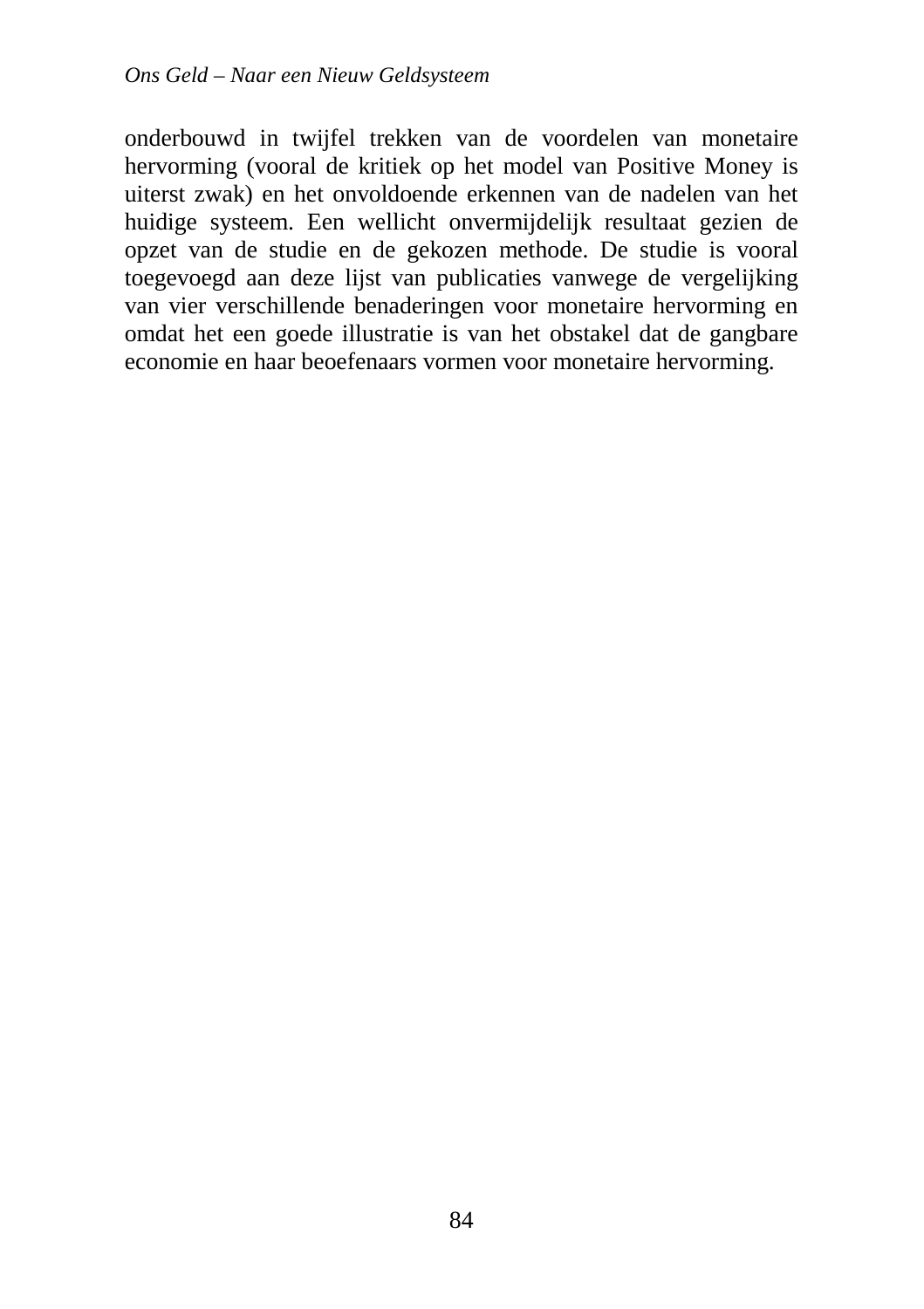onderbouwd in twijfel trekken van de voordelen van monetaire hervorming (vooral de kritiek op het model van Positive Money is uiterst zwak) en het onvoldoende erkennen van de nadelen van het huidige systeem. Een wellicht onvermijdelijk resultaat gezien de opzet van de studie en de gekozen methode. De studie is vooral toegevoegd aan deze lijst van publicaties vanwege de vergelijking van vier verschillende benaderingen voor monetaire hervorming en omdat het een goede illustratie is van het obstakel dat de gangbare economie en haar beoefenaars vormen voor monetaire hervorming.